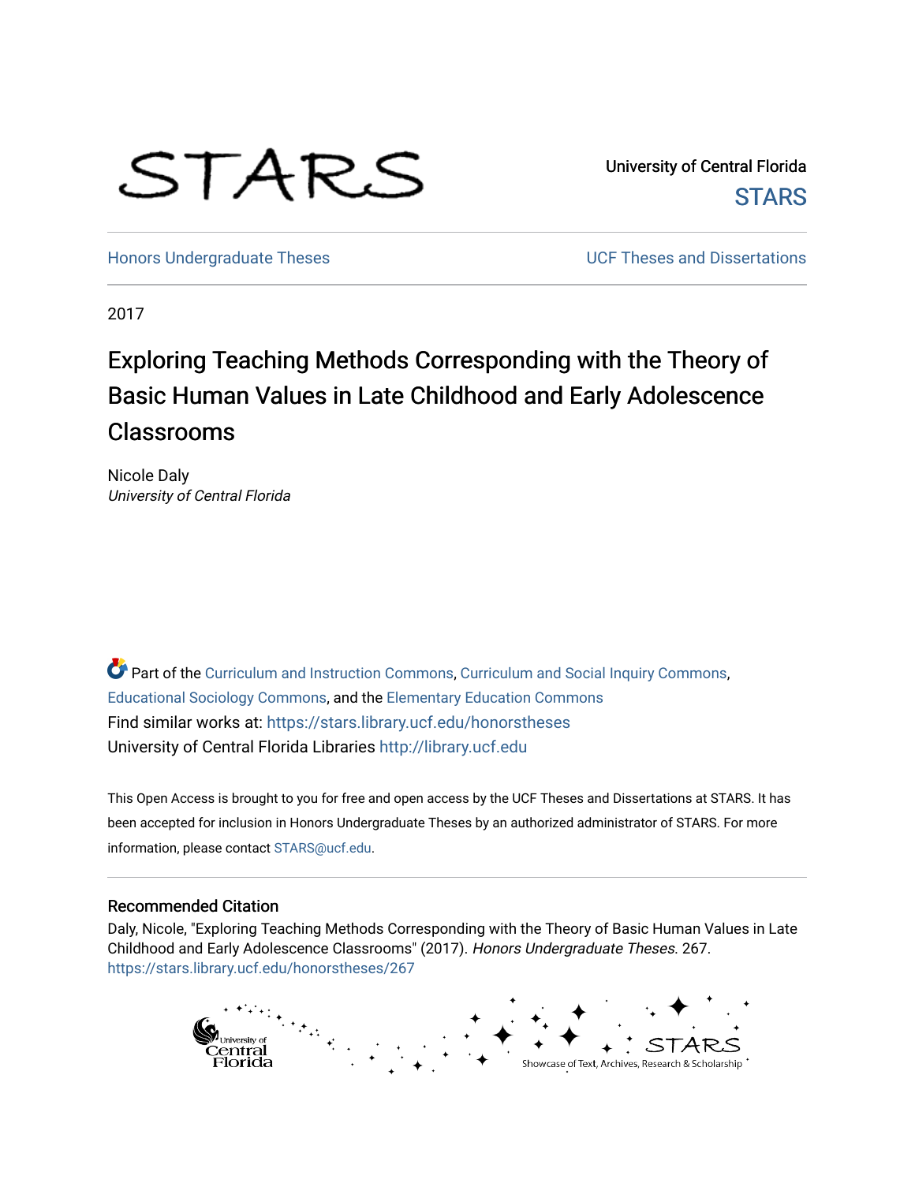STARS

University of Central Florida
STARS

Honors Undergraduate Theses | UCF Theses and Dissertations

2017

# Exploring Teaching Methods Corresponding with the Theory of Basic Human Values in Late Childhood and Early Adolescence Classrooms

Nicole Daly
*University of Central Florida*

Part of the Curriculum and Instruction Commons, Curriculum and Social Inquiry Commons, Educational Sociology Commons, and the Elementary Education Commons
Find similar works at: https://stars.library.ucf.edu/honorstheses
University of Central Florida Libraries http://library.ucf.edu

This Open Access is brought to you for free and open access by the UCF Theses and Dissertations at STARS. It has been accepted for inclusion in Honors Undergraduate Theses by an authorized administrator of STARS. For more information, please contact STARS@ucf.edu.

## Recommended Citation

Daly, Nicole, "Exploring Teaching Methods Corresponding with the Theory of Basic Human Values in Late Childhood and Early Adolescence Classrooms" (2017). *Honors Undergraduate Theses*. 267.
https://stars.library.ucf.edu/honorstheses/267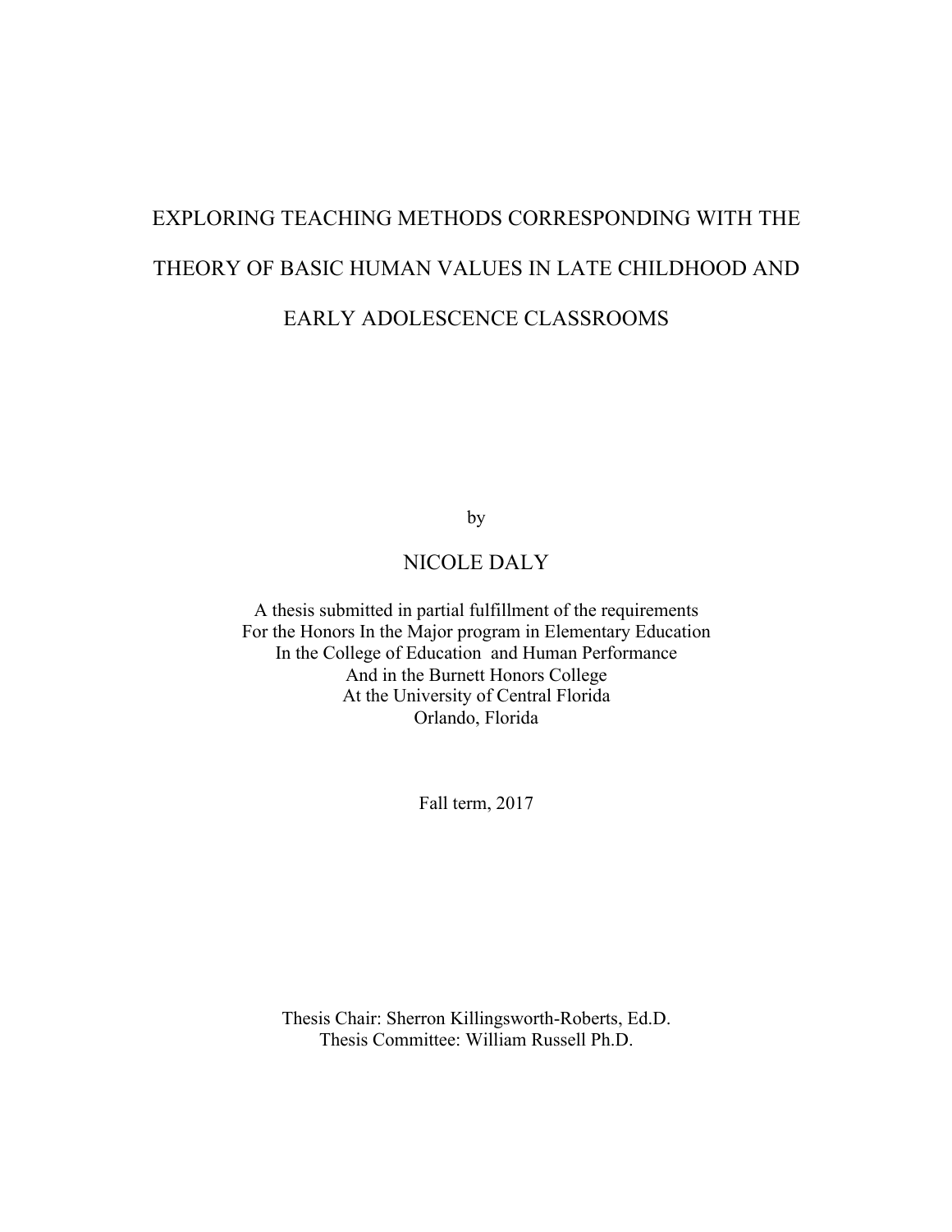# EXPLORING TEACHING METHODS CORRESPONDING WITH THE THEORY OF BASIC HUMAN VALUES IN LATE CHILDHOOD AND EARLY ADOLESCENCE CLASSROOMS

by

NICOLE DALY

A thesis submitted in partial fulfillment of the requirements
For the Honors In the Major program in Elementary Education
In the College of Education and Human Performance
And in the Burnett Honors College
At the University of Central Florida
Orlando, Florida

Fall term, 2017

Thesis Chair: Sherron Killingsworth-Roberts, Ed.D.
Thesis Committee: William Russell Ph.D.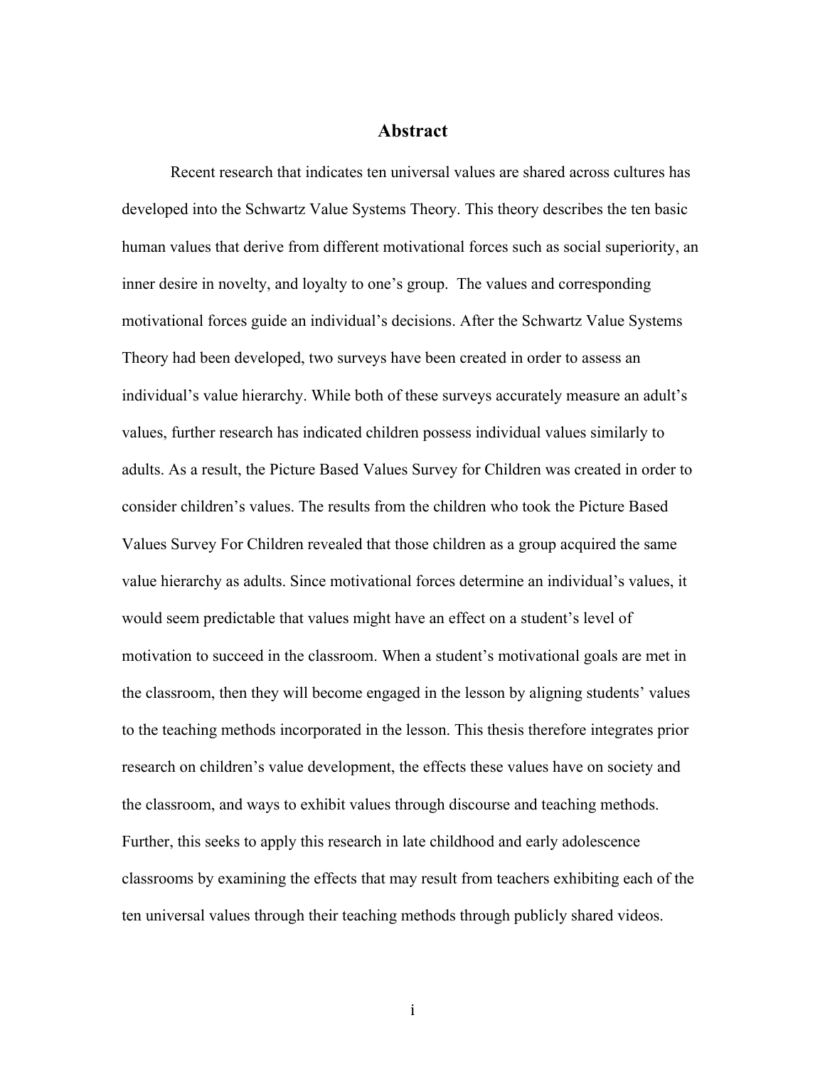# Abstract

Recent research that indicates ten universal values are shared across cultures has developed into the Schwartz Value Systems Theory. This theory describes the ten basic human values that derive from different motivational forces such as social superiority, an inner desire in novelty, and loyalty to one's group. The values and corresponding motivational forces guide an individual's decisions. After the Schwartz Value Systems Theory had been developed, two surveys have been created in order to assess an individual's value hierarchy. While both of these surveys accurately measure an adult's values, further research has indicated children possess individual values similarly to adults. As a result, the Picture Based Values Survey for Children was created in order to consider children's values. The results from the children who took the Picture Based Values Survey For Children revealed that those children as a group acquired the same value hierarchy as adults. Since motivational forces determine an individual's values, it would seem predictable that values might have an effect on a student's level of motivation to succeed in the classroom. When a student's motivational goals are met in the classroom, then they will become engaged in the lesson by aligning students' values to the teaching methods incorporated in the lesson. This thesis therefore integrates prior research on children's value development, the effects these values have on society and the classroom, and ways to exhibit values through discourse and teaching methods. Further, this seeks to apply this research in late childhood and early adolescence classrooms by examining the effects that may result from teachers exhibiting each of the ten universal values through their teaching methods through publicly shared videos.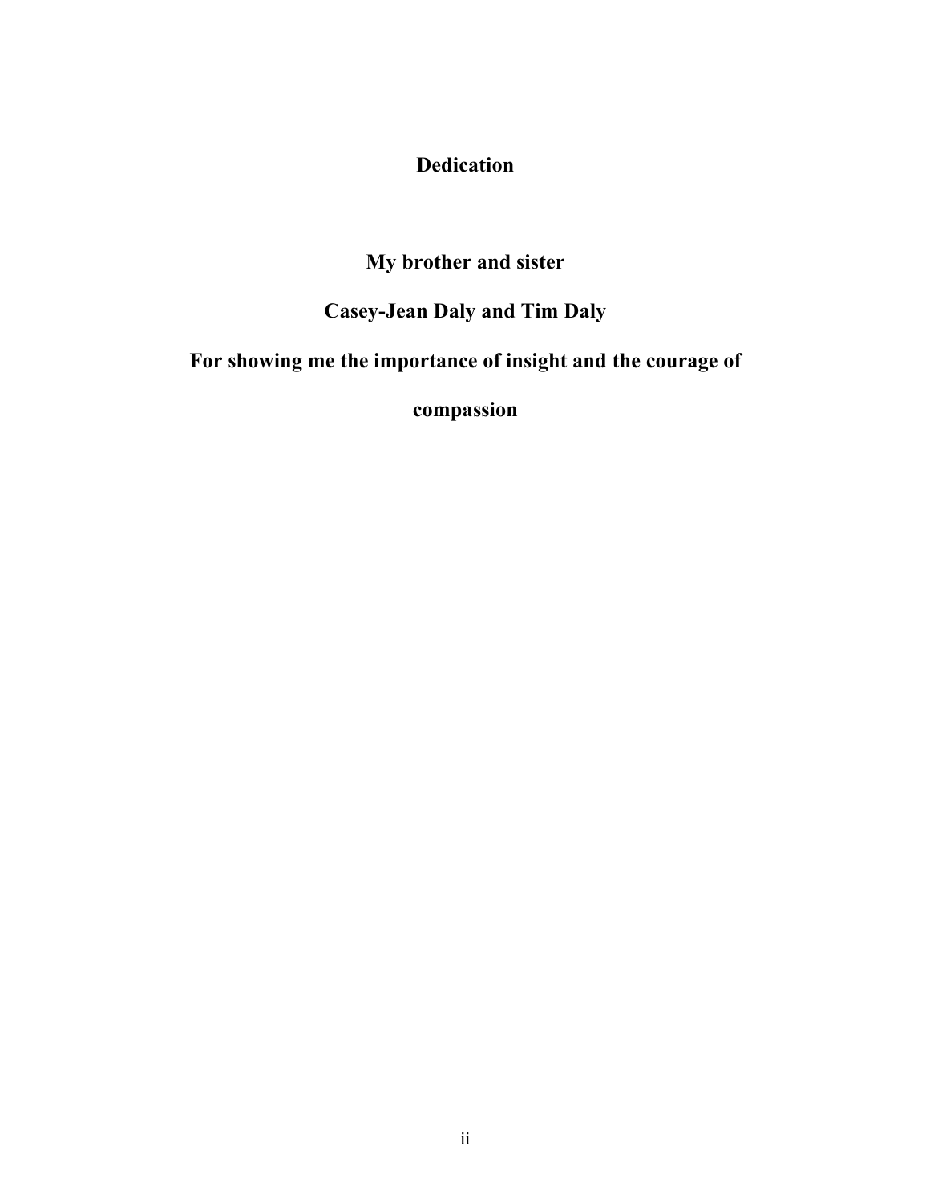# Dedication

**My brother and sister**

**Casey-Jean Daly and Tim Daly**

**For showing me the importance of insight and the courage of compassion**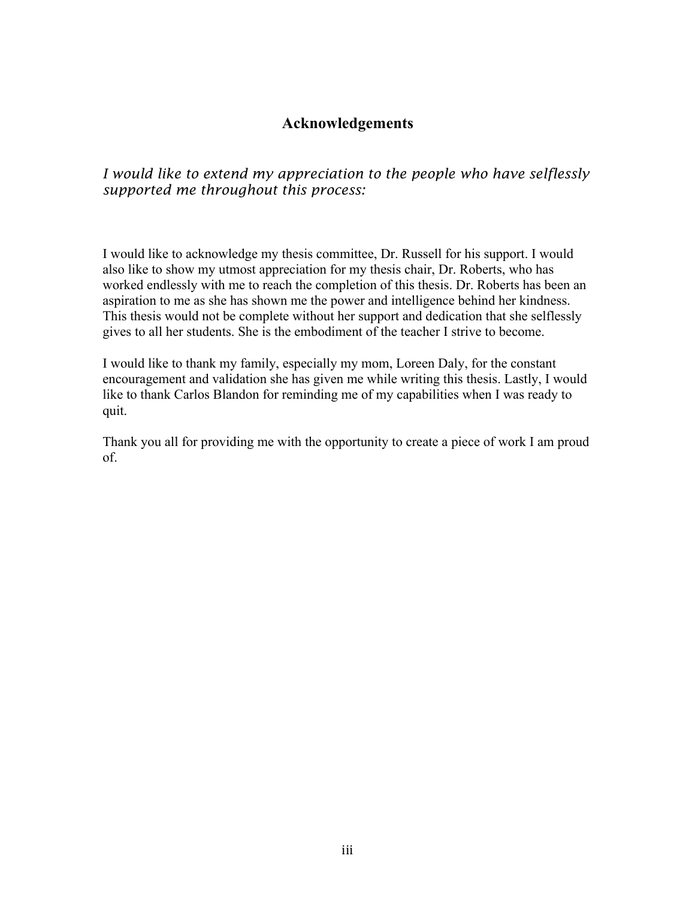# Acknowledgements

*I would like to extend my appreciation to the people who have selflessly supported me throughout this process:*

I would like to acknowledge my thesis committee, Dr. Russell for his support. I would also like to show my utmost appreciation for my thesis chair, Dr. Roberts, who has worked endlessly with me to reach the completion of this thesis. Dr. Roberts has been an aspiration to me as she has shown me the power and intelligence behind her kindness. This thesis would not be complete without her support and dedication that she selflessly gives to all her students. She is the embodiment of the teacher I strive to become.

I would like to thank my family, especially my mom, Loreen Daly, for the constant encouragement and validation she has given me while writing this thesis. Lastly, I would like to thank Carlos Blandon for reminding me of my capabilities when I was ready to quit.

Thank you all for providing me with the opportunity to create a piece of work I am proud of.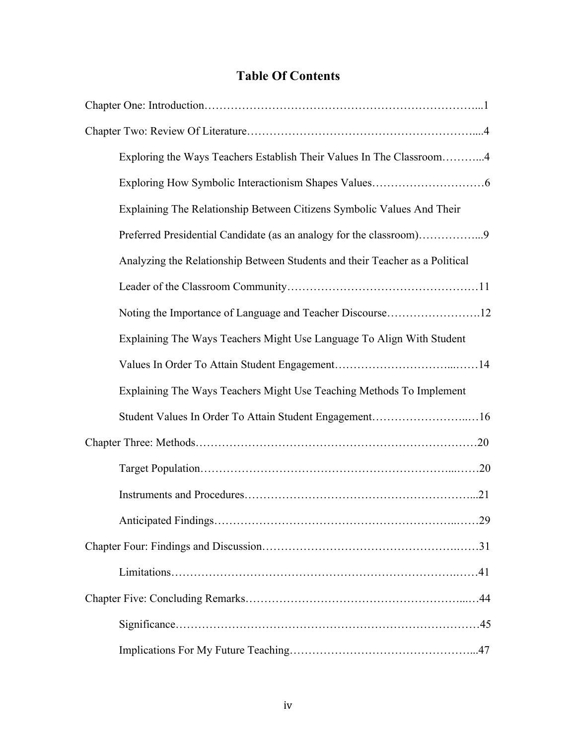# Table Of Contents

Chapter One: Introduction…………………………………………………………………...1

Chapter Two: Review Of Literature…………………………………………………….....4

- Exploring the Ways Teachers Establish Their Values In The Classroom………...4
- Exploring How Symbolic Interactionism Shapes Values…………………………6
- Explaining The Relationship Between Citizens Symbolic Values And Their Preferred Presidential Candidate (as an analogy for the classroom)……………...9
- Analyzing the Relationship Between Students and their Teacher as a Political Leader of the Classroom Community……………………………………….…11
- Noting the Importance of Language and Teacher Discourse…………………….12
- Explaining The Ways Teachers Might Use Language To Align With Student Values In Order To Attain Student Engagement…………………………..……14
- Explaining The Ways Teachers Might Use Teaching Methods To Implement Student Values In Order To Attain Student Engagement……………………..…16

Chapter Three: Methods……………………………………………………………………20

- Target Population……………………………………………………………...……20
- Instruments and Procedures…………………………………………………….....21
- Anticipated Findings……………………………………………………………..……29

Chapter Four: Findings and Discussion…………………………………………….……31

- Limitations…………………………………………………………………….……41

Chapter Five: Concluding Remarks……………………………………………………...…44

- Significance……………………………………………………………………………45
- Implications For My Future Teaching………………………………………………...47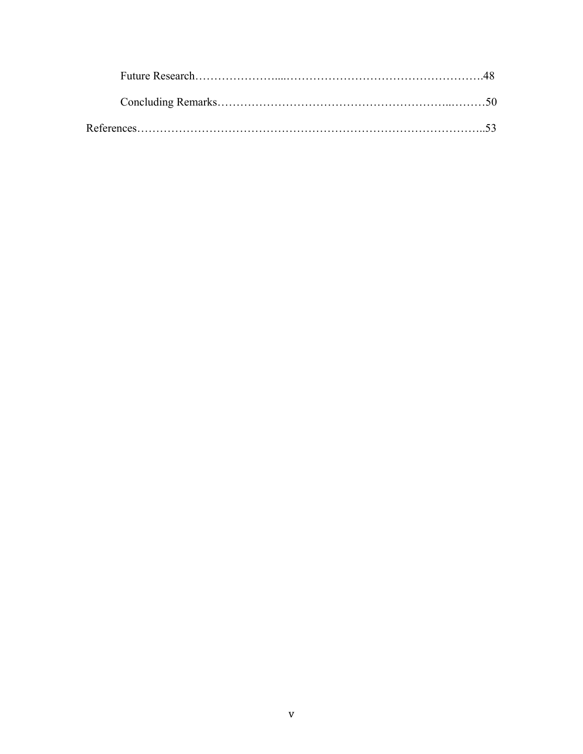Future Research……………………...…………………………………………….48

Concluding Remarks…………………………………………………...………50

References……………………………………………………………………………..53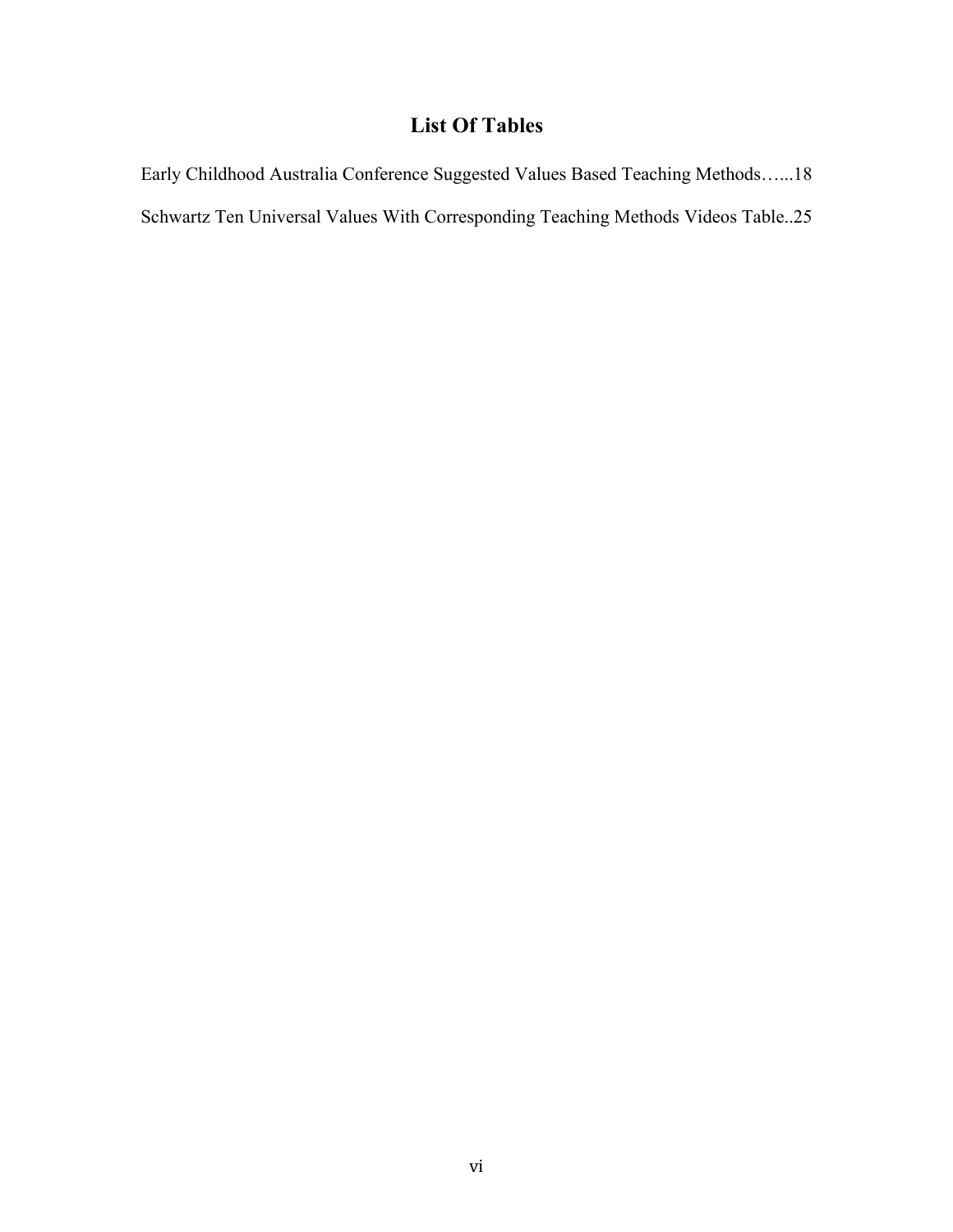# List Of Tables

Early Childhood Australia Conference Suggested Values Based Teaching Methods…...18

Schwartz Ten Universal Values With Corresponding Teaching Methods Videos Table..25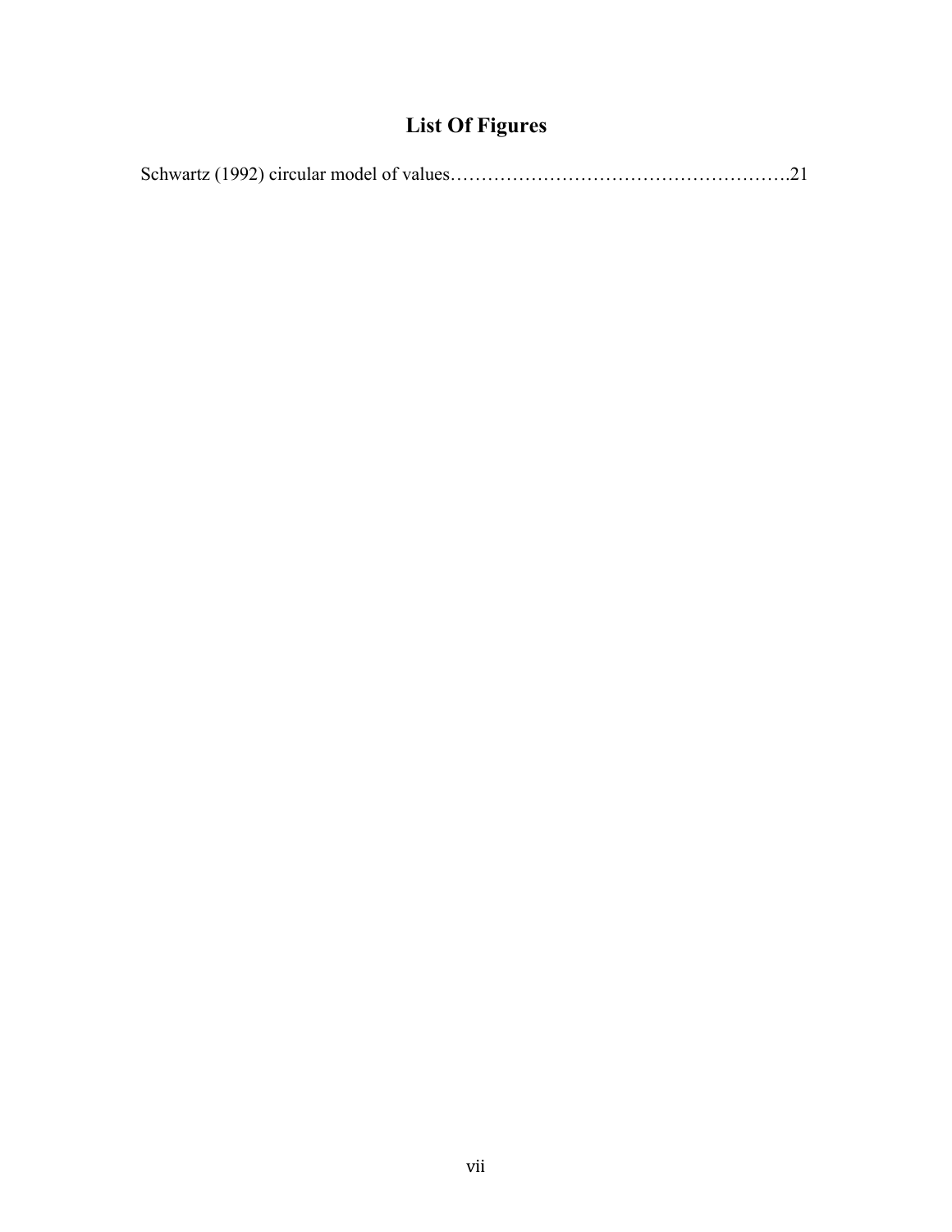# List Of Figures

Schwartz (1992) circular model of values……………………………………………….21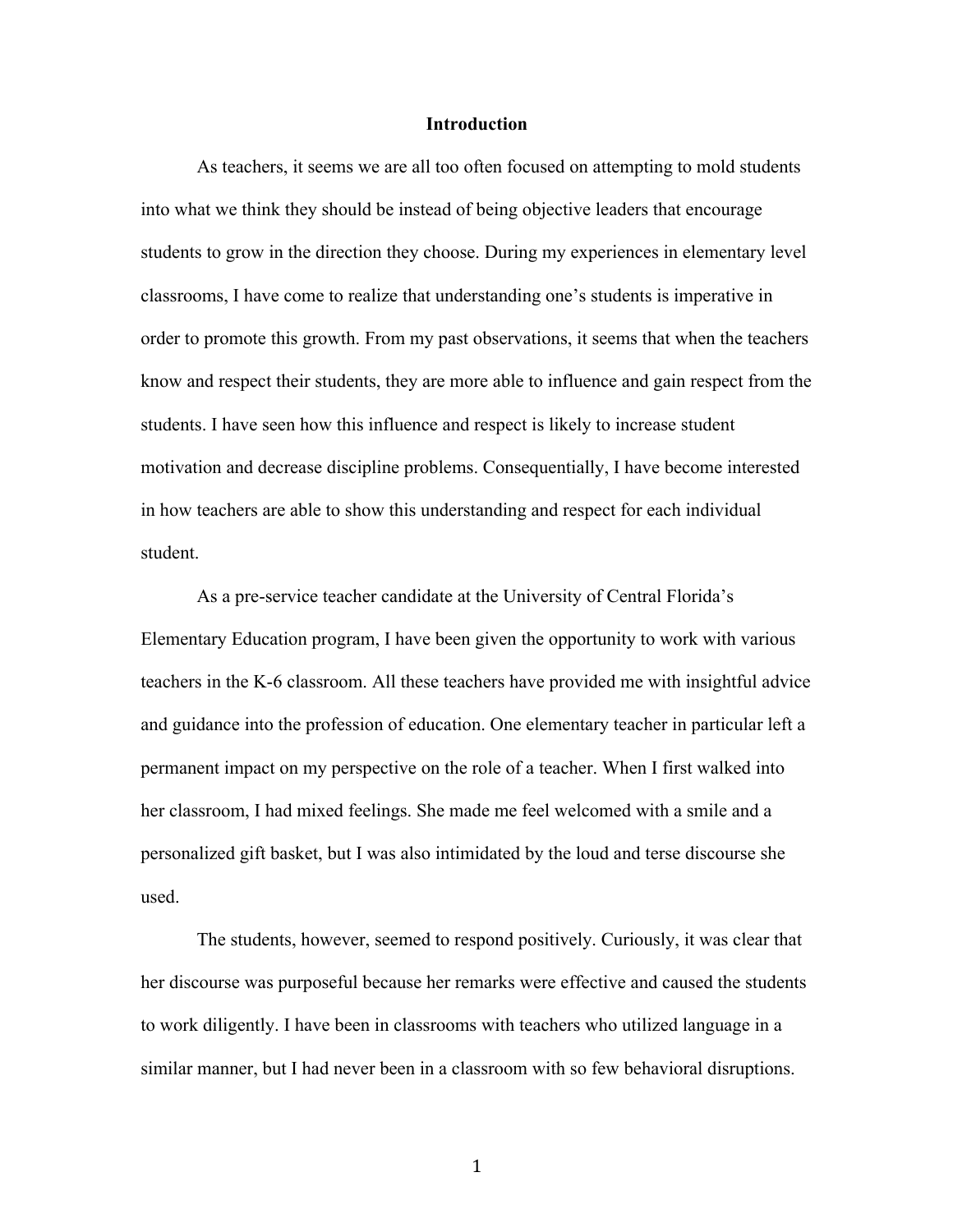# Introduction

As teachers, it seems we are all too often focused on attempting to mold students into what we think they should be instead of being objective leaders that encourage students to grow in the direction they choose. During my experiences in elementary level classrooms, I have come to realize that understanding one's students is imperative in order to promote this growth. From my past observations, it seems that when the teachers know and respect their students, they are more able to influence and gain respect from the students. I have seen how this influence and respect is likely to increase student motivation and decrease discipline problems. Consequentially, I have become interested in how teachers are able to show this understanding and respect for each individual student.

As a pre-service teacher candidate at the University of Central Florida's Elementary Education program, I have been given the opportunity to work with various teachers in the K-6 classroom. All these teachers have provided me with insightful advice and guidance into the profession of education. One elementary teacher in particular left a permanent impact on my perspective on the role of a teacher. When I first walked into her classroom, I had mixed feelings. She made me feel welcomed with a smile and a personalized gift basket, but I was also intimidated by the loud and terse discourse she used.

The students, however, seemed to respond positively. Curiously, it was clear that her discourse was purposeful because her remarks were effective and caused the students to work diligently. I have been in classrooms with teachers who utilized language in a similar manner, but I had never been in a classroom with so few behavioral disruptions.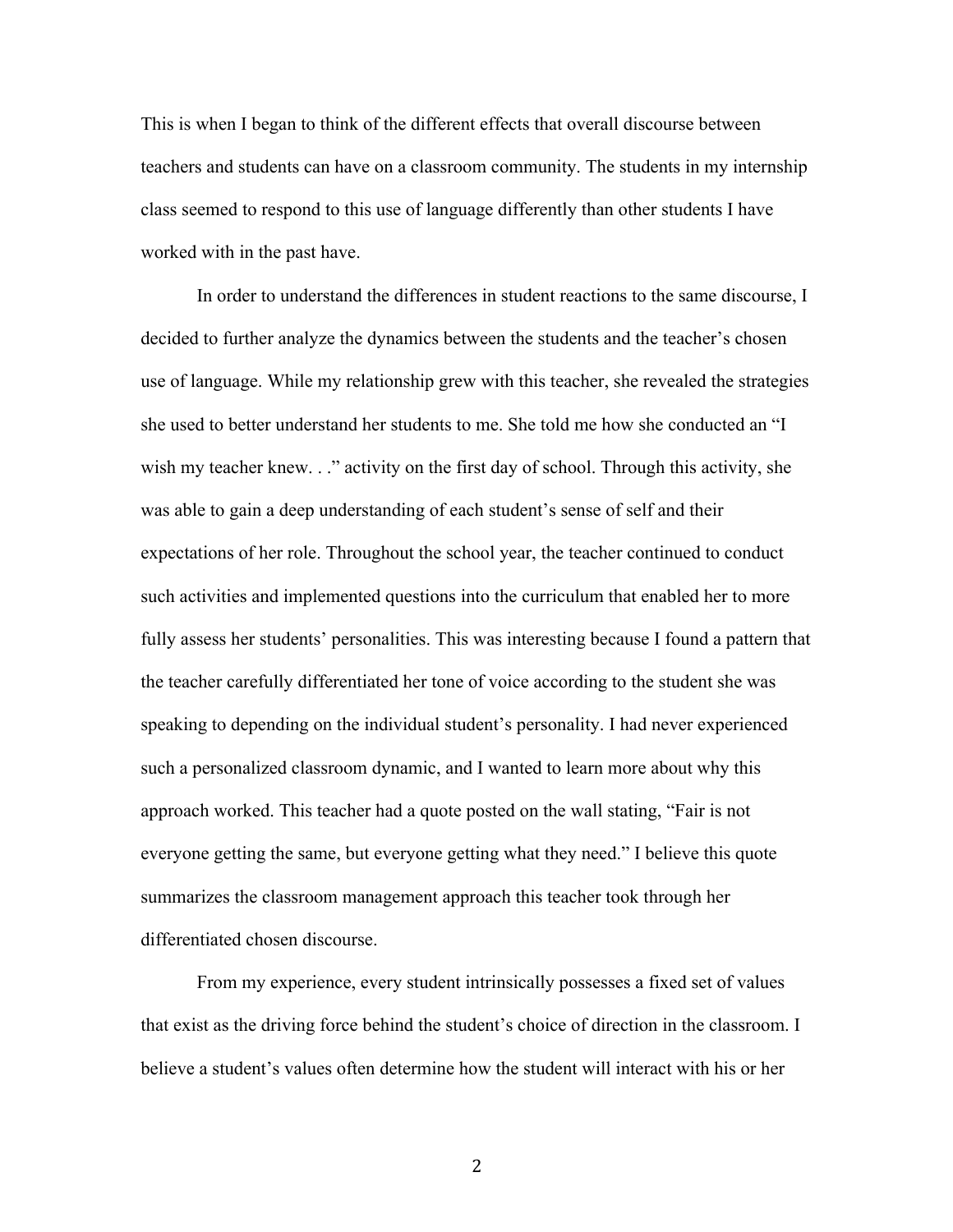This is when I began to think of the different effects that overall discourse between teachers and students can have on a classroom community. The students in my internship class seemed to respond to this use of language differently than other students I have worked with in the past have.

In order to understand the differences in student reactions to the same discourse, I decided to further analyze the dynamics between the students and the teacher's chosen use of language. While my relationship grew with this teacher, she revealed the strategies she used to better understand her students to me. She told me how she conducted an "I wish my teacher knew. . ." activity on the first day of school. Through this activity, she was able to gain a deep understanding of each student's sense of self and their expectations of her role. Throughout the school year, the teacher continued to conduct such activities and implemented questions into the curriculum that enabled her to more fully assess her students' personalities. This was interesting because I found a pattern that the teacher carefully differentiated her tone of voice according to the student she was speaking to depending on the individual student's personality. I had never experienced such a personalized classroom dynamic, and I wanted to learn more about why this approach worked. This teacher had a quote posted on the wall stating, "Fair is not everyone getting the same, but everyone getting what they need." I believe this quote summarizes the classroom management approach this teacher took through her differentiated chosen discourse.

From my experience, every student intrinsically possesses a fixed set of values that exist as the driving force behind the student's choice of direction in the classroom. I believe a student's values often determine how the student will interact with his or her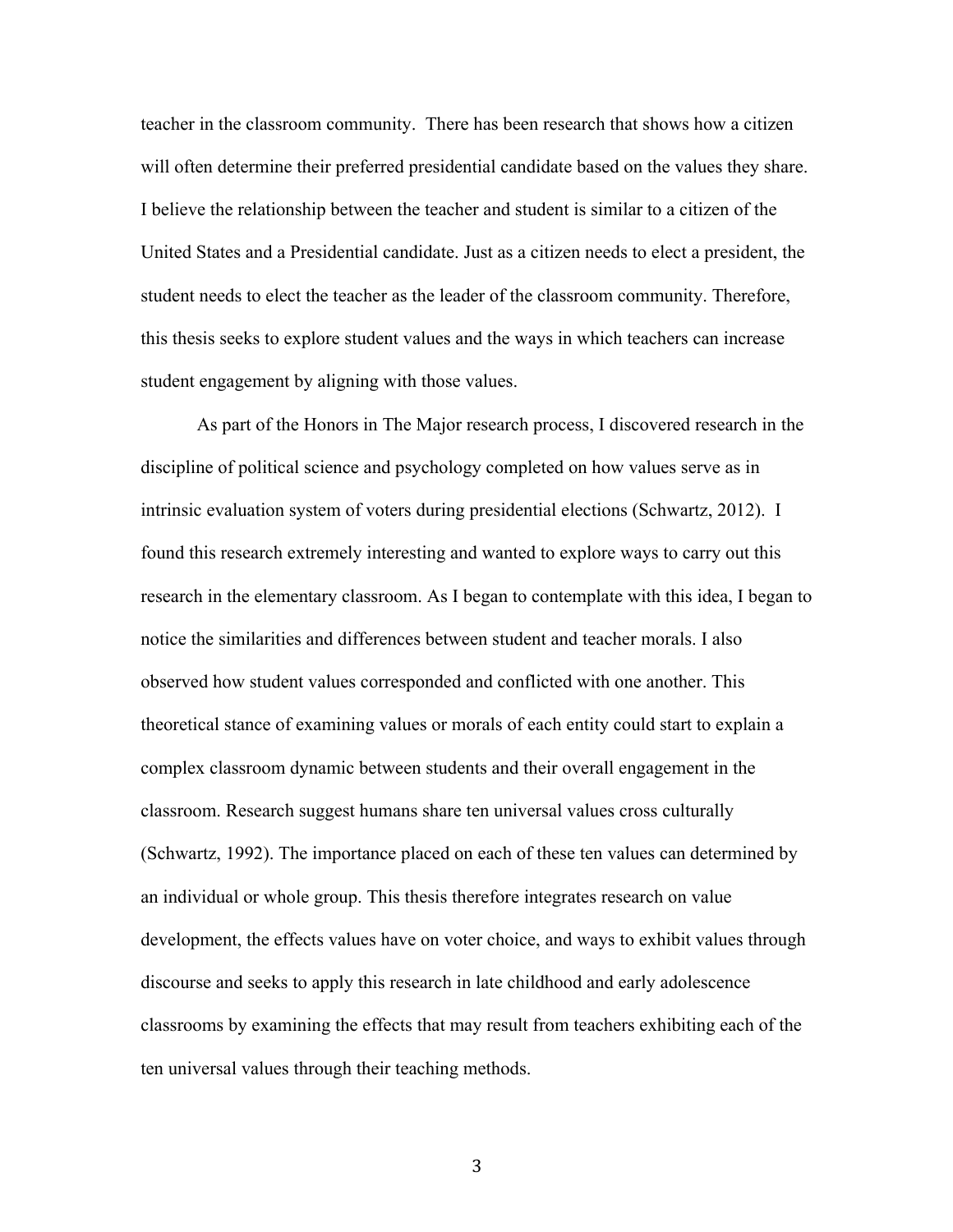teacher in the classroom community. There has been research that shows how a citizen will often determine their preferred presidential candidate based on the values they share. I believe the relationship between the teacher and student is similar to a citizen of the United States and a Presidential candidate. Just as a citizen needs to elect a president, the student needs to elect the teacher as the leader of the classroom community. Therefore, this thesis seeks to explore student values and the ways in which teachers can increase student engagement by aligning with those values.

As part of the Honors in The Major research process, I discovered research in the discipline of political science and psychology completed on how values serve as in intrinsic evaluation system of voters during presidential elections (Schwartz, 2012). I found this research extremely interesting and wanted to explore ways to carry out this research in the elementary classroom. As I began to contemplate with this idea, I began to notice the similarities and differences between student and teacher morals. I also observed how student values corresponded and conflicted with one another. This theoretical stance of examining values or morals of each entity could start to explain a complex classroom dynamic between students and their overall engagement in the classroom. Research suggest humans share ten universal values cross culturally (Schwartz, 1992). The importance placed on each of these ten values can determined by an individual or whole group. This thesis therefore integrates research on value development, the effects values have on voter choice, and ways to exhibit values through discourse and seeks to apply this research in late childhood and early adolescence classrooms by examining the effects that may result from teachers exhibiting each of the ten universal values through their teaching methods.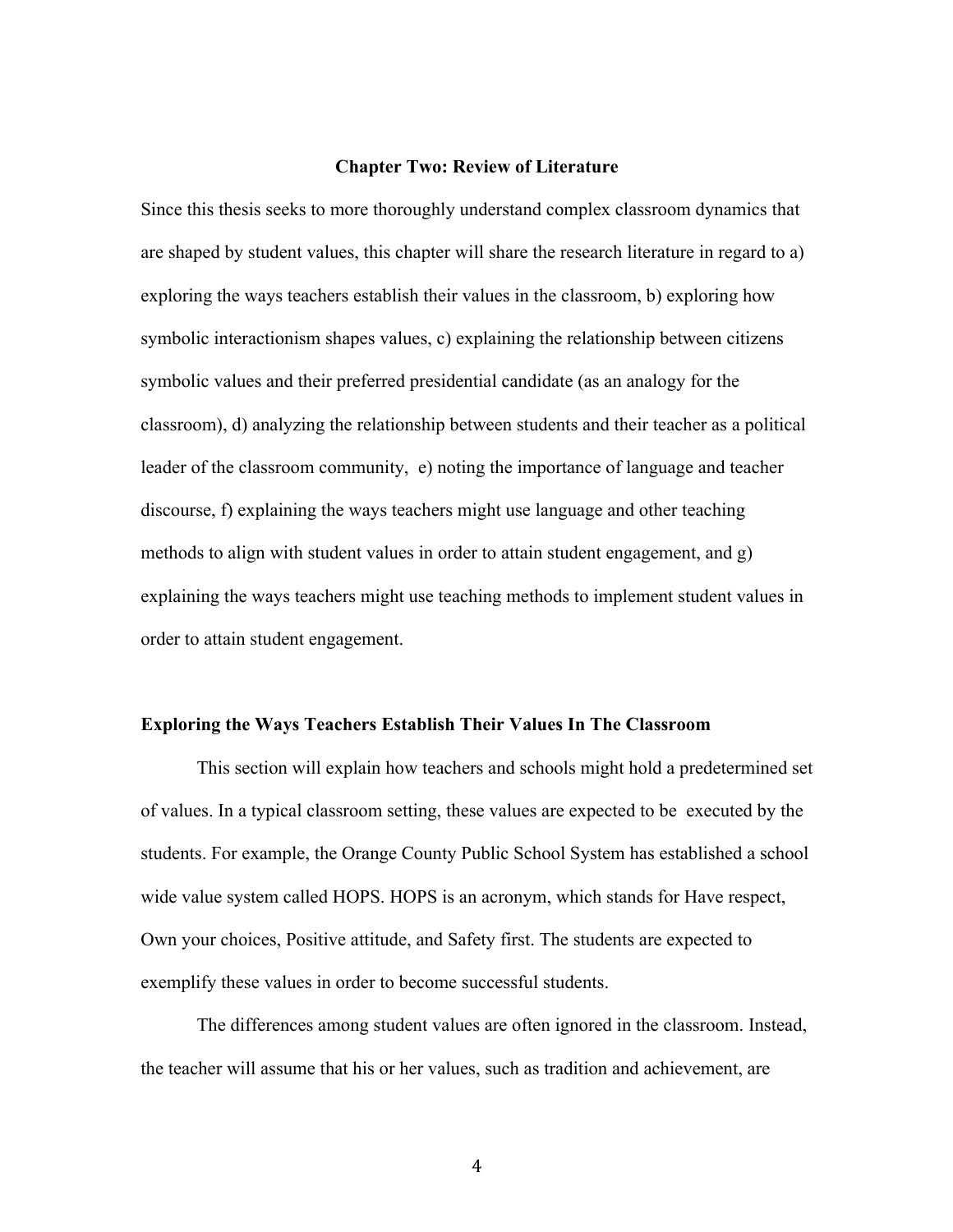## Chapter Two: Review of Literature

Since this thesis seeks to more thoroughly understand complex classroom dynamics that are shaped by student values, this chapter will share the research literature in regard to a) exploring the ways teachers establish their values in the classroom, b) exploring how symbolic interactionism shapes values, c) explaining the relationship between citizens symbolic values and their preferred presidential candidate (as an analogy for the classroom), d) analyzing the relationship between students and their teacher as a political leader of the classroom community, e) noting the importance of language and teacher discourse, f) explaining the ways teachers might use language and other teaching methods to align with student values in order to attain student engagement, and g) explaining the ways teachers might use teaching methods to implement student values in order to attain student engagement.

### Exploring the Ways Teachers Establish Their Values In The Classroom

This section will explain how teachers and schools might hold a predetermined set of values. In a typical classroom setting, these values are expected to be executed by the students. For example, the Orange County Public School System has established a school wide value system called HOPS. HOPS is an acronym, which stands for Have respect, Own your choices, Positive attitude, and Safety first. The students are expected to exemplify these values in order to become successful students.

The differences among student values are often ignored in the classroom. Instead, the teacher will assume that his or her values, such as tradition and achievement, are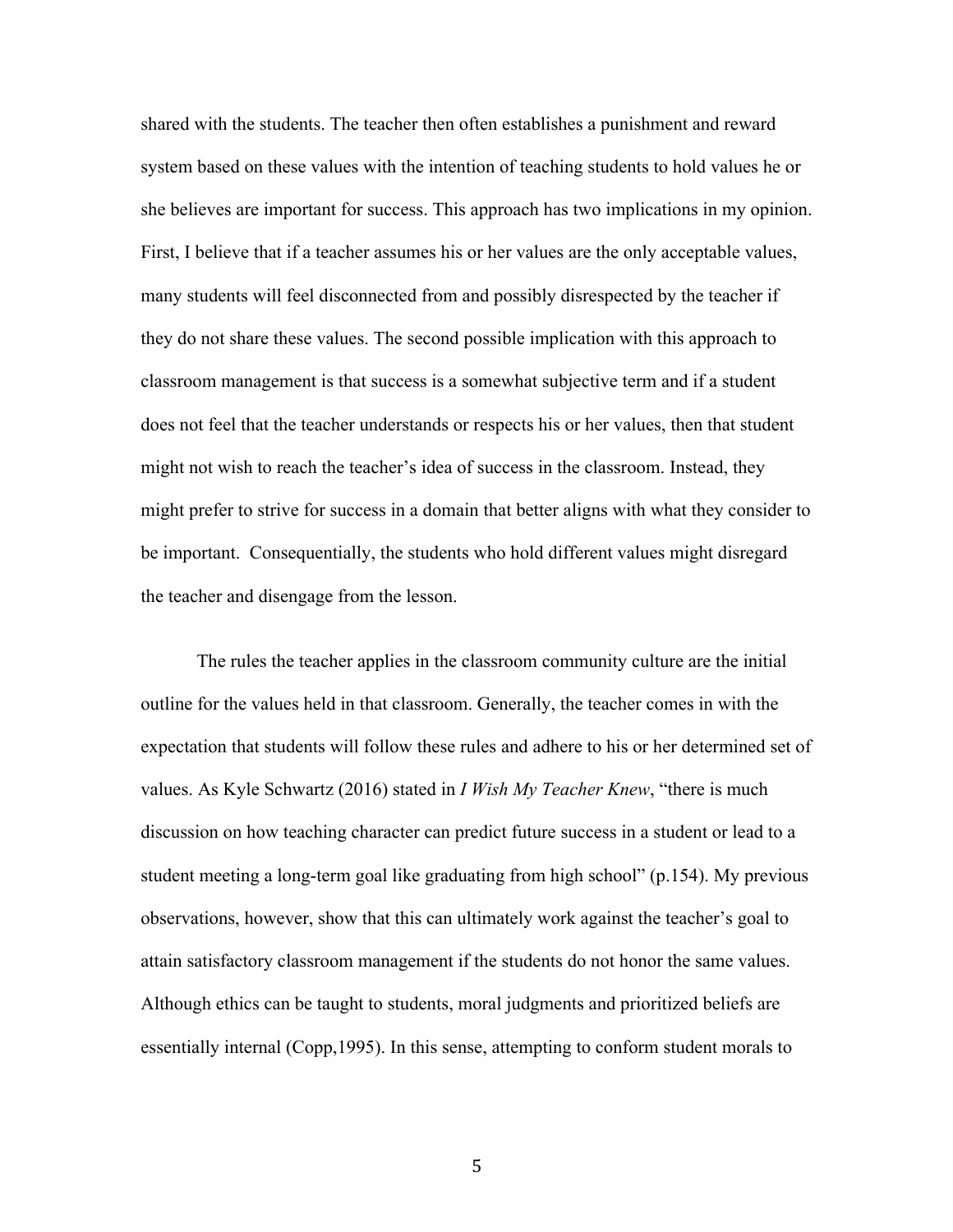shared with the students. The teacher then often establishes a punishment and reward system based on these values with the intention of teaching students to hold values he or she believes are important for success. This approach has two implications in my opinion. First, I believe that if a teacher assumes his or her values are the only acceptable values, many students will feel disconnected from and possibly disrespected by the teacher if they do not share these values. The second possible implication with this approach to classroom management is that success is a somewhat subjective term and if a student does not feel that the teacher understands or respects his or her values, then that student might not wish to reach the teacher's idea of success in the classroom. Instead, they might prefer to strive for success in a domain that better aligns with what they consider to be important. Consequentially, the students who hold different values might disregard the teacher and disengage from the lesson.

The rules the teacher applies in the classroom community culture are the initial outline for the values held in that classroom. Generally, the teacher comes in with the expectation that students will follow these rules and adhere to his or her determined set of values. As Kyle Schwartz (2016) stated in *I Wish My Teacher Knew*, "there is much discussion on how teaching character can predict future success in a student or lead to a student meeting a long-term goal like graduating from high school" (p.154). My previous observations, however, show that this can ultimately work against the teacher's goal to attain satisfactory classroom management if the students do not honor the same values. Although ethics can be taught to students, moral judgments and prioritized beliefs are essentially internal (Copp,1995). In this sense, attempting to conform student morals to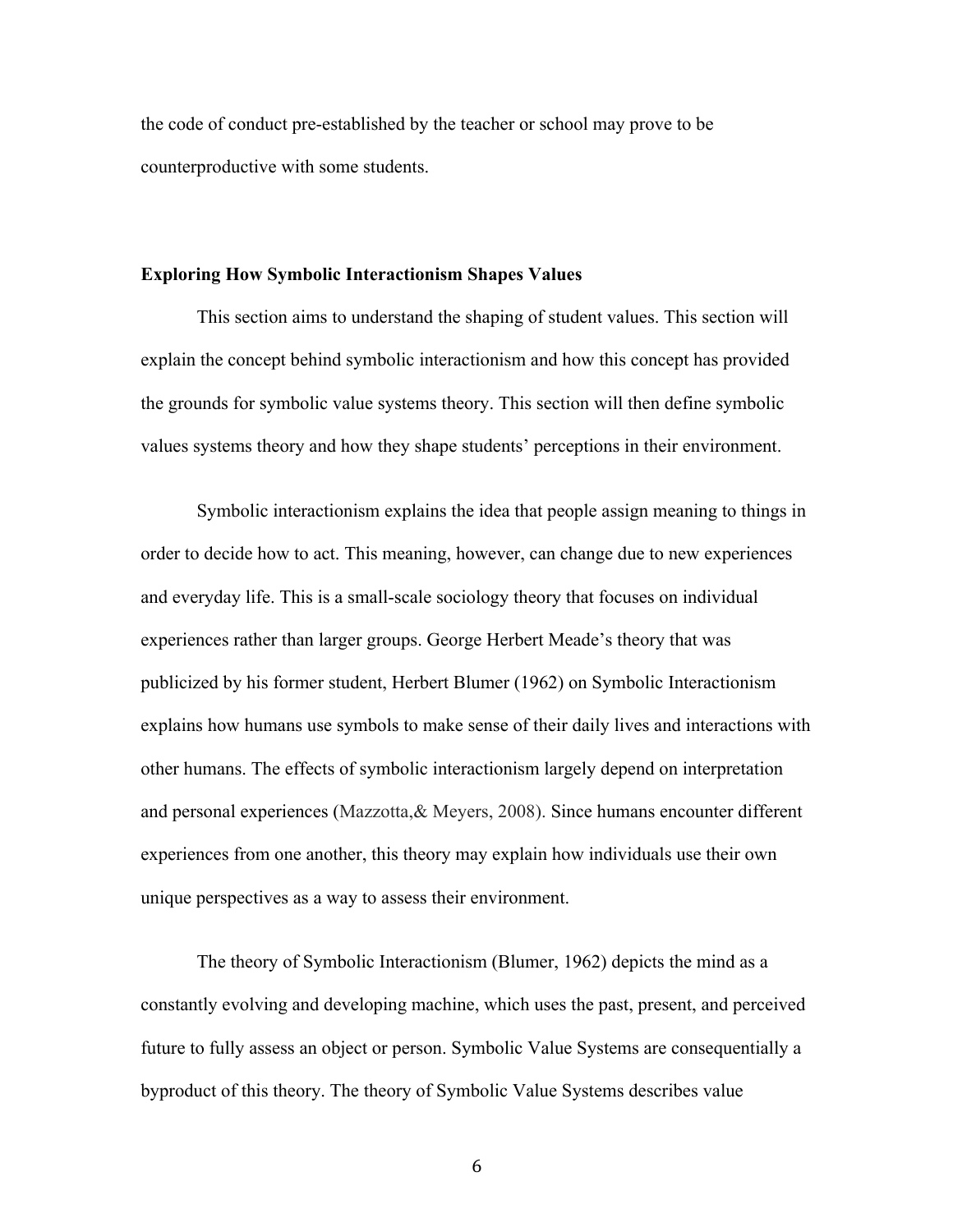the code of conduct pre-established by the teacher or school may prove to be counterproductive with some students.

**Exploring How Symbolic Interactionism Shapes Values**

This section aims to understand the shaping of student values. This section will explain the concept behind symbolic interactionism and how this concept has provided the grounds for symbolic value systems theory. This section will then define symbolic values systems theory and how they shape students' perceptions in their environment.

Symbolic interactionism explains the idea that people assign meaning to things in order to decide how to act. This meaning, however, can change due to new experiences and everyday life. This is a small-scale sociology theory that focuses on individual experiences rather than larger groups. George Herbert Meade's theory that was publicized by his former student, Herbert Blumer (1962) on Symbolic Interactionism explains how humans use symbols to make sense of their daily lives and interactions with other humans. The effects of symbolic interactionism largely depend on interpretation and personal experiences (Mazzotta,& Meyers, 2008). Since humans encounter different experiences from one another, this theory may explain how individuals use their own unique perspectives as a way to assess their environment.

The theory of Symbolic Interactionism (Blumer, 1962) depicts the mind as a constantly evolving and developing machine, which uses the past, present, and perceived future to fully assess an object or person. Symbolic Value Systems are consequentially a byproduct of this theory. The theory of Symbolic Value Systems describes value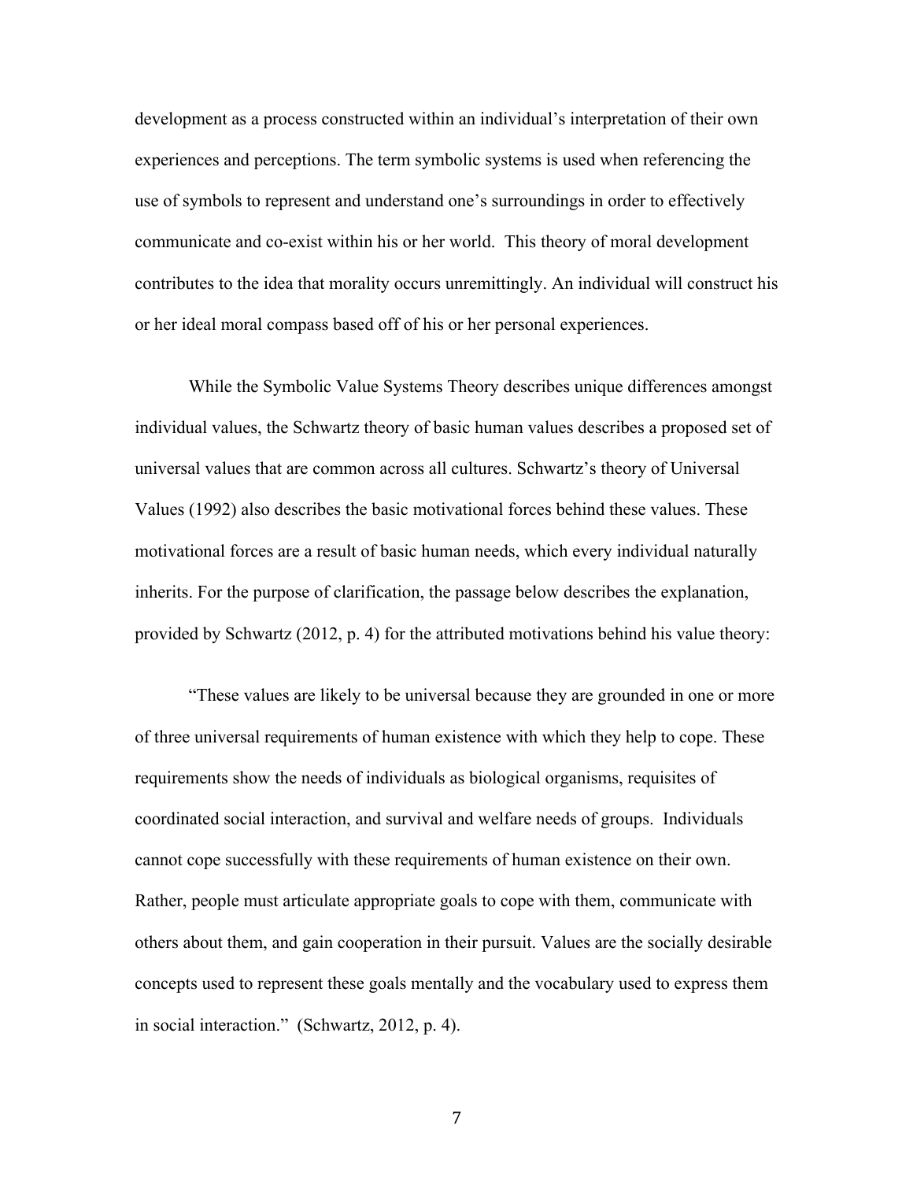development as a process constructed within an individual's interpretation of their own experiences and perceptions. The term symbolic systems is used when referencing the use of symbols to represent and understand one's surroundings in order to effectively communicate and co-exist within his or her world. This theory of moral development contributes to the idea that morality occurs unremittingly. An individual will construct his or her ideal moral compass based off of his or her personal experiences.

While the Symbolic Value Systems Theory describes unique differences amongst individual values, the Schwartz theory of basic human values describes a proposed set of universal values that are common across all cultures. Schwartz's theory of Universal Values (1992) also describes the basic motivational forces behind these values. These motivational forces are a result of basic human needs, which every individual naturally inherits. For the purpose of clarification, the passage below describes the explanation, provided by Schwartz (2012, p. 4) for the attributed motivations behind his value theory:

"These values are likely to be universal because they are grounded in one or more of three universal requirements of human existence with which they help to cope. These requirements show the needs of individuals as biological organisms, requisites of coordinated social interaction, and survival and welfare needs of groups. Individuals cannot cope successfully with these requirements of human existence on their own. Rather, people must articulate appropriate goals to cope with them, communicate with others about them, and gain cooperation in their pursuit. Values are the socially desirable concepts used to represent these goals mentally and the vocabulary used to express them in social interaction." (Schwartz, 2012, p. 4).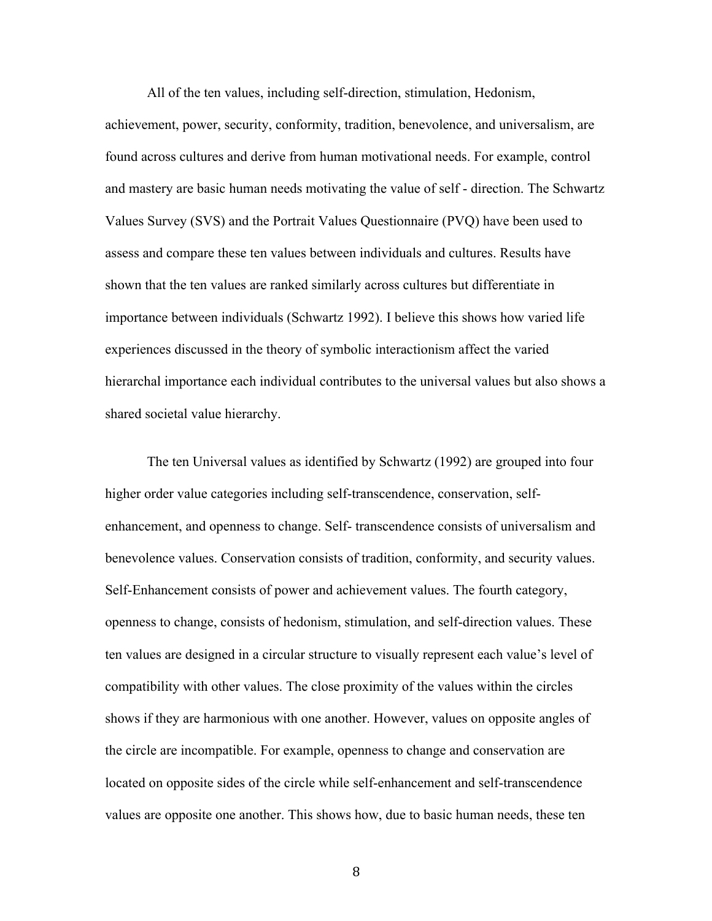All of the ten values, including self-direction, stimulation, Hedonism, achievement, power, security, conformity, tradition, benevolence, and universalism, are found across cultures and derive from human motivational needs. For example, control and mastery are basic human needs motivating the value of self - direction. The Schwartz Values Survey (SVS) and the Portrait Values Questionnaire (PVQ) have been used to assess and compare these ten values between individuals and cultures. Results have shown that the ten values are ranked similarly across cultures but differentiate in importance between individuals (Schwartz 1992). I believe this shows how varied life experiences discussed in the theory of symbolic interactionism affect the varied hierarchal importance each individual contributes to the universal values but also shows a shared societal value hierarchy.

The ten Universal values as identified by Schwartz (1992) are grouped into four higher order value categories including self-transcendence, conservation, self-enhancement, and openness to change. Self- transcendence consists of universalism and benevolence values. Conservation consists of tradition, conformity, and security values. Self-Enhancement consists of power and achievement values. The fourth category, openness to change, consists of hedonism, stimulation, and self-direction values. These ten values are designed in a circular structure to visually represent each value's level of compatibility with other values. The close proximity of the values within the circles shows if they are harmonious with one another. However, values on opposite angles of the circle are incompatible. For example, openness to change and conservation are located on opposite sides of the circle while self-enhancement and self-transcendence values are opposite one another. This shows how, due to basic human needs, these ten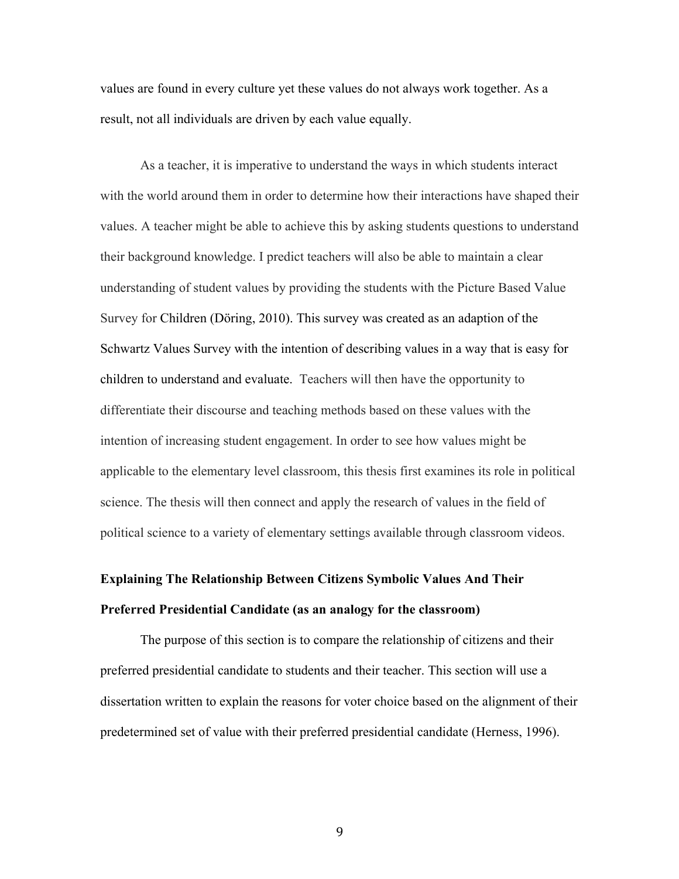values are found in every culture yet these values do not always work together. As a result, not all individuals are driven by each value equally.

As a teacher, it is imperative to understand the ways in which students interact with the world around them in order to determine how their interactions have shaped their values. A teacher might be able to achieve this by asking students questions to understand their background knowledge. I predict teachers will also be able to maintain a clear understanding of student values by providing the students with the Picture Based Value Survey for Children (Döring, 2010). This survey was created as an adaption of the Schwartz Values Survey with the intention of describing values in a way that is easy for children to understand and evaluate. Teachers will then have the opportunity to differentiate their discourse and teaching methods based on these values with the intention of increasing student engagement. In order to see how values might be applicable to the elementary level classroom, this thesis first examines its role in political science. The thesis will then connect and apply the research of values in the field of political science to a variety of elementary settings available through classroom videos.

**Explaining The Relationship Between Citizens Symbolic Values And Their Preferred Presidential Candidate (as an analogy for the classroom)**

The purpose of this section is to compare the relationship of citizens and their preferred presidential candidate to students and their teacher. This section will use a dissertation written to explain the reasons for voter choice based on the alignment of their predetermined set of value with their preferred presidential candidate (Herness, 1996).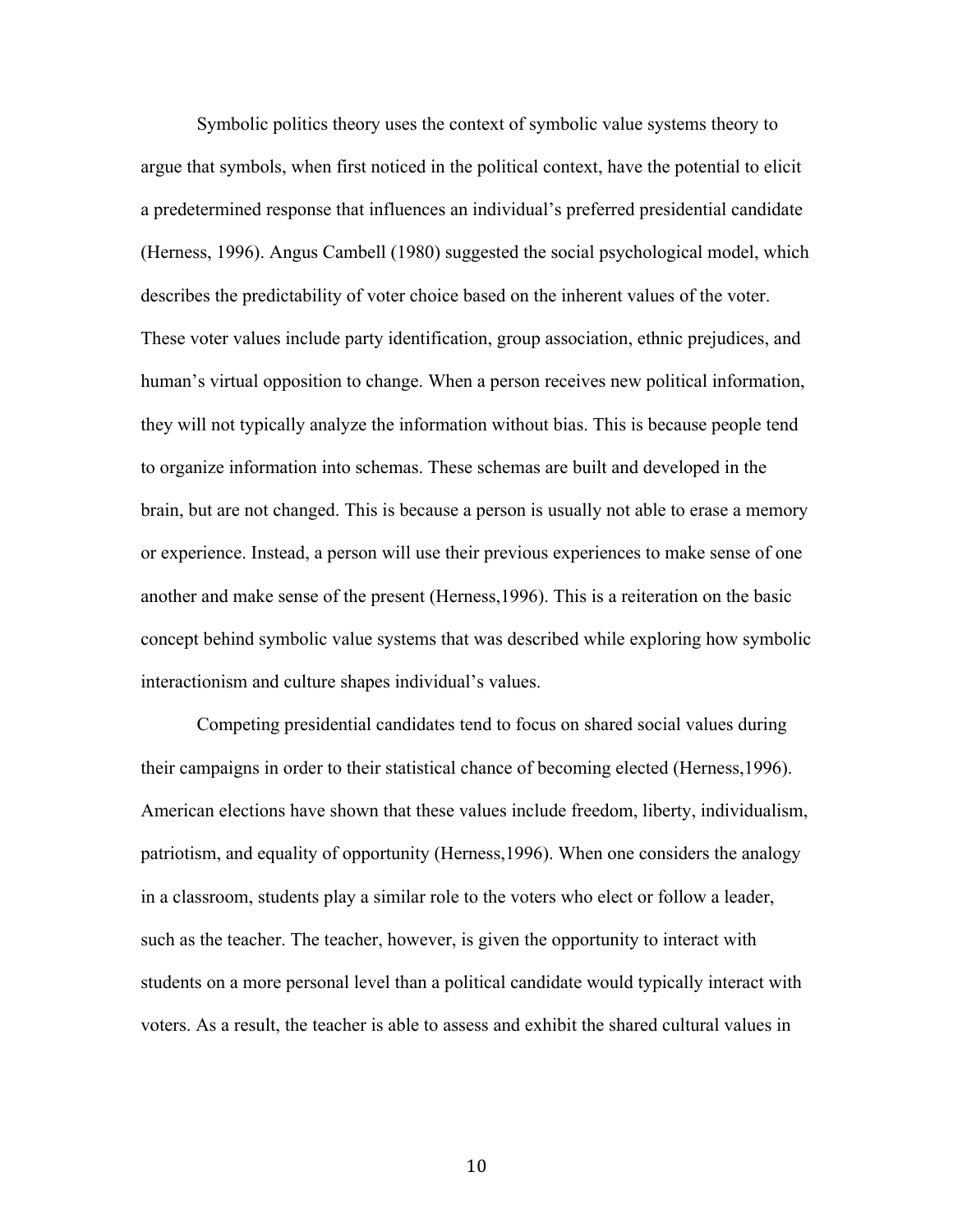Symbolic politics theory uses the context of symbolic value systems theory to argue that symbols, when first noticed in the political context, have the potential to elicit a predetermined response that influences an individual's preferred presidential candidate (Herness, 1996). Angus Cambell (1980) suggested the social psychological model, which describes the predictability of voter choice based on the inherent values of the voter. These voter values include party identification, group association, ethnic prejudices, and human's virtual opposition to change. When a person receives new political information, they will not typically analyze the information without bias. This is because people tend to organize information into schemas. These schemas are built and developed in the brain, but are not changed. This is because a person is usually not able to erase a memory or experience. Instead, a person will use their previous experiences to make sense of one another and make sense of the present (Herness,1996). This is a reiteration on the basic concept behind symbolic value systems that was described while exploring how symbolic interactionism and culture shapes individual's values.

Competing presidential candidates tend to focus on shared social values during their campaigns in order to their statistical chance of becoming elected (Herness,1996). American elections have shown that these values include freedom, liberty, individualism, patriotism, and equality of opportunity (Herness,1996). When one considers the analogy in a classroom, students play a similar role to the voters who elect or follow a leader, such as the teacher. The teacher, however, is given the opportunity to interact with students on a more personal level than a political candidate would typically interact with voters. As a result, the teacher is able to assess and exhibit the shared cultural values in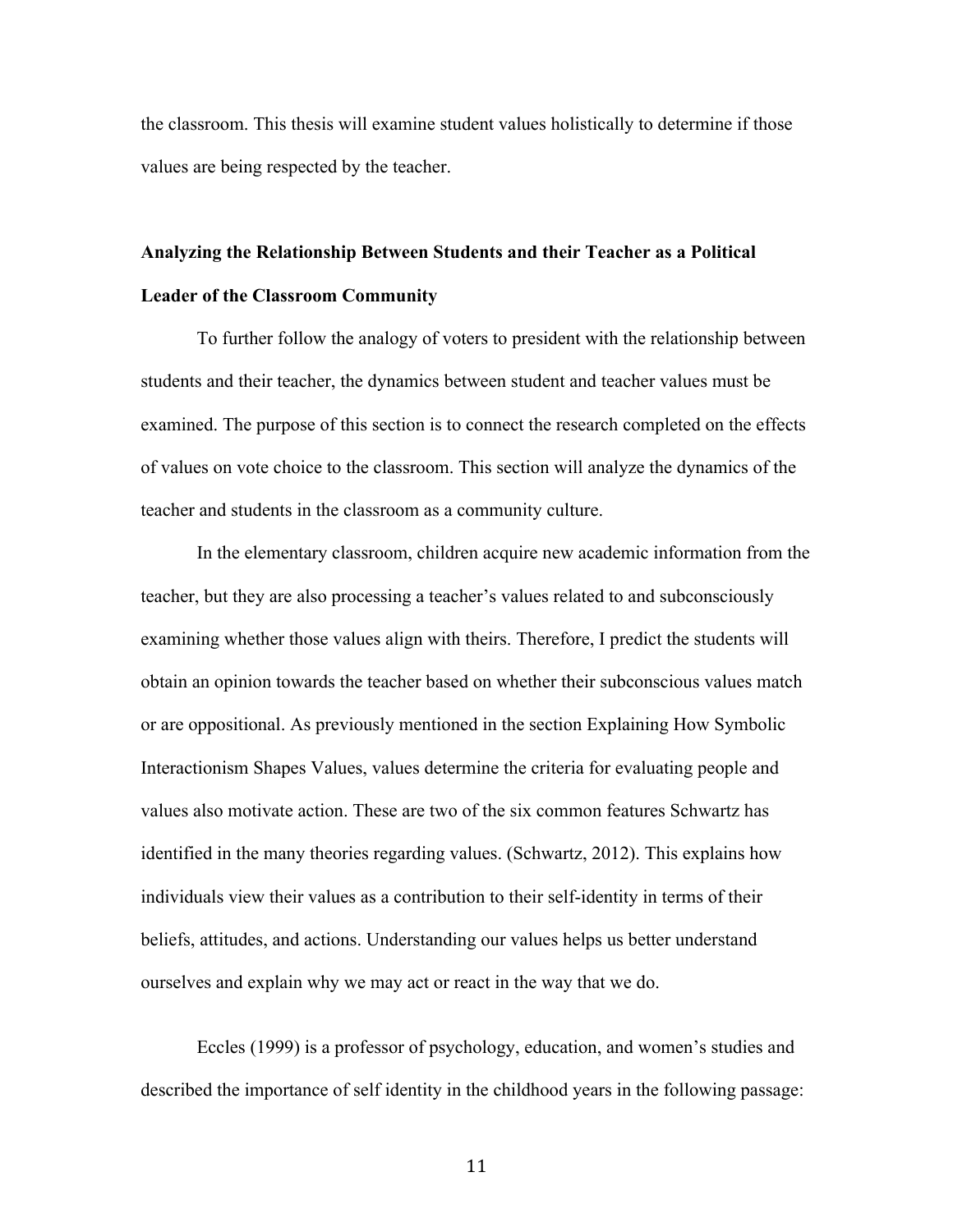the classroom. This thesis will examine student values holistically to determine if those values are being respected by the teacher.

## Analyzing the Relationship Between Students and their Teacher as a Political Leader of the Classroom Community

To further follow the analogy of voters to president with the relationship between students and their teacher, the dynamics between student and teacher values must be examined. The purpose of this section is to connect the research completed on the effects of values on vote choice to the classroom. This section will analyze the dynamics of the teacher and students in the classroom as a community culture.

In the elementary classroom, children acquire new academic information from the teacher, but they are also processing a teacher's values related to and subconsciously examining whether those values align with theirs. Therefore, I predict the students will obtain an opinion towards the teacher based on whether their subconscious values match or are oppositional. As previously mentioned in the section Explaining How Symbolic Interactionism Shapes Values, values determine the criteria for evaluating people and values also motivate action. These are two of the six common features Schwartz has identified in the many theories regarding values. (Schwartz, 2012). This explains how individuals view their values as a contribution to their self-identity in terms of their beliefs, attitudes, and actions. Understanding our values helps us better understand ourselves and explain why we may act or react in the way that we do.

Eccles (1999) is a professor of psychology, education, and women's studies and described the importance of self identity in the childhood years in the following passage: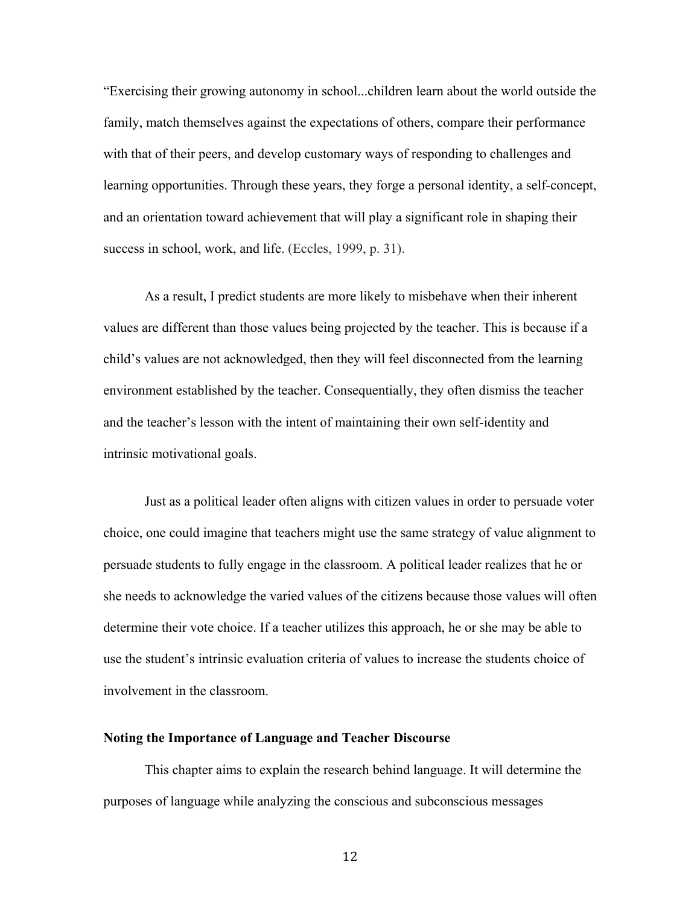"Exercising their growing autonomy in school...children learn about the world outside the family, match themselves against the expectations of others, compare their performance with that of their peers, and develop customary ways of responding to challenges and learning opportunities. Through these years, they forge a personal identity, a self-concept, and an orientation toward achievement that will play a significant role in shaping their success in school, work, and life. (Eccles, 1999, p. 31).

As a result, I predict students are more likely to misbehave when their inherent values are different than those values being projected by the teacher. This is because if a child's values are not acknowledged, then they will feel disconnected from the learning environment established by the teacher. Consequentially, they often dismiss the teacher and the teacher's lesson with the intent of maintaining their own self-identity and intrinsic motivational goals.

Just as a political leader often aligns with citizen values in order to persuade voter choice, one could imagine that teachers might use the same strategy of value alignment to persuade students to fully engage in the classroom. A political leader realizes that he or she needs to acknowledge the varied values of the citizens because those values will often determine their vote choice. If a teacher utilizes this approach, he or she may be able to use the student's intrinsic evaluation criteria of values to increase the students choice of involvement in the classroom.

**Noting the Importance of Language and Teacher Discourse**

This chapter aims to explain the research behind language. It will determine the purposes of language while analyzing the conscious and subconscious messages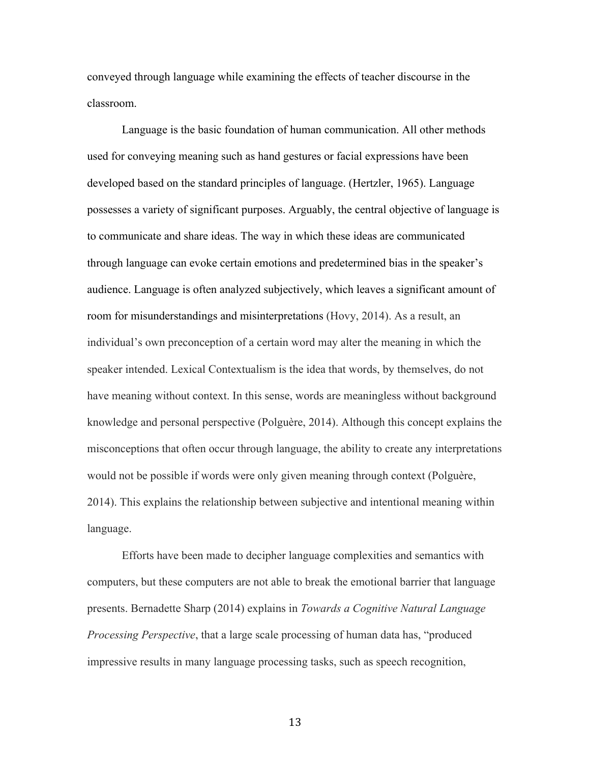conveyed through language while examining the effects of teacher discourse in the classroom.

Language is the basic foundation of human communication. All other methods used for conveying meaning such as hand gestures or facial expressions have been developed based on the standard principles of language. (Hertzler, 1965). Language possesses a variety of significant purposes. Arguably, the central objective of language is to communicate and share ideas. The way in which these ideas are communicated through language can evoke certain emotions and predetermined bias in the speaker's audience. Language is often analyzed subjectively, which leaves a significant amount of room for misunderstandings and misinterpretations (Hovy, 2014). As a result, an individual's own preconception of a certain word may alter the meaning in which the speaker intended. Lexical Contextualism is the idea that words, by themselves, do not have meaning without context. In this sense, words are meaningless without background knowledge and personal perspective (Polguère, 2014). Although this concept explains the misconceptions that often occur through language, the ability to create any interpretations would not be possible if words were only given meaning through context (Polguère, 2014). This explains the relationship between subjective and intentional meaning within language.

Efforts have been made to decipher language complexities and semantics with computers, but these computers are not able to break the emotional barrier that language presents. Bernadette Sharp (2014) explains in *Towards a Cognitive Natural Language Processing Perspective*, that a large scale processing of human data has, "produced impressive results in many language processing tasks, such as speech recognition,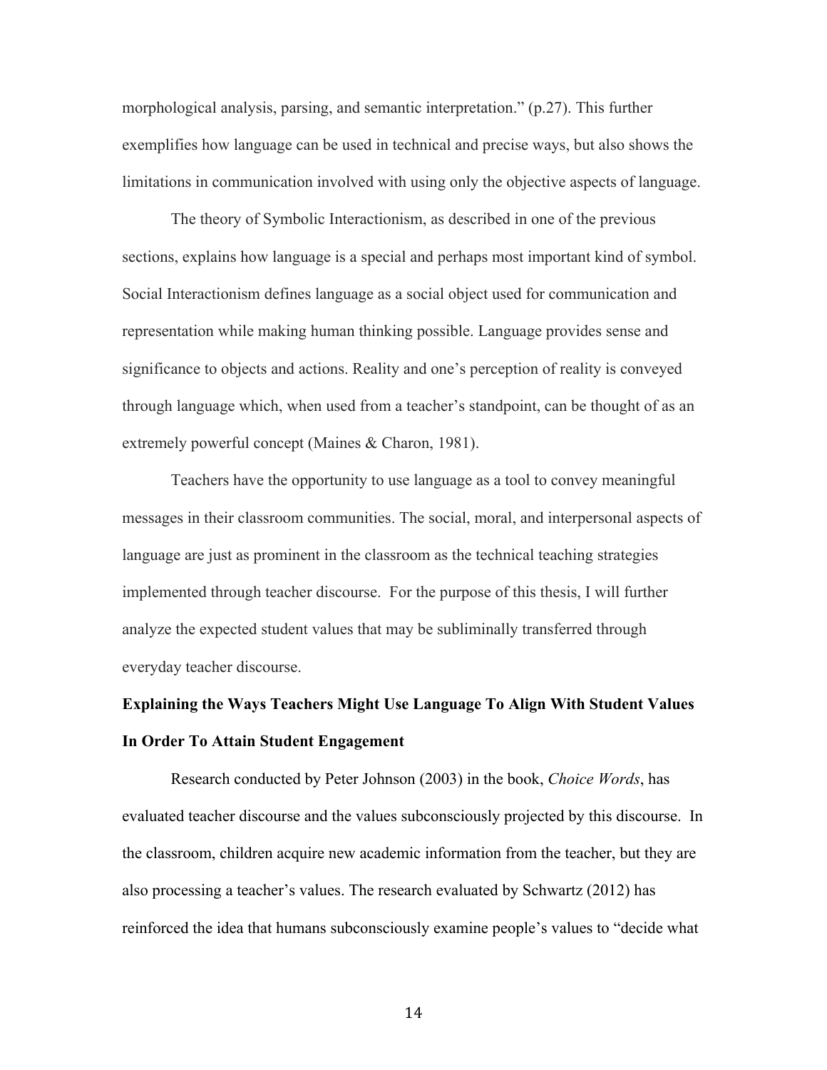morphological analysis, parsing, and semantic interpretation." (p.27). This further exemplifies how language can be used in technical and precise ways, but also shows the limitations in communication involved with using only the objective aspects of language.

The theory of Symbolic Interactionism, as described in one of the previous sections, explains how language is a special and perhaps most important kind of symbol. Social Interactionism defines language as a social object used for communication and representation while making human thinking possible. Language provides sense and significance to objects and actions. Reality and one's perception of reality is conveyed through language which, when used from a teacher's standpoint, can be thought of as an extremely powerful concept (Maines & Charon, 1981).

Teachers have the opportunity to use language as a tool to convey meaningful messages in their classroom communities. The social, moral, and interpersonal aspects of language are just as prominent in the classroom as the technical teaching strategies implemented through teacher discourse. For the purpose of this thesis, I will further analyze the expected student values that may be subliminally transferred through everyday teacher discourse.

## Explaining the Ways Teachers Might Use Language To Align With Student Values In Order To Attain Student Engagement

Research conducted by Peter Johnson (2003) in the book, *Choice Words*, has evaluated teacher discourse and the values subconsciously projected by this discourse. In the classroom, children acquire new academic information from the teacher, but they are also processing a teacher's values. The research evaluated by Schwartz (2012) has reinforced the idea that humans subconsciously examine people's values to "decide what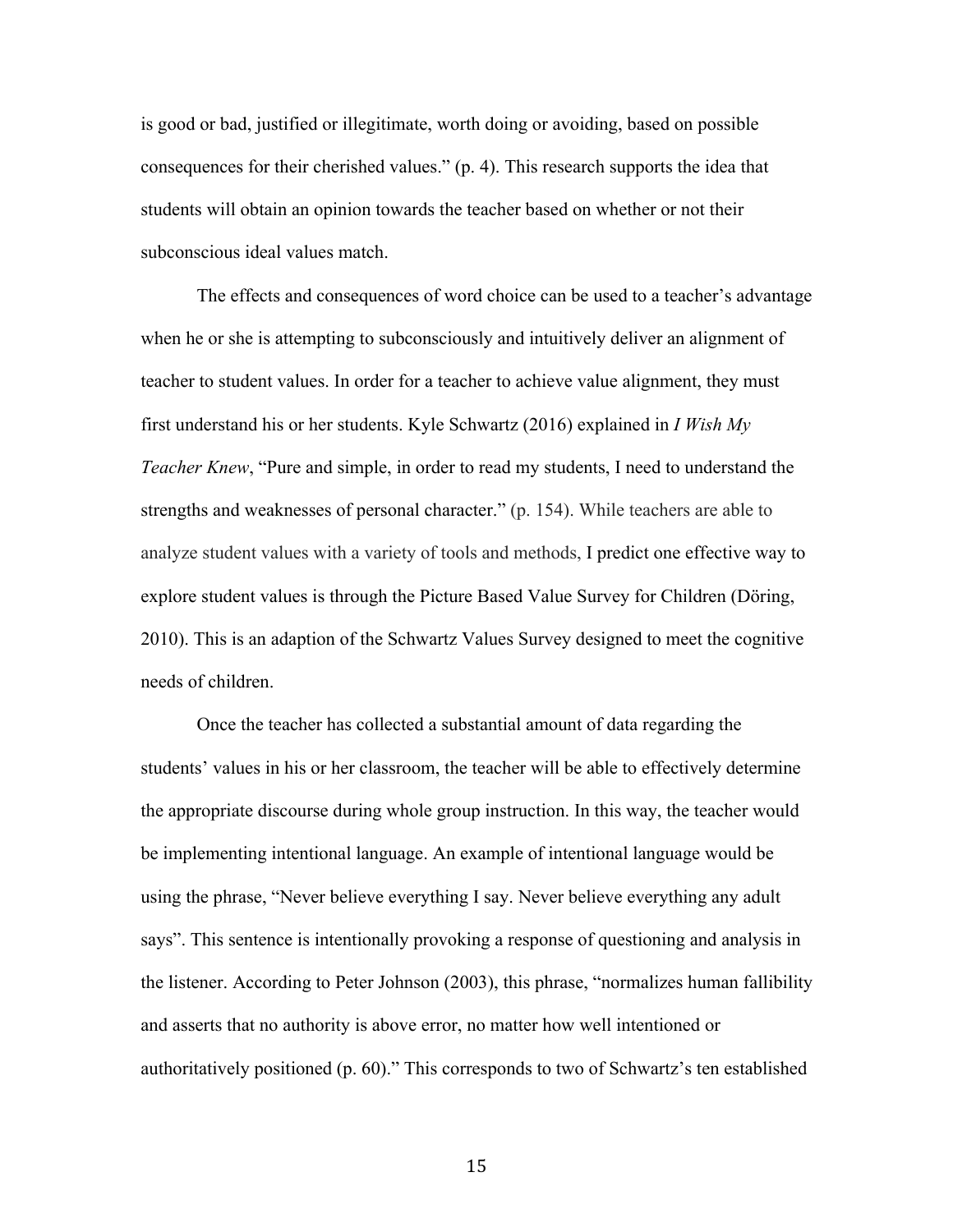is good or bad, justified or illegitimate, worth doing or avoiding, based on possible consequences for their cherished values." (p. 4). This research supports the idea that students will obtain an opinion towards the teacher based on whether or not their subconscious ideal values match.

The effects and consequences of word choice can be used to a teacher's advantage when he or she is attempting to subconsciously and intuitively deliver an alignment of teacher to student values. In order for a teacher to achieve value alignment, they must first understand his or her students. Kyle Schwartz (2016) explained in *I Wish My Teacher Knew*, "Pure and simple, in order to read my students, I need to understand the strengths and weaknesses of personal character." (p. 154). While teachers are able to analyze student values with a variety of tools and methods, I predict one effective way to explore student values is through the Picture Based Value Survey for Children (Döring, 2010). This is an adaption of the Schwartz Values Survey designed to meet the cognitive needs of children.

Once the teacher has collected a substantial amount of data regarding the students' values in his or her classroom, the teacher will be able to effectively determine the appropriate discourse during whole group instruction. In this way, the teacher would be implementing intentional language. An example of intentional language would be using the phrase, "Never believe everything I say. Never believe everything any adult says". This sentence is intentionally provoking a response of questioning and analysis in the listener. According to Peter Johnson (2003), this phrase, "normalizes human fallibility and asserts that no authority is above error, no matter how well intentioned or authoritatively positioned (p. 60)." This corresponds to two of Schwartz's ten established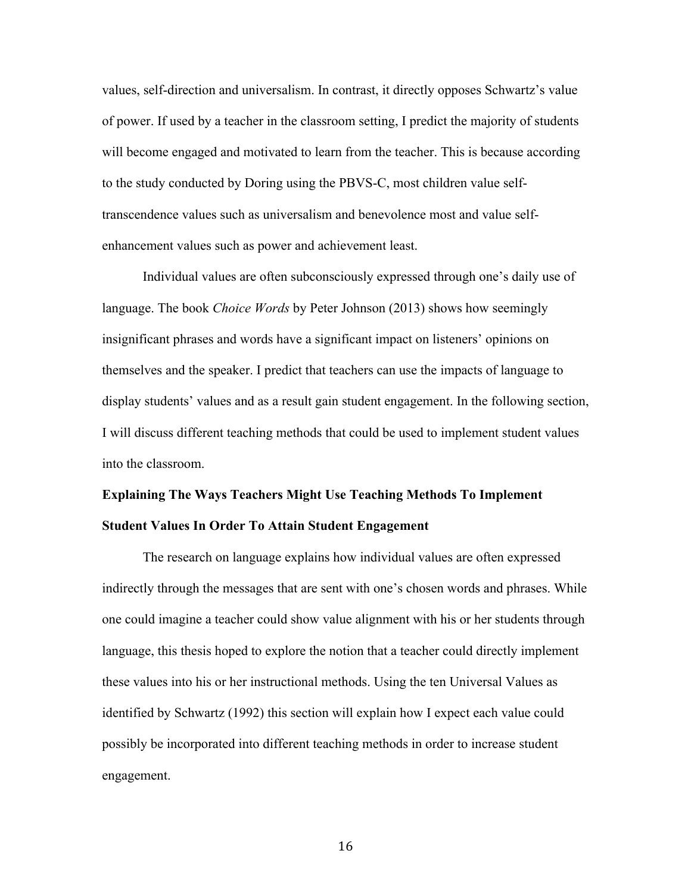values, self-direction and universalism. In contrast, it directly opposes Schwartz's value of power. If used by a teacher in the classroom setting, I predict the majority of students will become engaged and motivated to learn from the teacher. This is because according to the study conducted by Doring using the PBVS-C, most children value self-transcendence values such as universalism and benevolence most and value self-enhancement values such as power and achievement least.

Individual values are often subconsciously expressed through one's daily use of language. The book *Choice Words* by Peter Johnson (2013) shows how seemingly insignificant phrases and words have a significant impact on listeners' opinions on themselves and the speaker. I predict that teachers can use the impacts of language to display students' values and as a result gain student engagement. In the following section, I will discuss different teaching methods that could be used to implement student values into the classroom.

**Explaining The Ways Teachers Might Use Teaching Methods To Implement Student Values In Order To Attain Student Engagement**

The research on language explains how individual values are often expressed indirectly through the messages that are sent with one's chosen words and phrases. While one could imagine a teacher could show value alignment with his or her students through language, this thesis hoped to explore the notion that a teacher could directly implement these values into his or her instructional methods. Using the ten Universal Values as identified by Schwartz (1992) this section will explain how I expect each value could possibly be incorporated into different teaching methods in order to increase student engagement.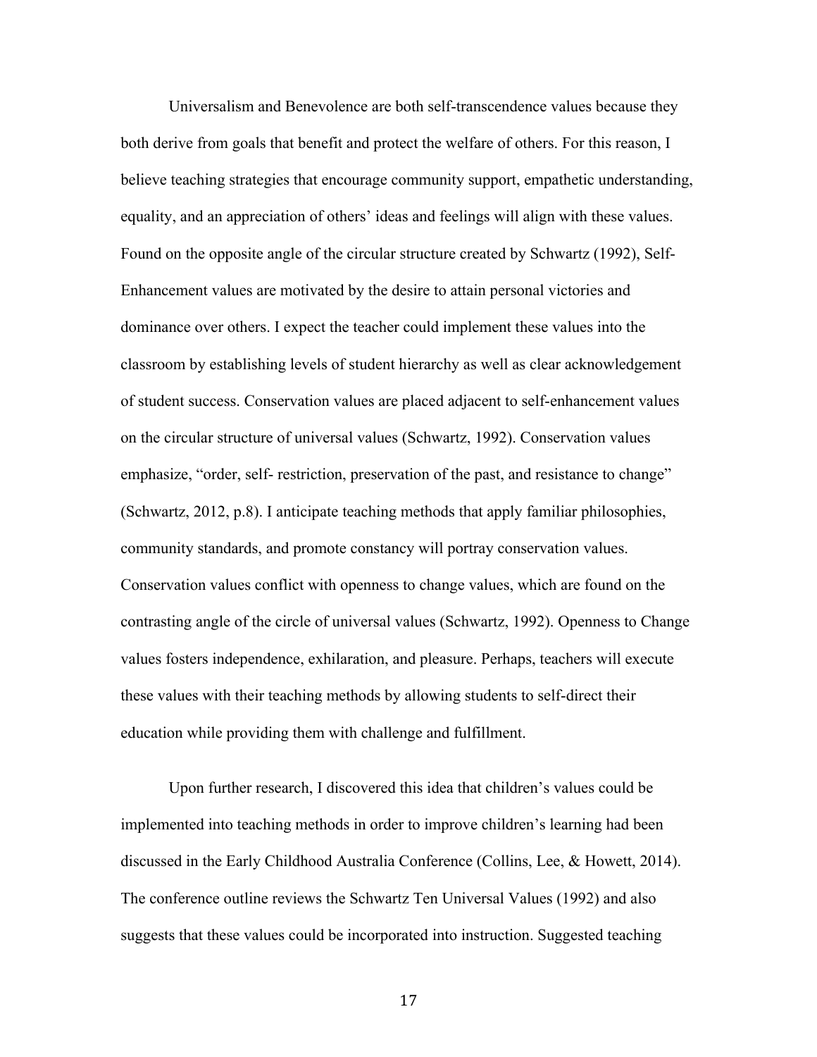Universalism and Benevolence are both self-transcendence values because they both derive from goals that benefit and protect the welfare of others. For this reason, I believe teaching strategies that encourage community support, empathetic understanding, equality, and an appreciation of others' ideas and feelings will align with these values. Found on the opposite angle of the circular structure created by Schwartz (1992), Self-Enhancement values are motivated by the desire to attain personal victories and dominance over others. I expect the teacher could implement these values into the classroom by establishing levels of student hierarchy as well as clear acknowledgement of student success. Conservation values are placed adjacent to self-enhancement values on the circular structure of universal values (Schwartz, 1992). Conservation values emphasize, "order, self- restriction, preservation of the past, and resistance to change" (Schwartz, 2012, p.8). I anticipate teaching methods that apply familiar philosophies, community standards, and promote constancy will portray conservation values. Conservation values conflict with openness to change values, which are found on the contrasting angle of the circle of universal values (Schwartz, 1992). Openness to Change values fosters independence, exhilaration, and pleasure. Perhaps, teachers will execute these values with their teaching methods by allowing students to self-direct their education while providing them with challenge and fulfillment.

Upon further research, I discovered this idea that children's values could be implemented into teaching methods in order to improve children's learning had been discussed in the Early Childhood Australia Conference (Collins, Lee, & Howett, 2014). The conference outline reviews the Schwartz Ten Universal Values (1992) and also suggests that these values could be incorporated into instruction. Suggested teaching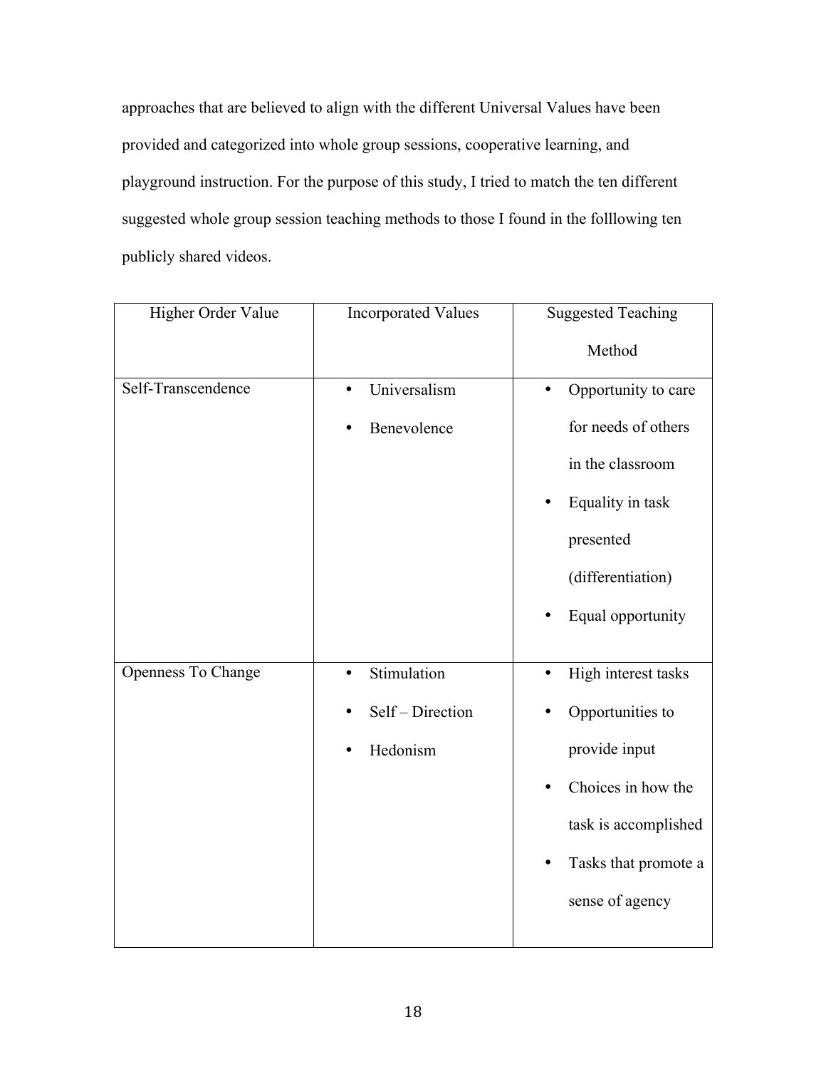approaches that are believed to align with the different Universal Values have been provided and categorized into whole group sessions, cooperative learning, and playground instruction. For the purpose of this study, I tried to match the ten different suggested whole group session teaching methods to those I found in the folllowing ten publicly shared videos.

| Higher Order Value | Incorporated Values | Suggested Teaching Method |
|---|---|---|
| Self-Transcendence | • Universalism<br>• Benevolence | • Opportunity to care for needs of others in the classroom<br>• Equality in task presented (differentiation)<br>• Equal opportunity |
| Openness To Change | • Stimulation<br>• Self – Direction<br>• Hedonism | • High interest tasks<br>• Opportunities to provide input<br>• Choices in how the task is accomplished<br>• Tasks that promote a sense of agency |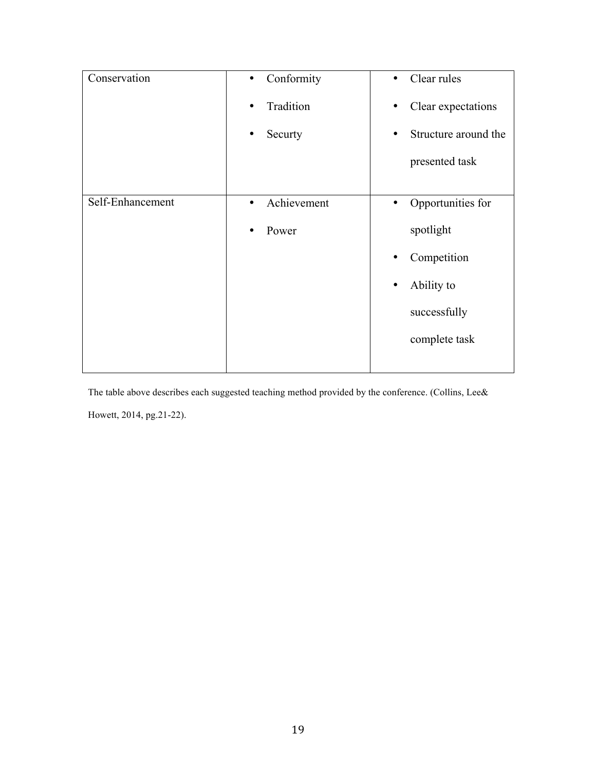| | | |
|---|---|---|
| Conservation | • Conformity<br>• Tradition<br>• Securty | • Clear rules<br>• Clear expectations<br>• Structure around the presented task |
| Self-Enhancement | • Achievement<br>• Power | • Opportunities for spotlight<br>• Competition<br>• Ability to successfully complete task |

The table above describes each suggested teaching method provided by the conference. (Collins, Lee& Howett, 2014, pg.21-22).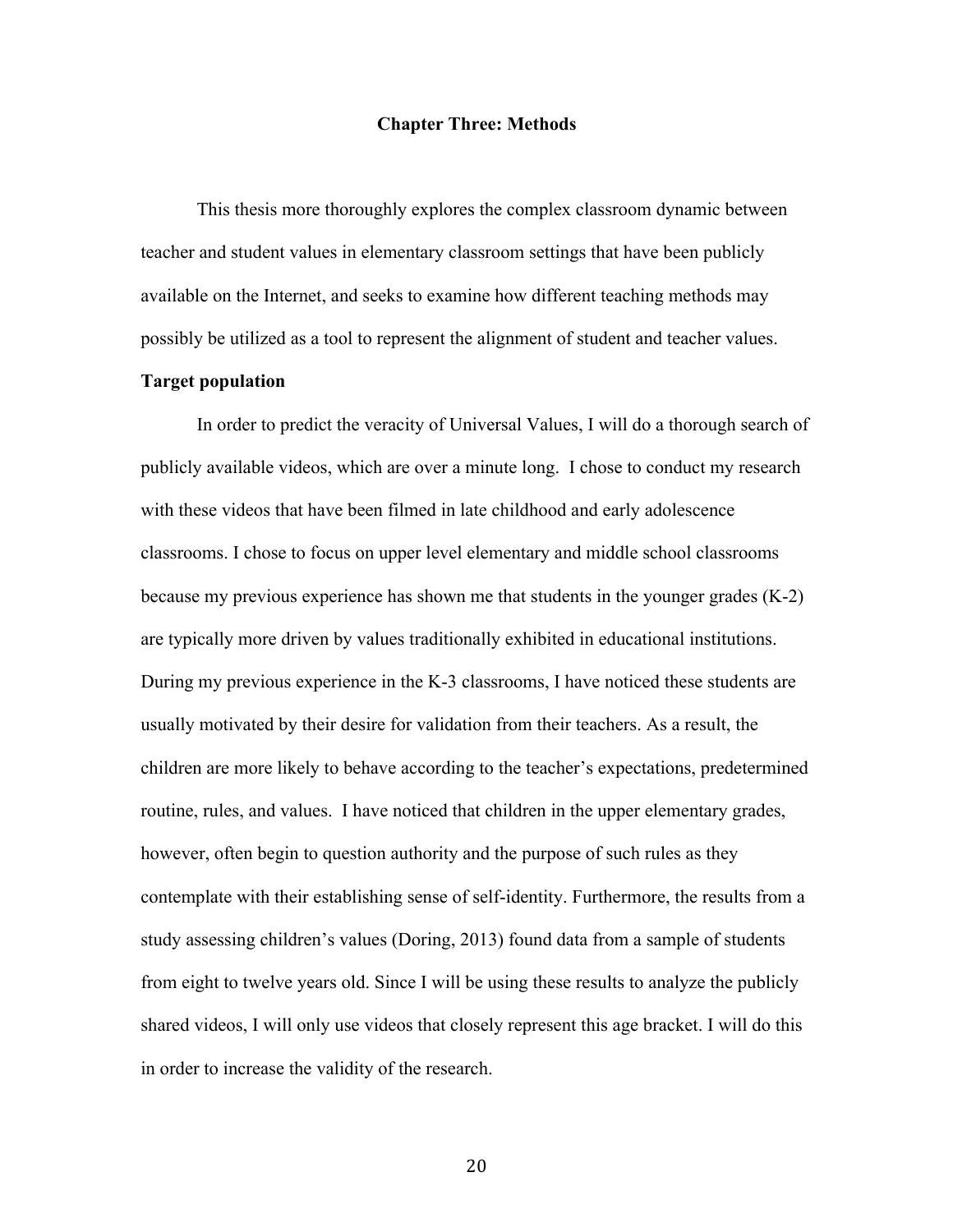# Chapter Three: Methods

This thesis more thoroughly explores the complex classroom dynamic between teacher and student values in elementary classroom settings that have been publicly available on the Internet, and seeks to examine how different teaching methods may possibly be utilized as a tool to represent the alignment of student and teacher values.

## Target population

In order to predict the veracity of Universal Values, I will do a thorough search of publicly available videos, which are over a minute long. I chose to conduct my research with these videos that have been filmed in late childhood and early adolescence classrooms. I chose to focus on upper level elementary and middle school classrooms because my previous experience has shown me that students in the younger grades (K-2) are typically more driven by values traditionally exhibited in educational institutions. During my previous experience in the K-3 classrooms, I have noticed these students are usually motivated by their desire for validation from their teachers. As a result, the children are more likely to behave according to the teacher's expectations, predetermined routine, rules, and values. I have noticed that children in the upper elementary grades, however, often begin to question authority and the purpose of such rules as they contemplate with their establishing sense of self-identity. Furthermore, the results from a study assessing children's values (Doring, 2013) found data from a sample of students from eight to twelve years old. Since I will be using these results to analyze the publicly shared videos, I will only use videos that closely represent this age bracket. I will do this in order to increase the validity of the research.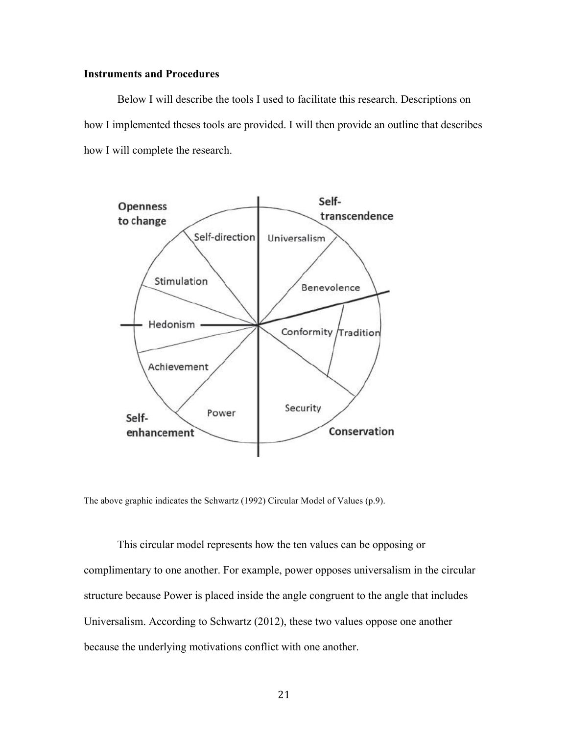**Instruments and Procedures**

Below I will describe the tools I used to facilitate this research. Descriptions on how I implemented theses tools are provided. I will then provide an outline that describes how I will complete the research.

The above graphic indicates the Schwartz (1992) Circular Model of Values (p.9).

This circular model represents how the ten values can be opposing or complimentary to one another. For example, power opposes universalism in the circular structure because Power is placed inside the angle congruent to the angle that includes Universalism. According to Schwartz (2012), these two values oppose one another because the underlying motivations conflict with one another.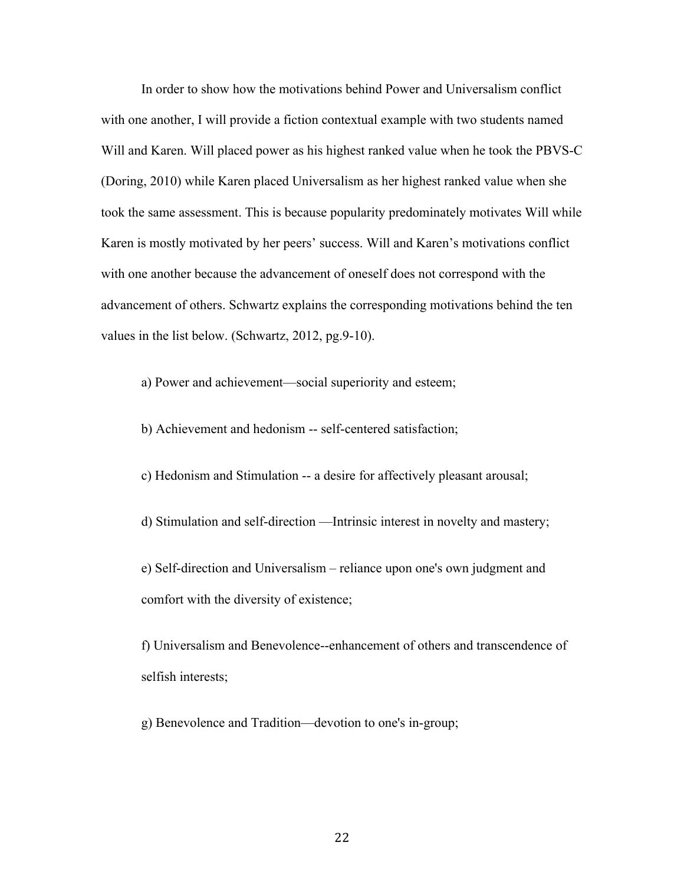In order to show how the motivations behind Power and Universalism conflict with one another, I will provide a fiction contextual example with two students named Will and Karen. Will placed power as his highest ranked value when he took the PBVS-C (Doring, 2010) while Karen placed Universalism as her highest ranked value when she took the same assessment. This is because popularity predominately motivates Will while Karen is mostly motivated by her peers' success. Will and Karen's motivations conflict with one another because the advancement of oneself does not correspond with the advancement of others. Schwartz explains the corresponding motivations behind the ten values in the list below. (Schwartz, 2012, pg.9-10).

a) Power and achievement—social superiority and esteem;

b) Achievement and hedonism -- self-centered satisfaction;

c) Hedonism and Stimulation -- a desire for affectively pleasant arousal;

d) Stimulation and self-direction —Intrinsic interest in novelty and mastery;

e) Self-direction and Universalism – reliance upon one's own judgment and comfort with the diversity of existence;

f) Universalism and Benevolence--enhancement of others and transcendence of selfish interests;

g) Benevolence and Tradition—devotion to one's in-group;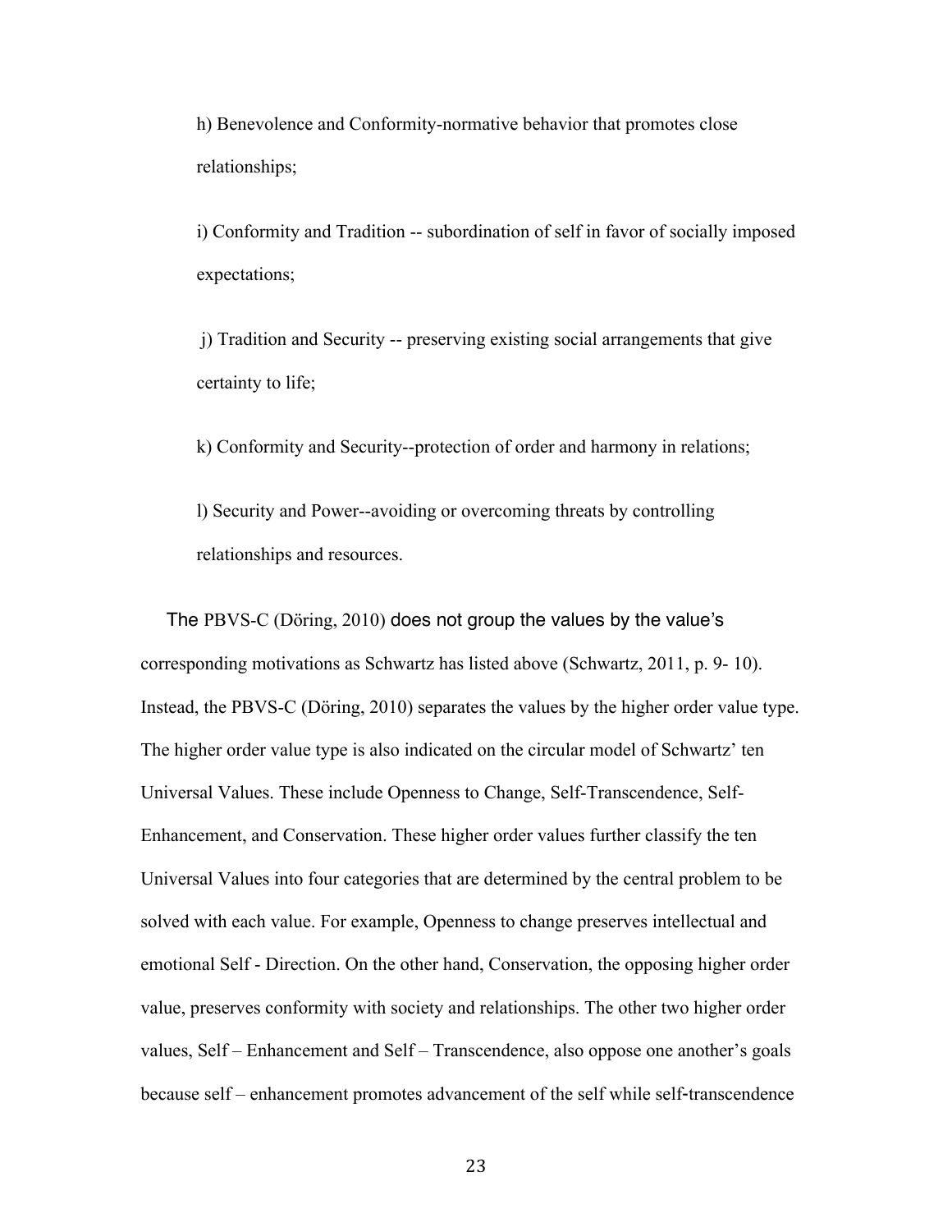h) Benevolence and Conformity-normative behavior that promotes close relationships;

i) Conformity and Tradition -- subordination of self in favor of socially imposed expectations;

j) Tradition and Security -- preserving existing social arrangements that give certainty to life;

k) Conformity and Security--protection of order and harmony in relations;

l) Security and Power--avoiding or overcoming threats by controlling relationships and resources.

The PBVS-C (Döring, 2010) does not group the values by the value's corresponding motivations as Schwartz has listed above (Schwartz, 2011, p. 9- 10). Instead, the PBVS-C (Döring, 2010) separates the values by the higher order value type. The higher order value type is also indicated on the circular model of Schwartz' ten Universal Values. These include Openness to Change, Self-Transcendence, Self-Enhancement, and Conservation. These higher order values further classify the ten Universal Values into four categories that are determined by the central problem to be solved with each value. For example, Openness to change preserves intellectual and emotional Self - Direction. On the other hand, Conservation, the opposing higher order value, preserves conformity with society and relationships. The other two higher order values, Self – Enhancement and Self – Transcendence, also oppose one another's goals because self – enhancement promotes advancement of the self while self-transcendence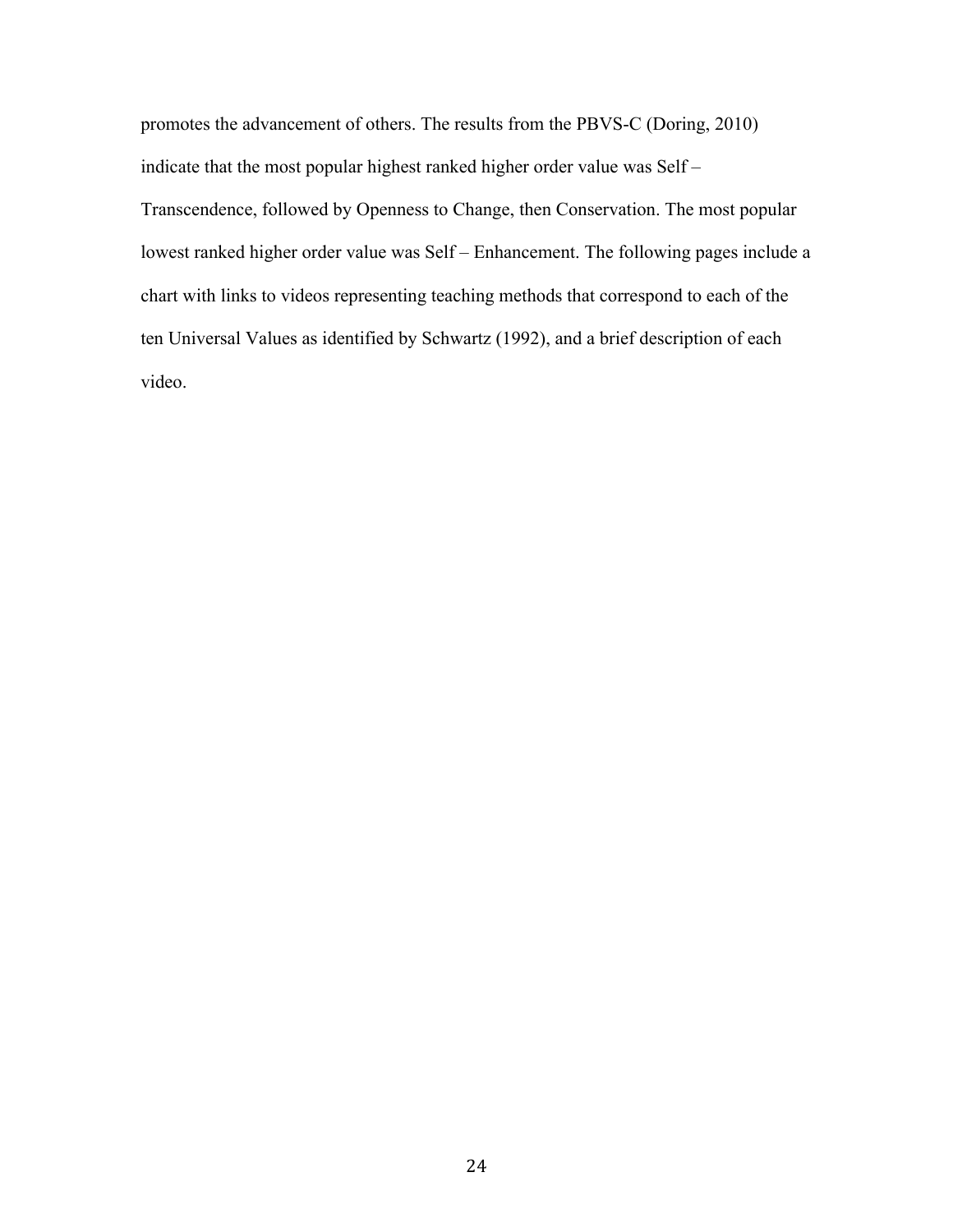promotes the advancement of others. The results from the PBVS-C (Doring, 2010) indicate that the most popular highest ranked higher order value was Self – Transcendence, followed by Openness to Change, then Conservation. The most popular lowest ranked higher order value was Self – Enhancement. The following pages include a chart with links to videos representing teaching methods that correspond to each of the ten Universal Values as identified by Schwartz (1992), and a brief description of each video.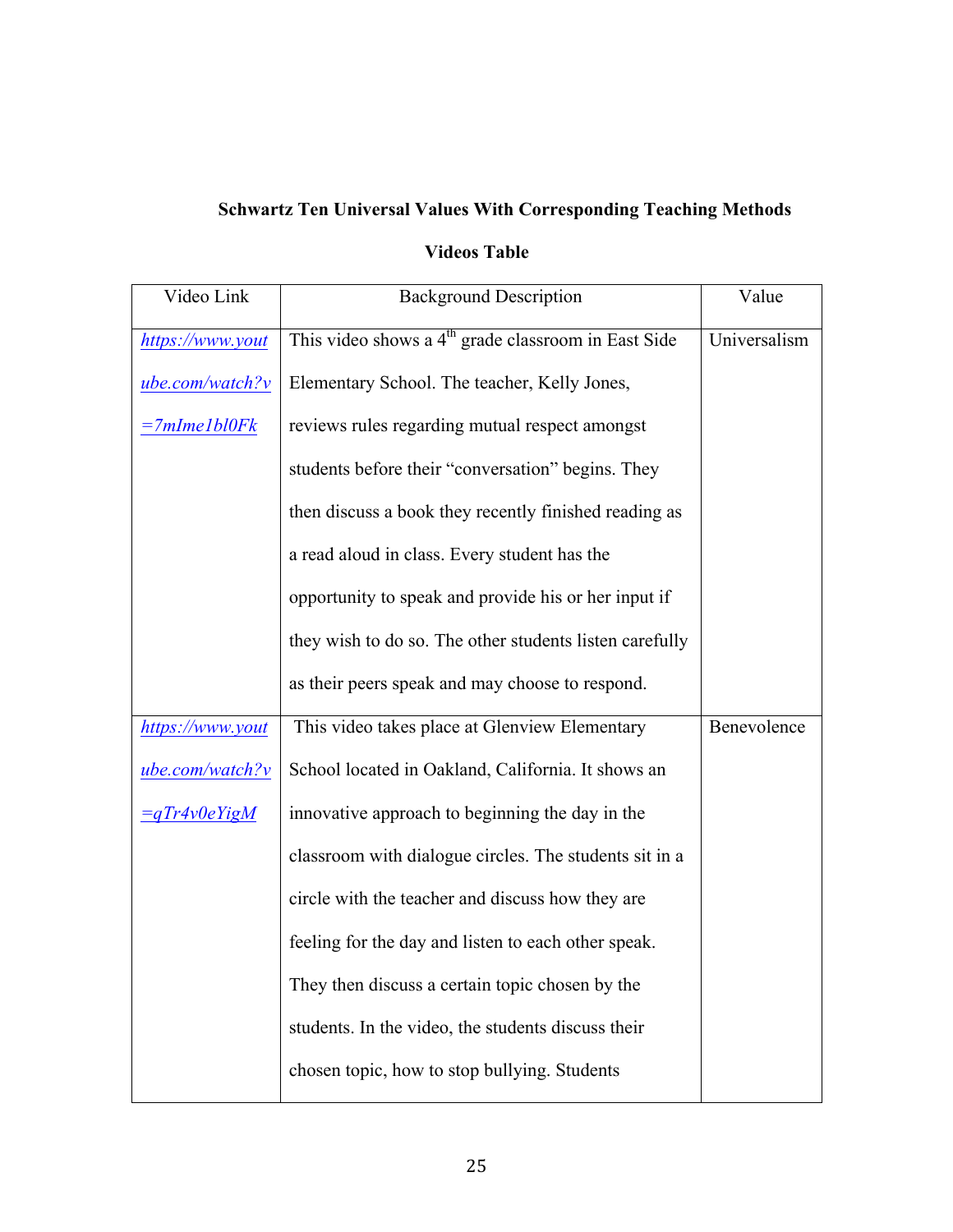**Schwartz Ten Universal Values With Corresponding Teaching Methods**

**Videos Table**

| Video Link | Background Description | Value |
|---|---|---|
| https://www.youtube.com/watch?v=7mIme1bl0Fk | This video shows a 4th grade classroom in East Side Elementary School. The teacher, Kelly Jones, reviews rules regarding mutual respect amongst students before their "conversation" begins. They then discuss a book they recently finished reading as a read aloud in class. Every student has the opportunity to speak and provide his or her input if they wish to do so. The other students listen carefully as their peers speak and may choose to respond. | Universalism |
| https://www.youtube.com/watch?v=qTr4v0eYigM | This video takes place at Glenview Elementary School located in Oakland, California. It shows an innovative approach to beginning the day in the classroom with dialogue circles. The students sit in a circle with the teacher and discuss how they are feeling for the day and listen to each other speak. They then discuss a certain topic chosen by the students. In the video, the students discuss their chosen topic, how to stop bullying. Students | Benevolence |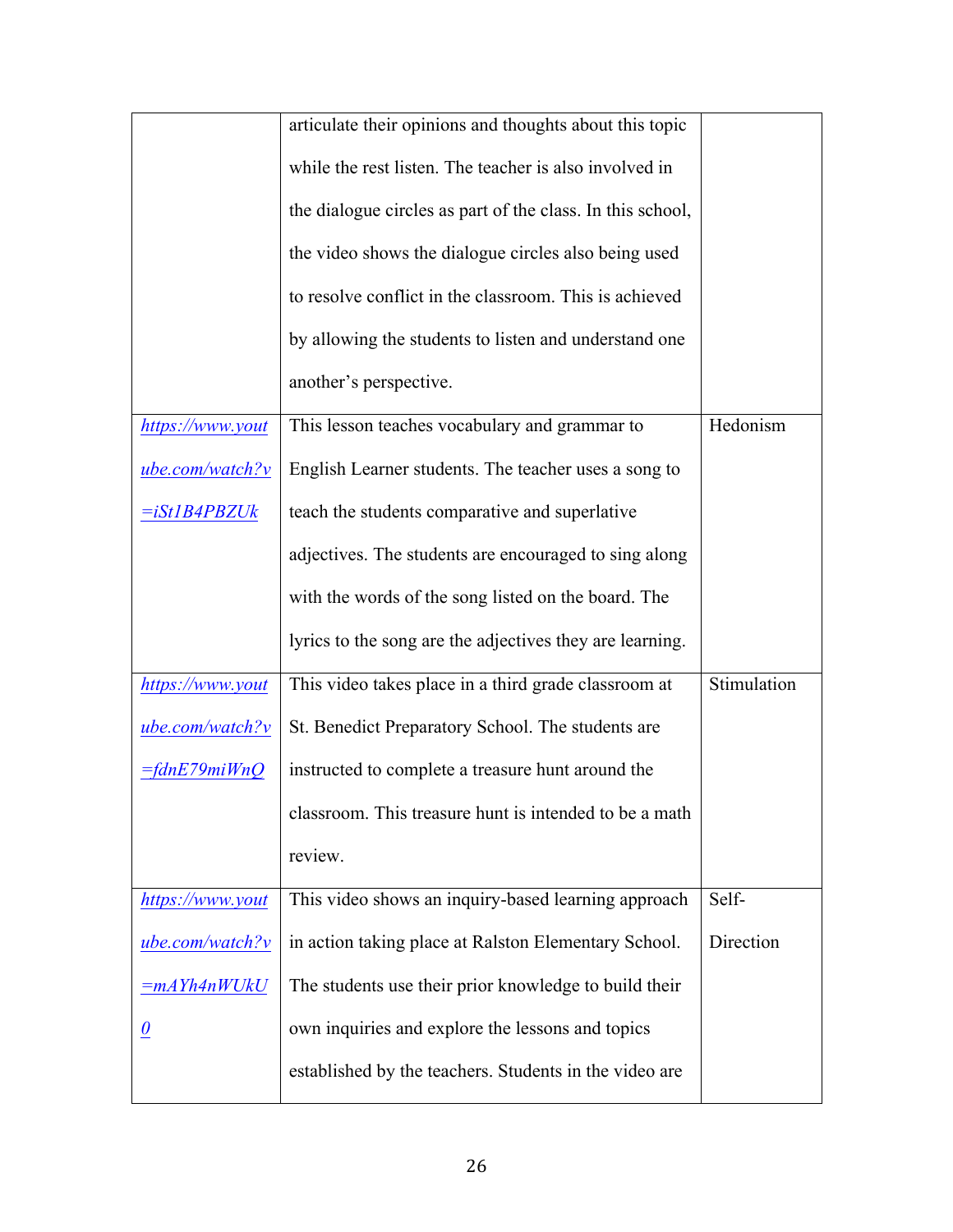| | | |
|---|---|---|
| | articulate their opinions and thoughts about this topic while the rest listen. The teacher is also involved in the dialogue circles as part of the class. In this school, the video shows the dialogue circles also being used to resolve conflict in the classroom. This is achieved by allowing the students to listen and understand one another's perspective. | |
| https://www.youtube.com/watch?v=iSt1B4PBZUk | This lesson teaches vocabulary and grammar to English Learner students. The teacher uses a song to teach the students comparative and superlative adjectives. The students are encouraged to sing along with the words of the song listed on the board. The lyrics to the song are the adjectives they are learning. | Hedonism |
| https://www.youtube.com/watch?v=fdnE79miWnQ | This video takes place in a third grade classroom at St. Benedict Preparatory School. The students are instructed to complete a treasure hunt around the classroom. This treasure hunt is intended to be a math review. | Stimulation |
| https://www.youtube.com/watch?v=mAYh4nWUkU0 | This video shows an inquiry-based learning approach in action taking place at Ralston Elementary School. The students use their prior knowledge to build their own inquiries and explore the lessons and topics established by the teachers. Students in the video are | Self-Direction |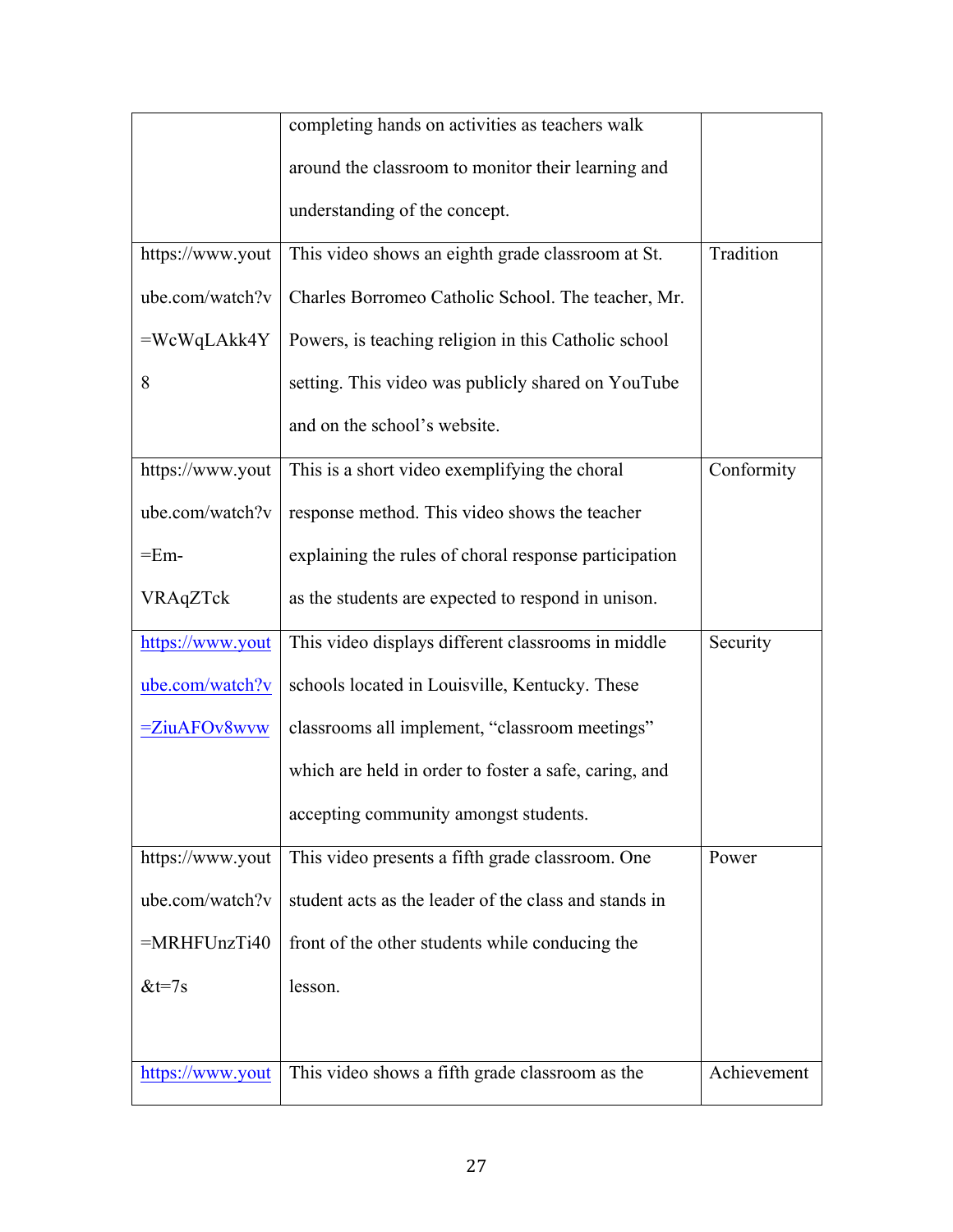| | | |
|---|---|---|
| | completing hands on activities as teachers walk around the classroom to monitor their learning and understanding of the concept. | |
| https://www.youtube.com/watch?v=WcWqLAkk4Y8 | This video shows an eighth grade classroom at St. Charles Borromeo Catholic School. The teacher, Mr. Powers, is teaching religion in this Catholic school setting. This video was publicly shared on YouTube and on the school's website. | Tradition |
| https://www.youtube.com/watch?v=Em-VRAqZTck | This is a short video exemplifying the choral response method. This video shows the teacher explaining the rules of choral response participation as the students are expected to respond in unison. | Conformity |
| https://www.youtube.com/watch?v=ZiuAFOv8wvw | This video displays different classrooms in middle schools located in Louisville, Kentucky. These classrooms all implement, "classroom meetings" which are held in order to foster a safe, caring, and accepting community amongst students. | Security |
| https://www.youtube.com/watch?v=MRHFUnzTi40&t=7s | This video presents a fifth grade classroom. One student acts as the leader of the class and stands in front of the other students while conducing the lesson. | Power |
| https://www.yout | This video shows a fifth grade classroom as the | Achievement |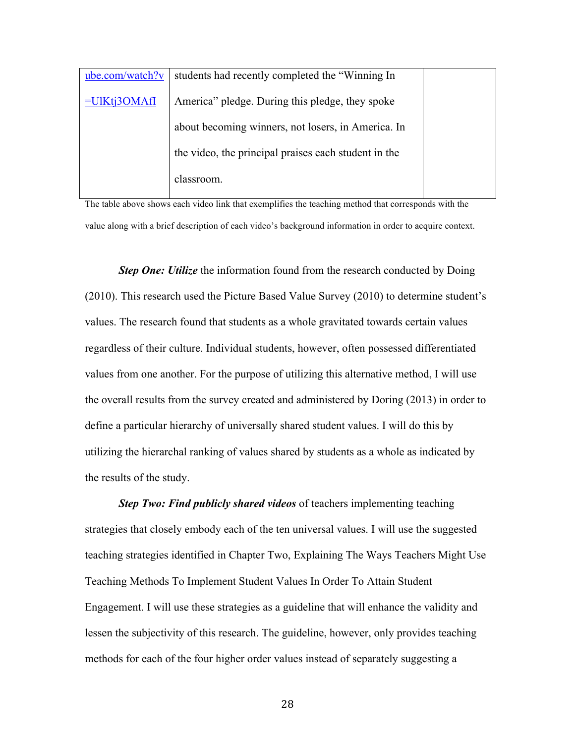| | | |
|---|---|---|
| ube.com/watch?v=UlKtj3OMAfI | students had recently completed the "Winning In America" pledge. During this pledge, they spoke about becoming winners, not losers, in America. In the video, the principal praises each student in the classroom. | |

The table above shows each video link that exemplifies the teaching method that corresponds with the value along with a brief description of each video's background information in order to acquire context.

***Step One: Utilize*** the information found from the research conducted by Doing (2010). This research used the Picture Based Value Survey (2010) to determine student's values. The research found that students as a whole gravitated towards certain values regardless of their culture. Individual students, however, often possessed differentiated values from one another. For the purpose of utilizing this alternative method, I will use the overall results from the survey created and administered by Doring (2013) in order to define a particular hierarchy of universally shared student values. I will do this by utilizing the hierarchal ranking of values shared by students as a whole as indicated by the results of the study.

***Step Two: Find publicly shared videos*** of teachers implementing teaching strategies that closely embody each of the ten universal values. I will use the suggested teaching strategies identified in Chapter Two, Explaining The Ways Teachers Might Use Teaching Methods To Implement Student Values In Order To Attain Student Engagement. I will use these strategies as a guideline that will enhance the validity and lessen the subjectivity of this research. The guideline, however, only provides teaching methods for each of the four higher order values instead of separately suggesting a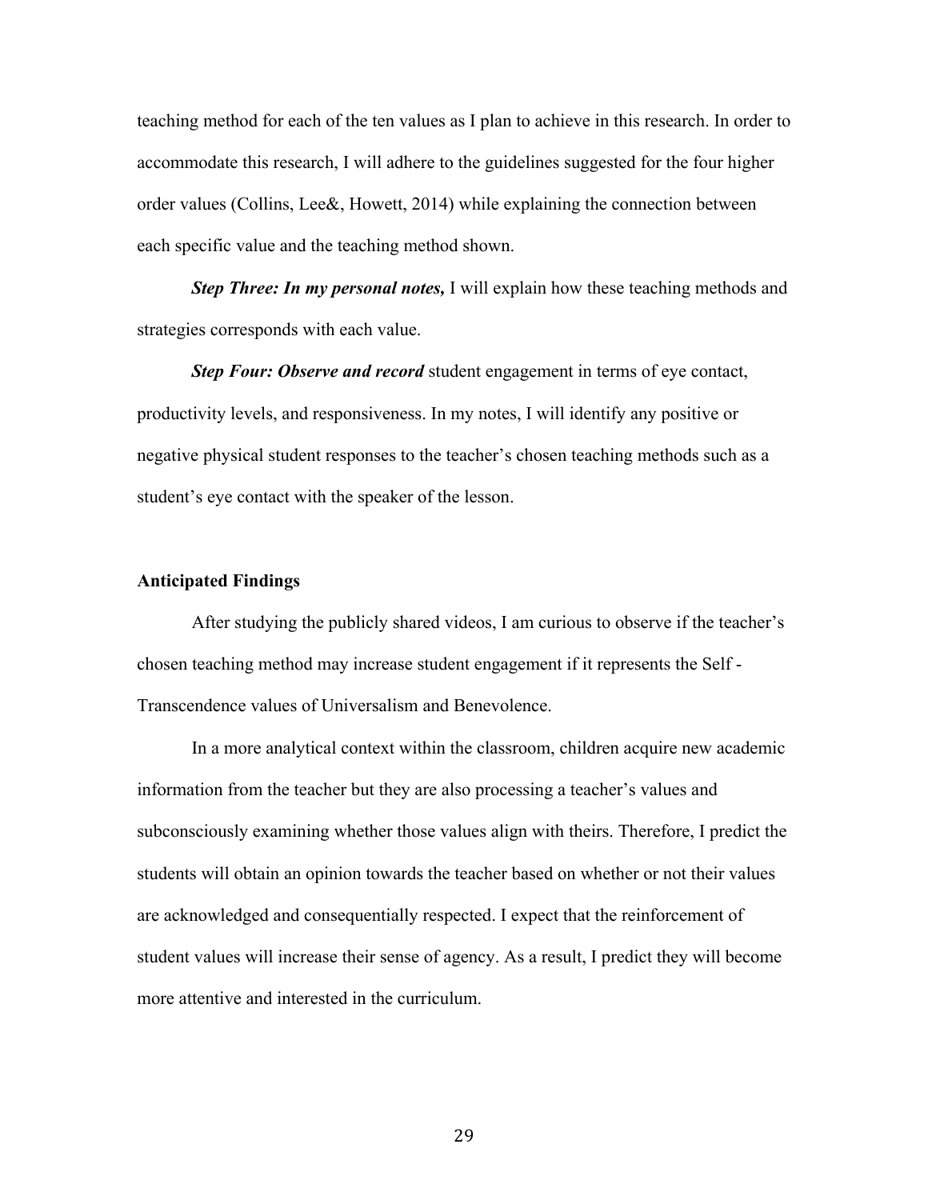teaching method for each of the ten values as I plan to achieve in this research. In order to accommodate this research, I will adhere to the guidelines suggested for the four higher order values (Collins, Lee&, Howett, 2014) while explaining the connection between each specific value and the teaching method shown.

***Step Three: In my personal notes,*** I will explain how these teaching methods and strategies corresponds with each value.

***Step Four: Observe and record*** student engagement in terms of eye contact, productivity levels, and responsiveness. In my notes, I will identify any positive or negative physical student responses to the teacher's chosen teaching methods such as a student's eye contact with the speaker of the lesson.

**Anticipated Findings**

After studying the publicly shared videos, I am curious to observe if the teacher's chosen teaching method may increase student engagement if it represents the Self - Transcendence values of Universalism and Benevolence.

In a more analytical context within the classroom, children acquire new academic information from the teacher but they are also processing a teacher's values and subconsciously examining whether those values align with theirs. Therefore, I predict the students will obtain an opinion towards the teacher based on whether or not their values are acknowledged and consequentially respected. I expect that the reinforcement of student values will increase their sense of agency. As a result, I predict they will become more attentive and interested in the curriculum.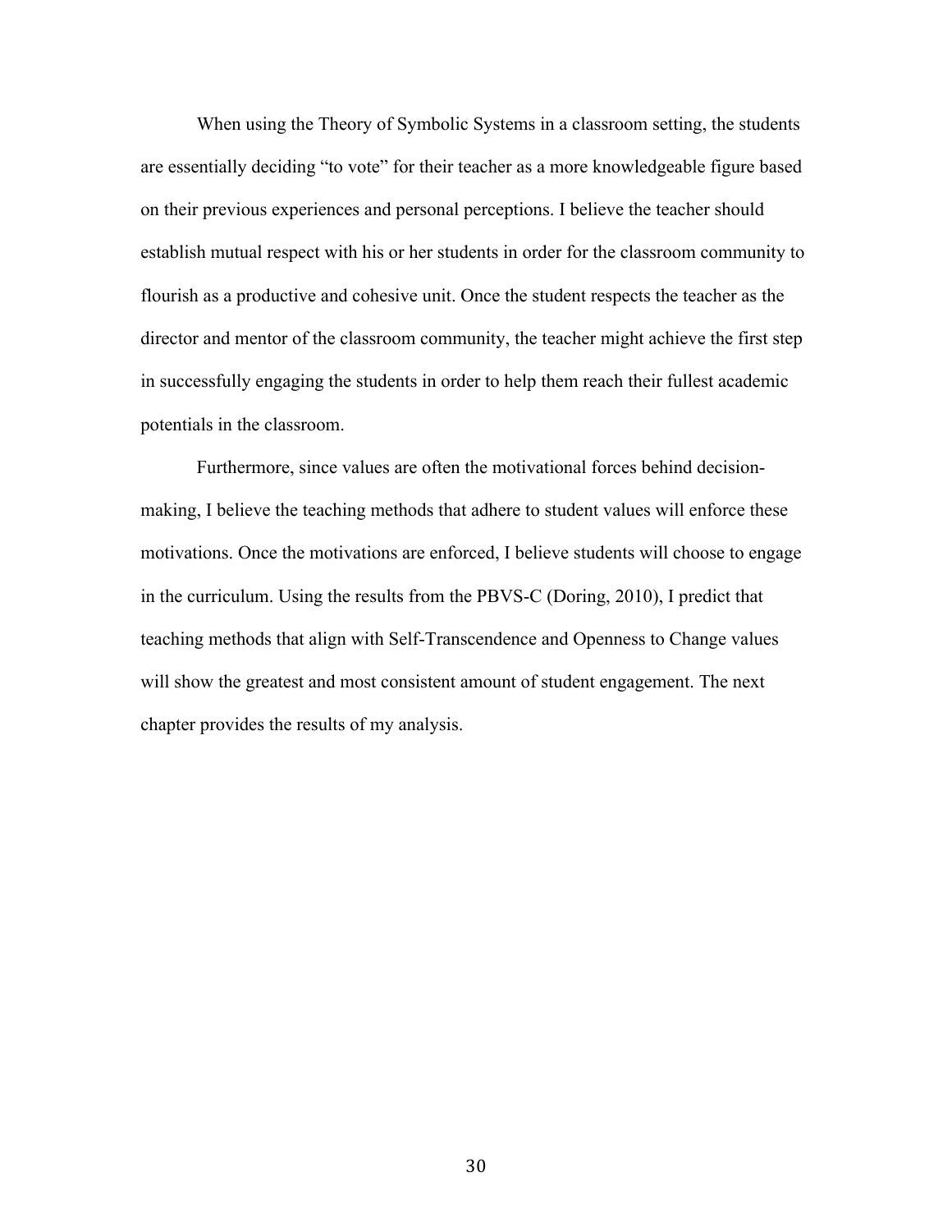When using the Theory of Symbolic Systems in a classroom setting, the students are essentially deciding "to vote" for their teacher as a more knowledgeable figure based on their previous experiences and personal perceptions. I believe the teacher should establish mutual respect with his or her students in order for the classroom community to flourish as a productive and cohesive unit. Once the student respects the teacher as the director and mentor of the classroom community, the teacher might achieve the first step in successfully engaging the students in order to help them reach their fullest academic potentials in the classroom.

Furthermore, since values are often the motivational forces behind decision-making, I believe the teaching methods that adhere to student values will enforce these motivations. Once the motivations are enforced, I believe students will choose to engage in the curriculum. Using the results from the PBVS-C (Doring, 2010), I predict that teaching methods that align with Self-Transcendence and Openness to Change values will show the greatest and most consistent amount of student engagement. The next chapter provides the results of my analysis.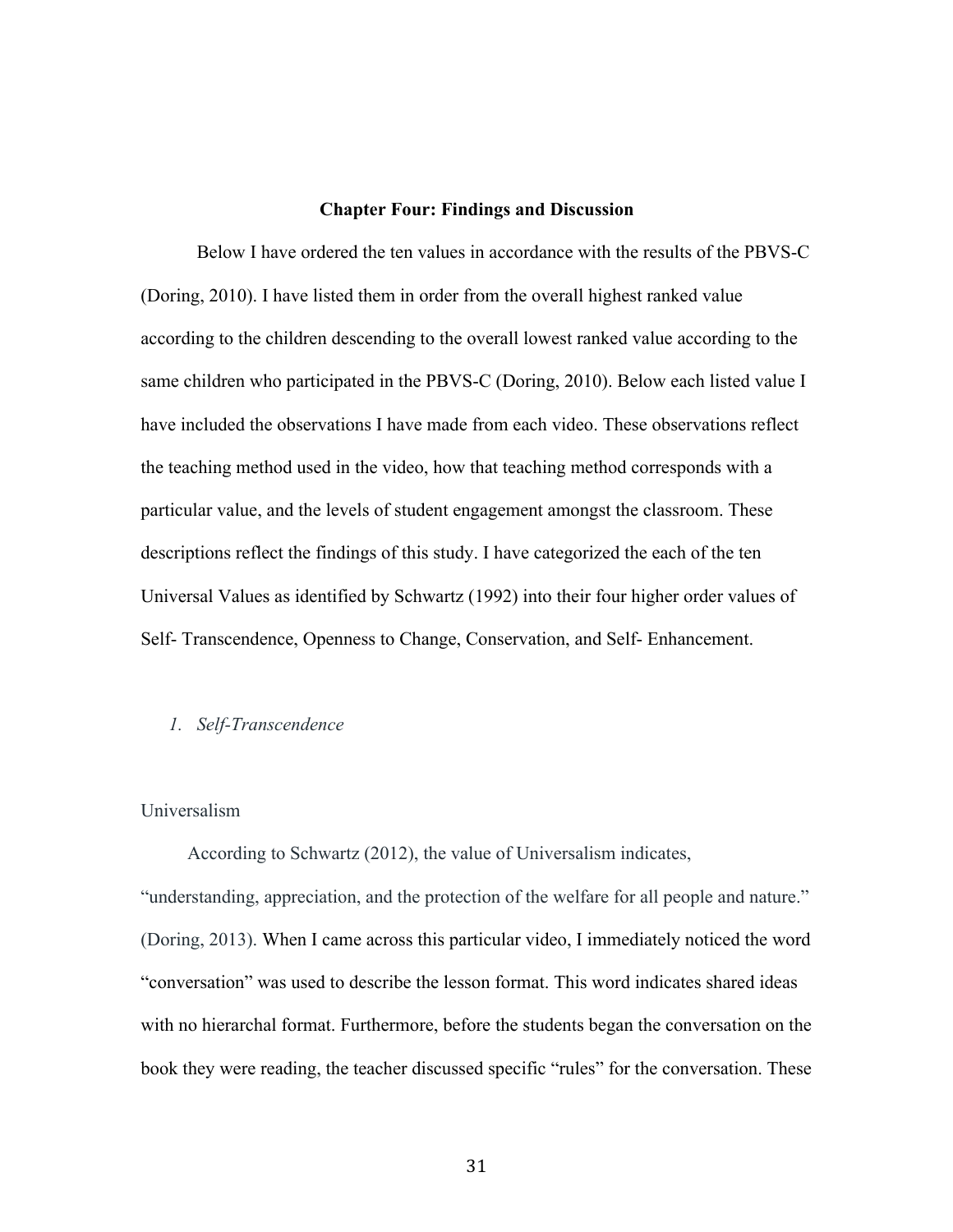## Chapter Four: Findings and Discussion

Below I have ordered the ten values in accordance with the results of the PBVS-C (Doring, 2010). I have listed them in order from the overall highest ranked value according to the children descending to the overall lowest ranked value according to the same children who participated in the PBVS-C (Doring, 2010). Below each listed value I have included the observations I have made from each video. These observations reflect the teaching method used in the video, how that teaching method corresponds with a particular value, and the levels of student engagement amongst the classroom. These descriptions reflect the findings of this study. I have categorized the each of the ten Universal Values as identified by Schwartz (1992) into their four higher order values of Self- Transcendence, Openness to Change, Conservation, and Self- Enhancement.

### *1. Self-Transcendence*

#### Universalism

According to Schwartz (2012), the value of Universalism indicates, "understanding, appreciation, and the protection of the welfare for all people and nature." (Doring, 2013). When I came across this particular video, I immediately noticed the word "conversation" was used to describe the lesson format. This word indicates shared ideas with no hierarchal format. Furthermore, before the students began the conversation on the book they were reading, the teacher discussed specific "rules" for the conversation. These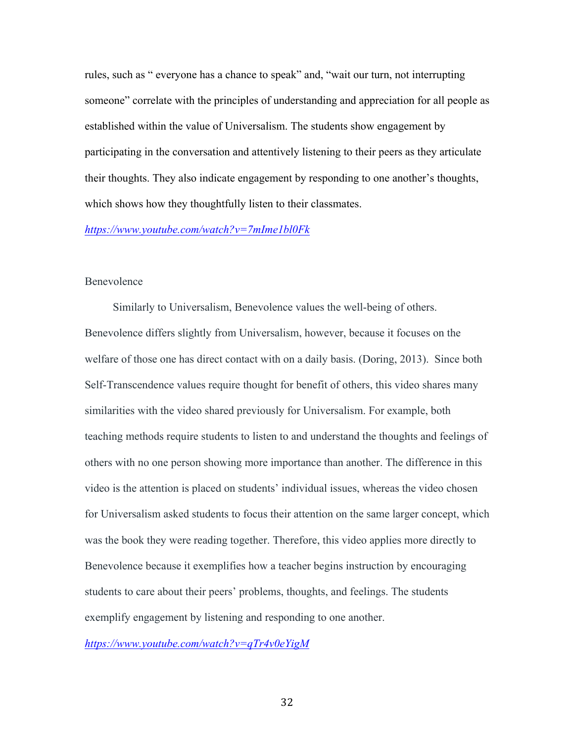rules, such as “ everyone has a chance to speak” and, “wait our turn, not interrupting someone” correlate with the principles of understanding and appreciation for all people as established within the value of Universalism. The students show engagement by participating in the conversation and attentively listening to their peers as they articulate their thoughts. They also indicate engagement by responding to one another’s thoughts, which shows how they thoughtfully listen to their classmates.

*https://www.youtube.com/watch?v=7mIme1bl0Fk*

### Benevolence

Similarly to Universalism, Benevolence values the well-being of others. Benevolence differs slightly from Universalism, however, because it focuses on the welfare of those one has direct contact with on a daily basis. (Doring, 2013). Since both Self-Transcendence values require thought for benefit of others, this video shares many similarities with the video shared previously for Universalism. For example, both teaching methods require students to listen to and understand the thoughts and feelings of others with no one person showing more importance than another. The difference in this video is the attention is placed on students’ individual issues, whereas the video chosen for Universalism asked students to focus their attention on the same larger concept, which was the book they were reading together. Therefore, this video applies more directly to Benevolence because it exemplifies how a teacher begins instruction by encouraging students to care about their peers’ problems, thoughts, and feelings. The students exemplify engagement by listening and responding to one another.

*https://www.youtube.com/watch?v=qTr4v0eYigM*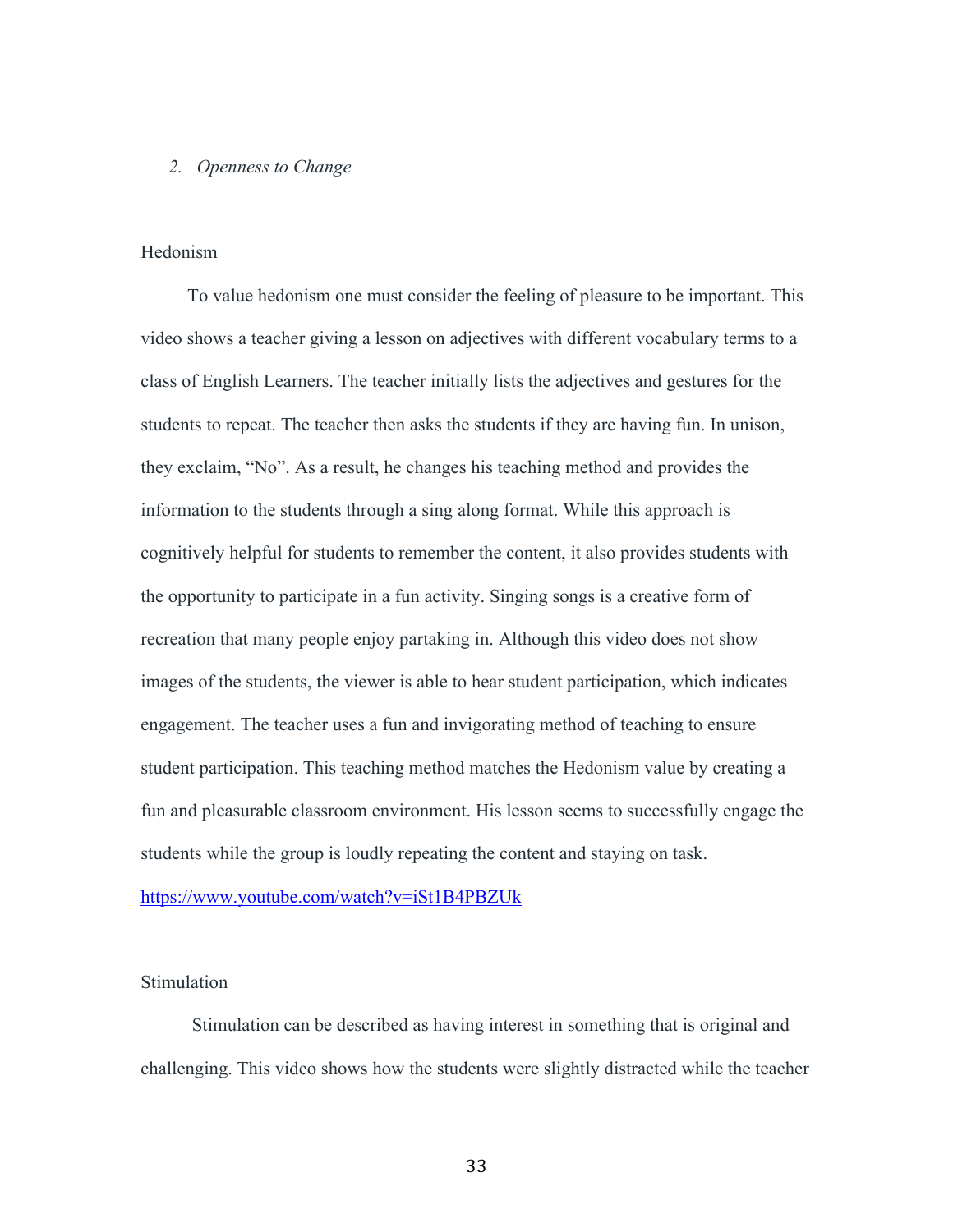## 2. *Openness to Change*

### Hedonism

To value hedonism one must consider the feeling of pleasure to be important. This video shows a teacher giving a lesson on adjectives with different vocabulary terms to a class of English Learners. The teacher initially lists the adjectives and gestures for the students to repeat. The teacher then asks the students if they are having fun. In unison, they exclaim, "No". As a result, he changes his teaching method and provides the information to the students through a sing along format. While this approach is cognitively helpful for students to remember the content, it also provides students with the opportunity to participate in a fun activity. Singing songs is a creative form of recreation that many people enjoy partaking in. Although this video does not show images of the students, the viewer is able to hear student participation, which indicates engagement. The teacher uses a fun and invigorating method of teaching to ensure student participation. This teaching method matches the Hedonism value by creating a fun and pleasurable classroom environment. His lesson seems to successfully engage the students while the group is loudly repeating the content and staying on task.

https://www.youtube.com/watch?v=iSt1B4PBZUk

### Stimulation

Stimulation can be described as having interest in something that is original and challenging. This video shows how the students were slightly distracted while the teacher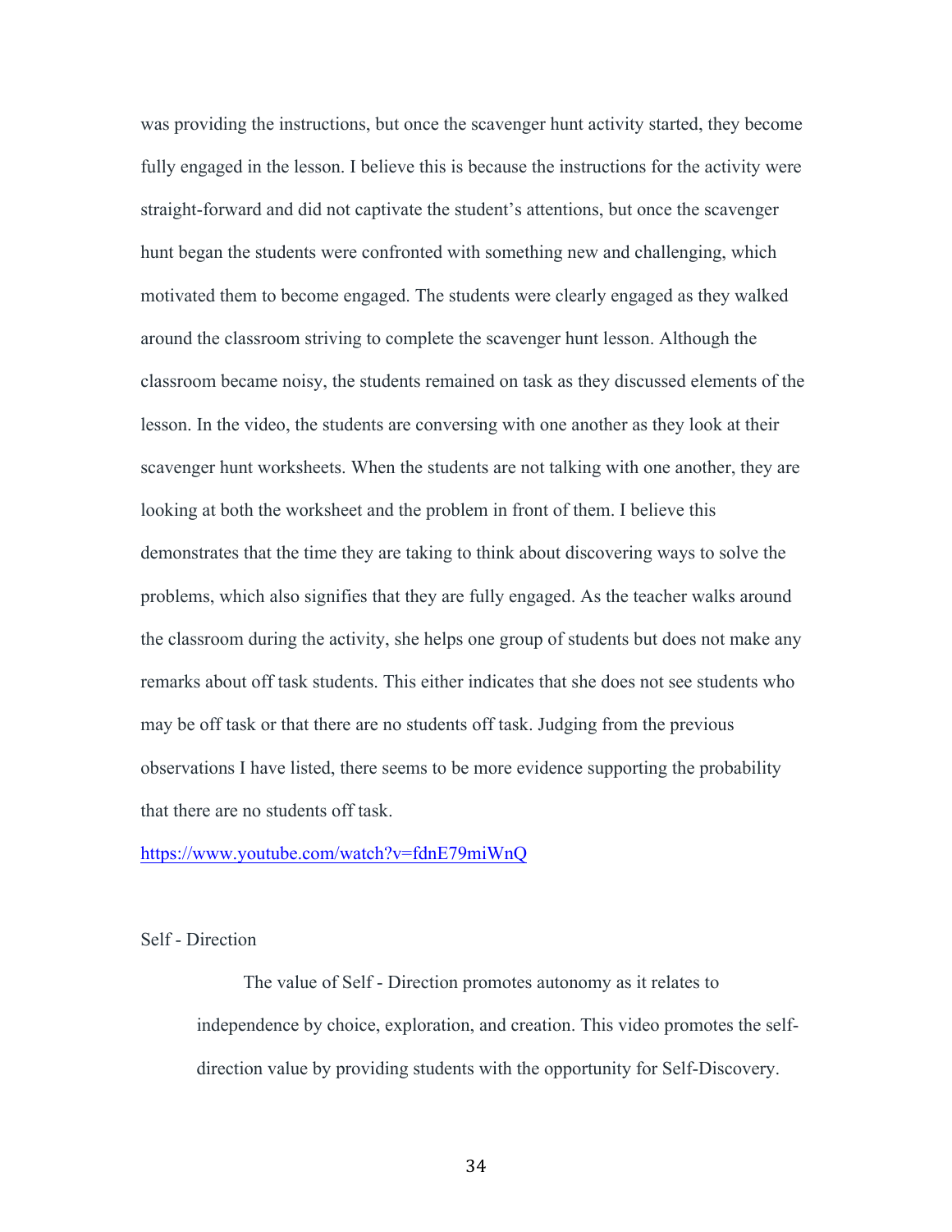was providing the instructions, but once the scavenger hunt activity started, they become fully engaged in the lesson. I believe this is because the instructions for the activity were straight-forward and did not captivate the student's attentions, but once the scavenger hunt began the students were confronted with something new and challenging, which motivated them to become engaged. The students were clearly engaged as they walked around the classroom striving to complete the scavenger hunt lesson. Although the classroom became noisy, the students remained on task as they discussed elements of the lesson. In the video, the students are conversing with one another as they look at their scavenger hunt worksheets. When the students are not talking with one another, they are looking at both the worksheet and the problem in front of them. I believe this demonstrates that the time they are taking to think about discovering ways to solve the problems, which also signifies that they are fully engaged. As the teacher walks around the classroom during the activity, she helps one group of students but does not make any remarks about off task students. This either indicates that she does not see students who may be off task or that there are no students off task. Judging from the previous observations I have listed, there seems to be more evidence supporting the probability that there are no students off task.

https://www.youtube.com/watch?v=fdnE79miWnQ

Self - Direction

> The value of Self - Direction promotes autonomy as it relates to independence by choice, exploration, and creation. This video promotes the self-direction value by providing students with the opportunity for Self-Discovery.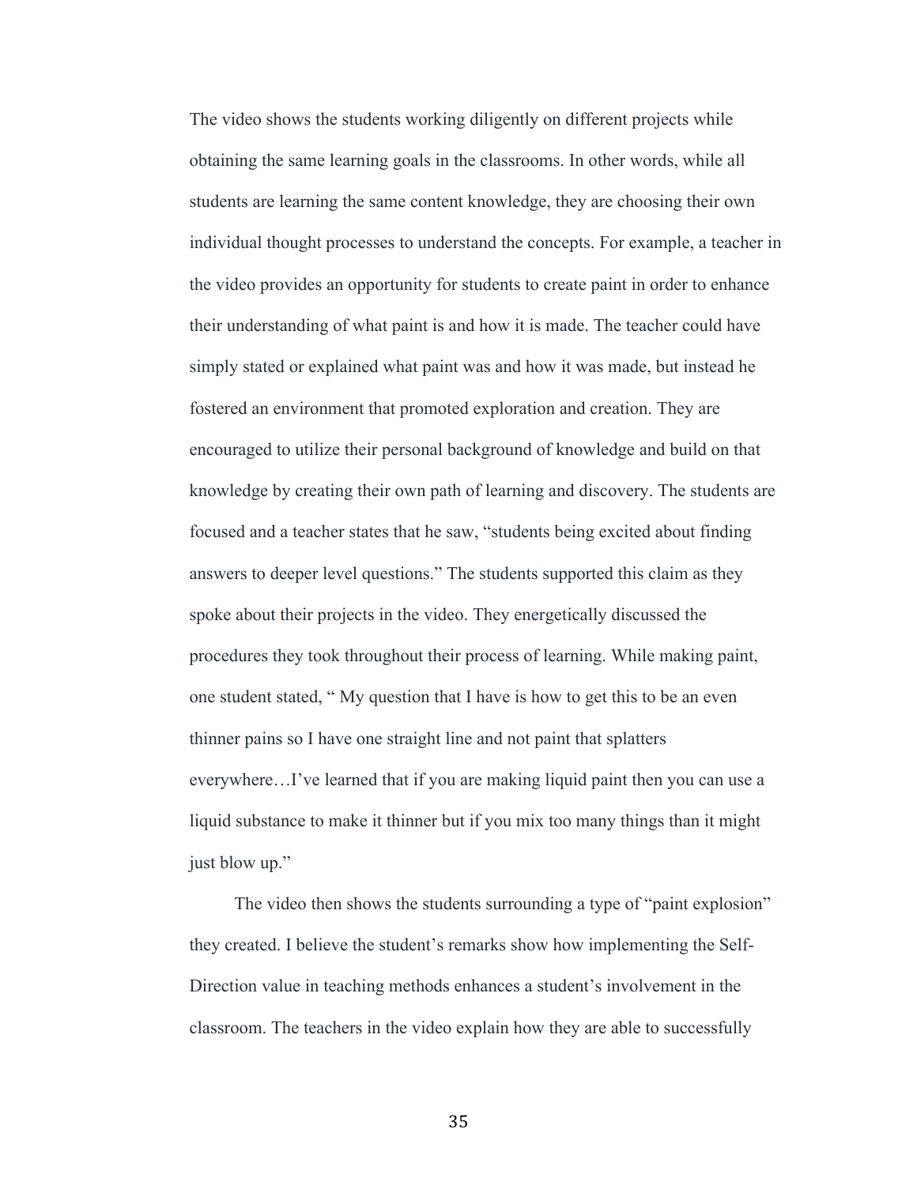The video shows the students working diligently on different projects while obtaining the same learning goals in the classrooms. In other words, while all students are learning the same content knowledge, they are choosing their own individual thought processes to understand the concepts. For example, a teacher in the video provides an opportunity for students to create paint in order to enhance their understanding of what paint is and how it is made. The teacher could have simply stated or explained what paint was and how it was made, but instead he fostered an environment that promoted exploration and creation. They are encouraged to utilize their personal background of knowledge and build on that knowledge by creating their own path of learning and discovery. The students are focused and a teacher states that he saw, "students being excited about finding answers to deeper level questions." The students supported this claim as they spoke about their projects in the video. They energetically discussed the procedures they took throughout their process of learning. While making paint, one student stated, " My question that I have is how to get this to be an even thinner pains so I have one straight line and not paint that splatters everywhere…I've learned that if you are making liquid paint then you can use a liquid substance to make it thinner but if you mix too many things than it might just blow up."

The video then shows the students surrounding a type of "paint explosion" they created. I believe the student's remarks show how implementing the Self-Direction value in teaching methods enhances a student's involvement in the classroom. The teachers in the video explain how they are able to successfully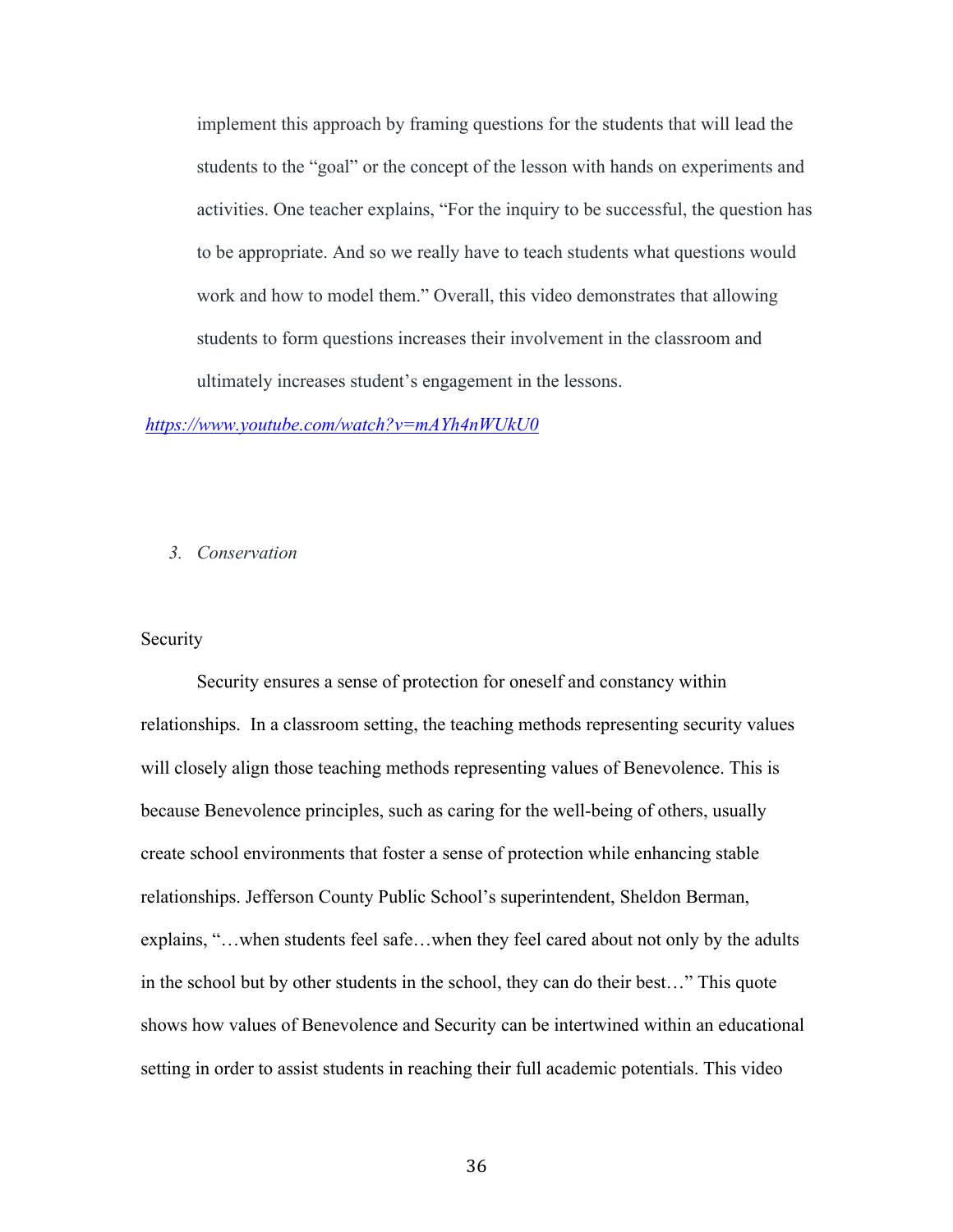implement this approach by framing questions for the students that will lead the students to the "goal" or the concept of the lesson with hands on experiments and activities. One teacher explains, "For the inquiry to be successful, the question has to be appropriate. And so we really have to teach students what questions would work and how to model them." Overall, this video demonstrates that allowing students to form questions increases their involvement in the classroom and ultimately increases student's engagement in the lessons.

*https://www.youtube.com/watch?v=mAYh4nWUkU0*

3. *Conservation*

Security

Security ensures a sense of protection for oneself and constancy within relationships. In a classroom setting, the teaching methods representing security values will closely align those teaching methods representing values of Benevolence. This is because Benevolence principles, such as caring for the well-being of others, usually create school environments that foster a sense of protection while enhancing stable relationships. Jefferson County Public School's superintendent, Sheldon Berman, explains, "…when students feel safe…when they feel cared about not only by the adults in the school but by other students in the school, they can do their best…" This quote shows how values of Benevolence and Security can be intertwined within an educational setting in order to assist students in reaching their full academic potentials. This video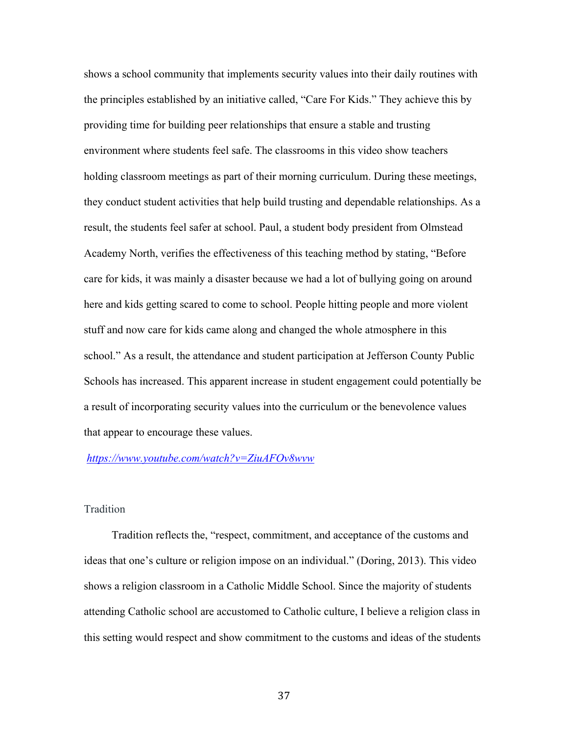shows a school community that implements security values into their daily routines with the principles established by an initiative called, "Care For Kids." They achieve this by providing time for building peer relationships that ensure a stable and trusting environment where students feel safe. The classrooms in this video show teachers holding classroom meetings as part of their morning curriculum. During these meetings, they conduct student activities that help build trusting and dependable relationships. As a result, the students feel safer at school. Paul, a student body president from Olmstead Academy North, verifies the effectiveness of this teaching method by stating, "Before care for kids, it was mainly a disaster because we had a lot of bullying going on around here and kids getting scared to come to school. People hitting people and more violent stuff and now care for kids came along and changed the whole atmosphere in this school." As a result, the attendance and student participation at Jefferson County Public Schools has increased. This apparent increase in student engagement could potentially be a result of incorporating security values into the curriculum or the benevolence values that appear to encourage these values.

*https://www.youtube.com/watch?v=ZiuAFOv8wvw*

### Tradition

Tradition reflects the, "respect, commitment, and acceptance of the customs and ideas that one's culture or religion impose on an individual." (Doring, 2013). This video shows a religion classroom in a Catholic Middle School. Since the majority of students attending Catholic school are accustomed to Catholic culture, I believe a religion class in this setting would respect and show commitment to the customs and ideas of the students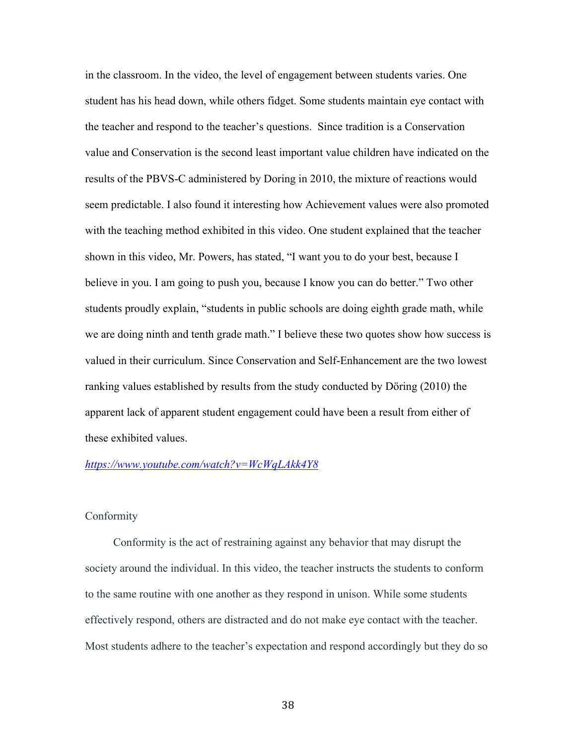in the classroom. In the video, the level of engagement between students varies. One student has his head down, while others fidget. Some students maintain eye contact with the teacher and respond to the teacher's questions. Since tradition is a Conservation value and Conservation is the second least important value children have indicated on the results of the PBVS-C administered by Doring in 2010, the mixture of reactions would seem predictable. I also found it interesting how Achievement values were also promoted with the teaching method exhibited in this video. One student explained that the teacher shown in this video, Mr. Powers, has stated, "I want you to do your best, because I believe in you. I am going to push you, because I know you can do better." Two other students proudly explain, "students in public schools are doing eighth grade math, while we are doing ninth and tenth grade math." I believe these two quotes show how success is valued in their curriculum. Since Conservation and Self-Enhancement are the two lowest ranking values established by results from the study conducted by Döring (2010) the apparent lack of apparent student engagement could have been a result from either of these exhibited values.

*https://www.youtube.com/watch?v=WcWqLAkk4Y8*

Conformity

Conformity is the act of restraining against any behavior that may disrupt the society around the individual. In this video, the teacher instructs the students to conform to the same routine with one another as they respond in unison. While some students effectively respond, others are distracted and do not make eye contact with the teacher. Most students adhere to the teacher's expectation and respond accordingly but they do so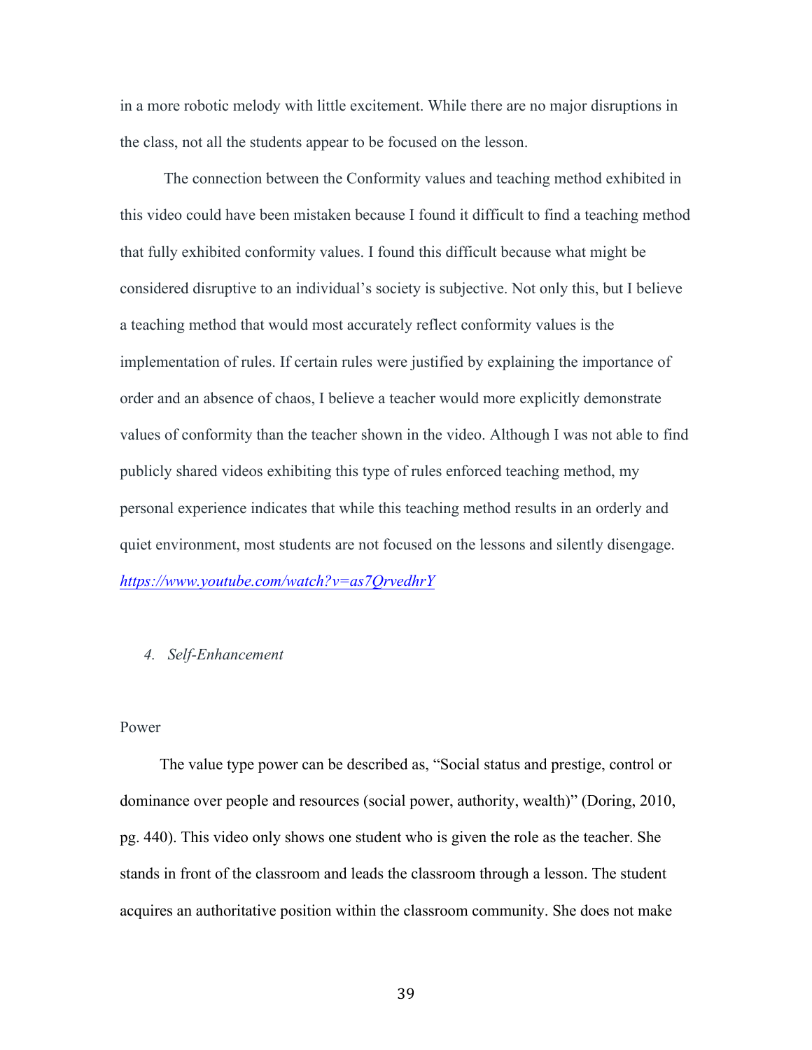in a more robotic melody with little excitement. While there are no major disruptions in the class, not all the students appear to be focused on the lesson.

The connection between the Conformity values and teaching method exhibited in this video could have been mistaken because I found it difficult to find a teaching method that fully exhibited conformity values. I found this difficult because what might be considered disruptive to an individual's society is subjective. Not only this, but I believe a teaching method that would most accurately reflect conformity values is the implementation of rules. If certain rules were justified by explaining the importance of order and an absence of chaos, I believe a teacher would more explicitly demonstrate values of conformity than the teacher shown in the video. Although I was not able to find publicly shared videos exhibiting this type of rules enforced teaching method, my personal experience indicates that while this teaching method results in an orderly and quiet environment, most students are not focused on the lessons and silently disengage.
*https://www.youtube.com/watch?v=as7QrvedhrY*

4. *Self-Enhancement*

Power

The value type power can be described as, "Social status and prestige, control or dominance over people and resources (social power, authority, wealth)" (Doring, 2010, pg. 440). This video only shows one student who is given the role as the teacher. She stands in front of the classroom and leads the classroom through a lesson. The student acquires an authoritative position within the classroom community. She does not make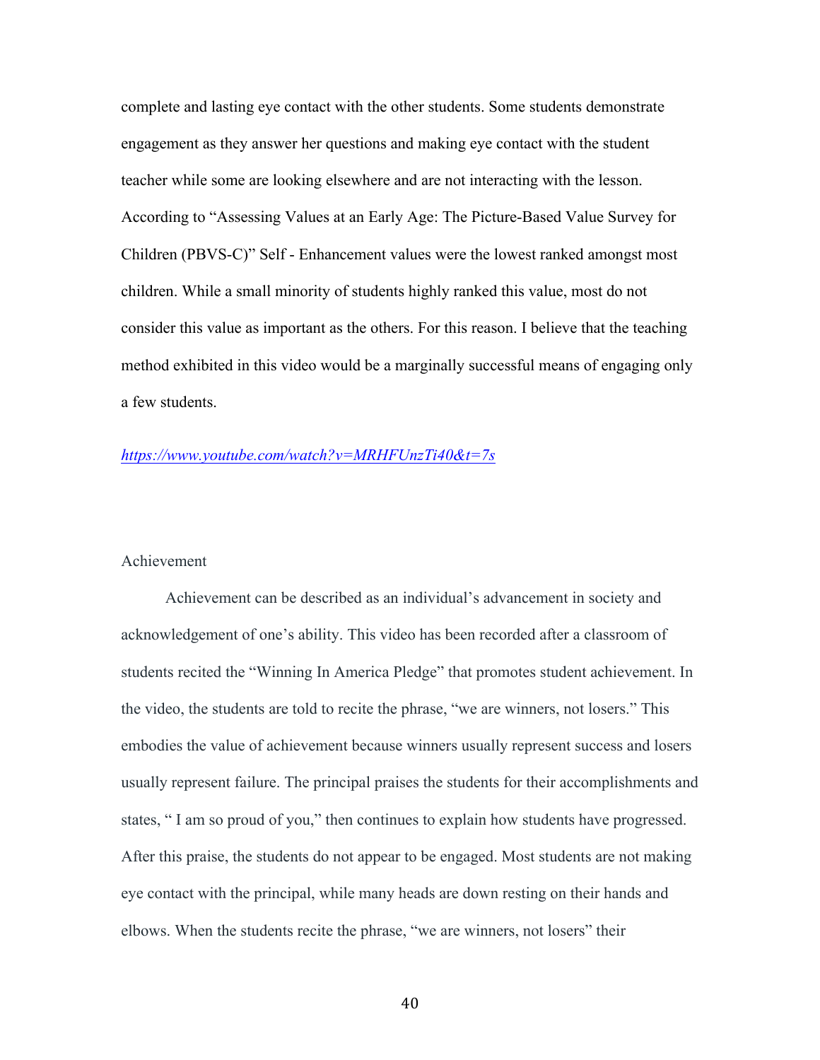complete and lasting eye contact with the other students. Some students demonstrate engagement as they answer her questions and making eye contact with the student teacher while some are looking elsewhere and are not interacting with the lesson. According to "Assessing Values at an Early Age: The Picture-Based Value Survey for Children (PBVS-C)" Self - Enhancement values were the lowest ranked amongst most children. While a small minority of students highly ranked this value, most do not consider this value as important as the others. For this reason. I believe that the teaching method exhibited in this video would be a marginally successful means of engaging only a few students.

*https://www.youtube.com/watch?v=MRHFUnzTi40&t=7s*

Achievement

Achievement can be described as an individual's advancement in society and acknowledgement of one's ability. This video has been recorded after a classroom of students recited the "Winning In America Pledge" that promotes student achievement. In the video, the students are told to recite the phrase, "we are winners, not losers." This embodies the value of achievement because winners usually represent success and losers usually represent failure. The principal praises the students for their accomplishments and states, " I am so proud of you," then continues to explain how students have progressed. After this praise, the students do not appear to be engaged. Most students are not making eye contact with the principal, while many heads are down resting on their hands and elbows. When the students recite the phrase, "we are winners, not losers" their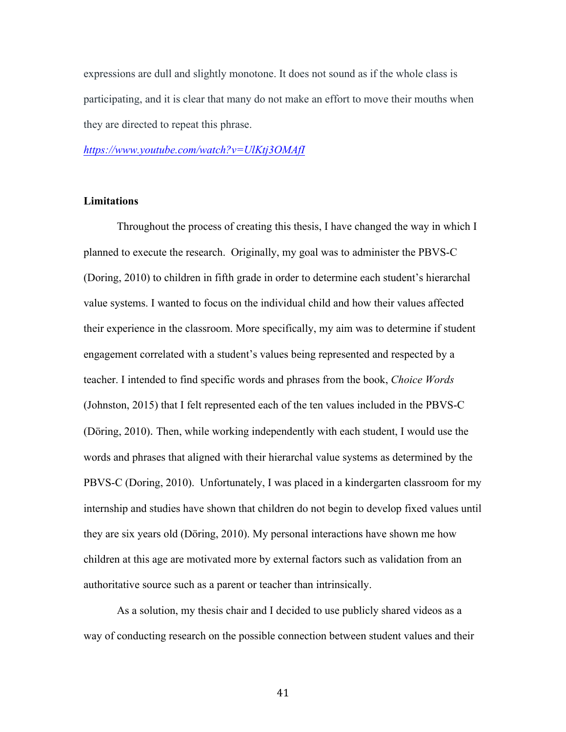expressions are dull and slightly monotone. It does not sound as if the whole class is participating, and it is clear that many do not make an effort to move their mouths when they are directed to repeat this phrase.

https://www.youtube.com/watch?v=UlKtj3OMAfI

**Limitations**

Throughout the process of creating this thesis, I have changed the way in which I planned to execute the research. Originally, my goal was to administer the PBVS-C (Doring, 2010) to children in fifth grade in order to determine each student's hierarchal value systems. I wanted to focus on the individual child and how their values affected their experience in the classroom. More specifically, my aim was to determine if student engagement correlated with a student's values being represented and respected by a teacher. I intended to find specific words and phrases from the book, *Choice Words* (Johnston, 2015) that I felt represented each of the ten values included in the PBVS-C (Döring, 2010). Then, while working independently with each student, I would use the words and phrases that aligned with their hierarchal value systems as determined by the PBVS-C (Doring, 2010). Unfortunately, I was placed in a kindergarten classroom for my internship and studies have shown that children do not begin to develop fixed values until they are six years old (Döring, 2010). My personal interactions have shown me how children at this age are motivated more by external factors such as validation from an authoritative source such as a parent or teacher than intrinsically.

As a solution, my thesis chair and I decided to use publicly shared videos as a way of conducting research on the possible connection between student values and their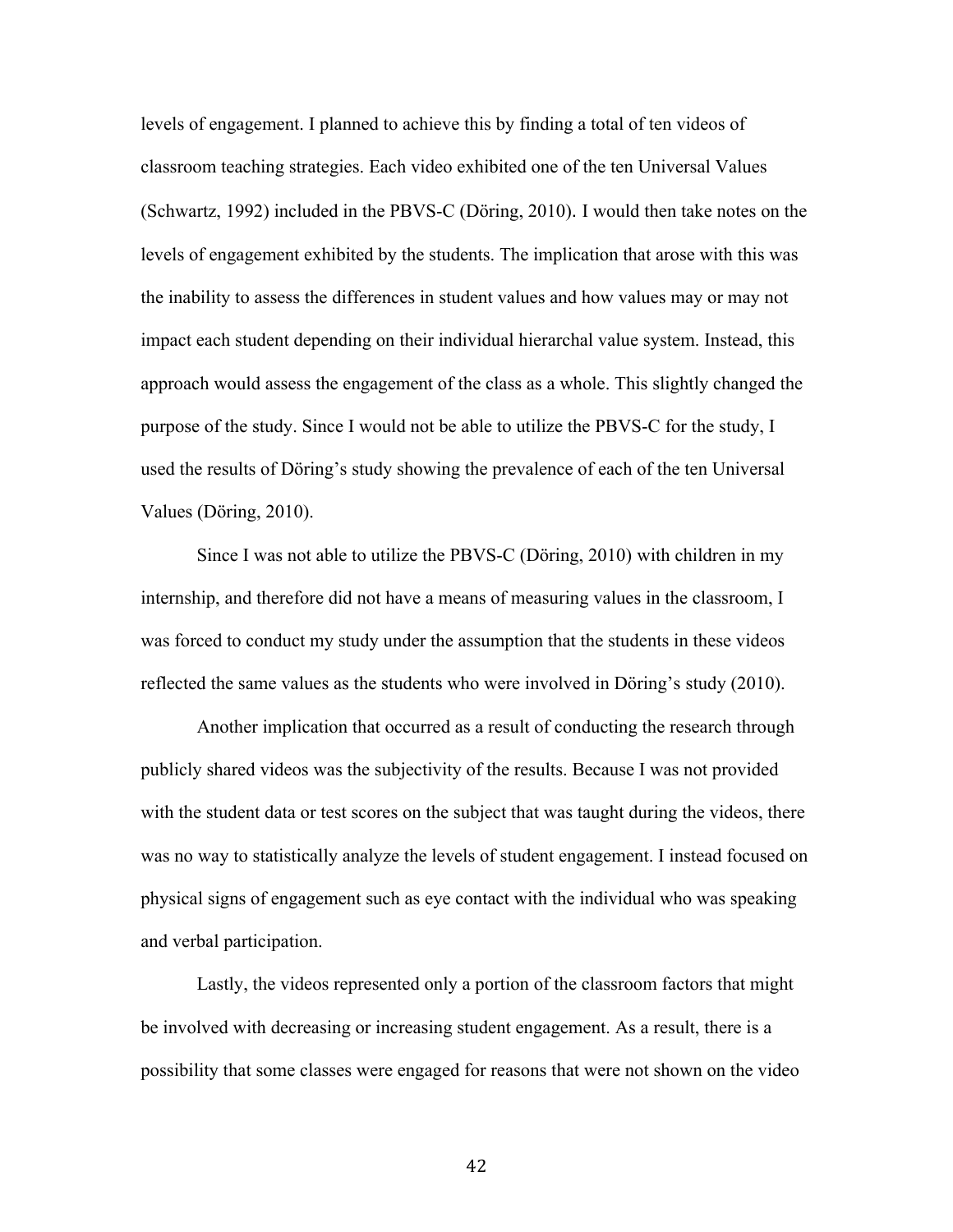levels of engagement. I planned to achieve this by finding a total of ten videos of classroom teaching strategies. Each video exhibited one of the ten Universal Values (Schwartz, 1992) included in the PBVS-C (Döring, 2010). I would then take notes on the levels of engagement exhibited by the students. The implication that arose with this was the inability to assess the differences in student values and how values may or may not impact each student depending on their individual hierarchal value system. Instead, this approach would assess the engagement of the class as a whole. This slightly changed the purpose of the study. Since I would not be able to utilize the PBVS-C for the study, I used the results of Döring's study showing the prevalence of each of the ten Universal Values (Döring, 2010).

Since I was not able to utilize the PBVS-C (Döring, 2010) with children in my internship, and therefore did not have a means of measuring values in the classroom, I was forced to conduct my study under the assumption that the students in these videos reflected the same values as the students who were involved in Döring's study (2010).

Another implication that occurred as a result of conducting the research through publicly shared videos was the subjectivity of the results. Because I was not provided with the student data or test scores on the subject that was taught during the videos, there was no way to statistically analyze the levels of student engagement. I instead focused on physical signs of engagement such as eye contact with the individual who was speaking and verbal participation.

Lastly, the videos represented only a portion of the classroom factors that might be involved with decreasing or increasing student engagement. As a result, there is a possibility that some classes were engaged for reasons that were not shown on the video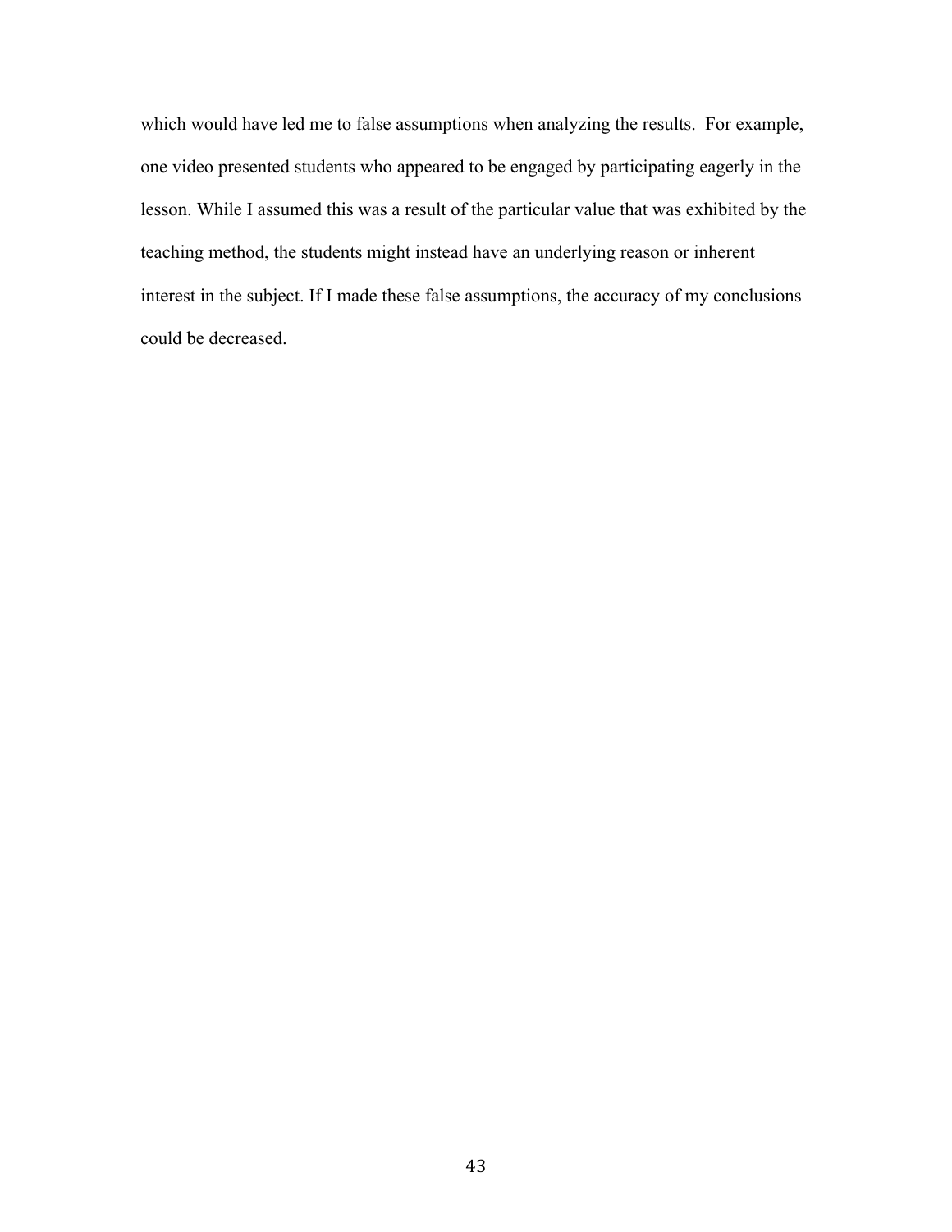which would have led me to false assumptions when analyzing the results. For example, one video presented students who appeared to be engaged by participating eagerly in the lesson. While I assumed this was a result of the particular value that was exhibited by the teaching method, the students might instead have an underlying reason or inherent interest in the subject. If I made these false assumptions, the accuracy of my conclusions could be decreased.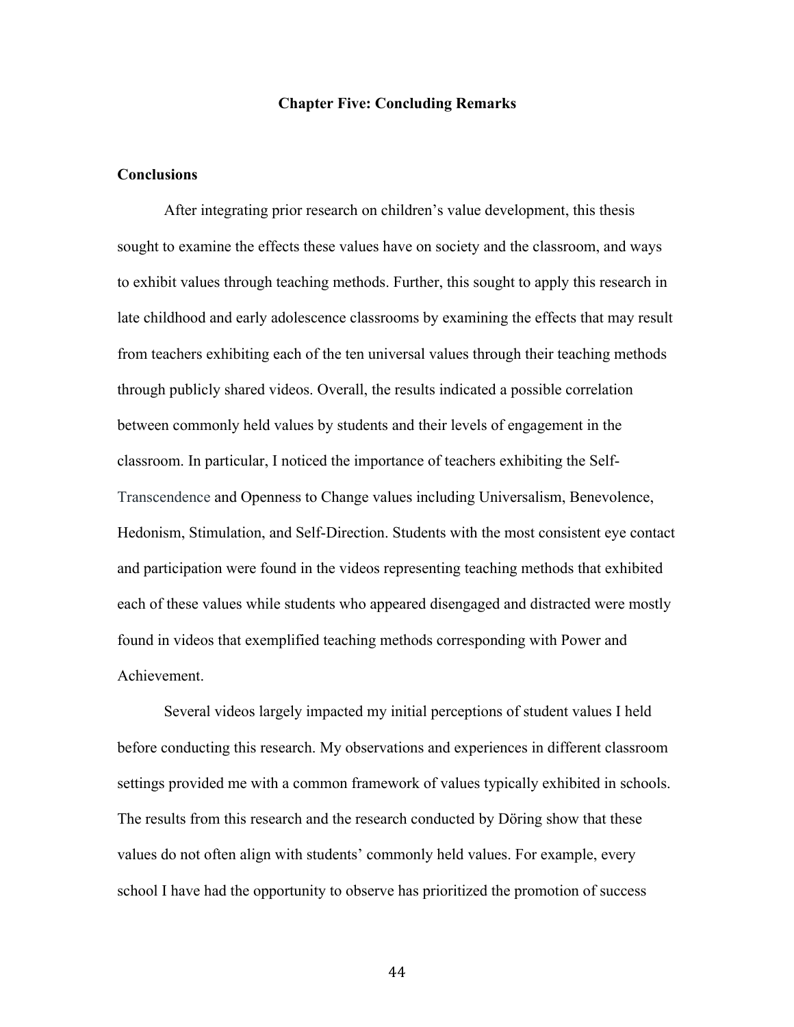# Chapter Five: Concluding Remarks

## Conclusions

After integrating prior research on children's value development, this thesis sought to examine the effects these values have on society and the classroom, and ways to exhibit values through teaching methods. Further, this sought to apply this research in late childhood and early adolescence classrooms by examining the effects that may result from teachers exhibiting each of the ten universal values through their teaching methods through publicly shared videos. Overall, the results indicated a possible correlation between commonly held values by students and their levels of engagement in the classroom. In particular, I noticed the importance of teachers exhibiting the Self-Transcendence and Openness to Change values including Universalism, Benevolence, Hedonism, Stimulation, and Self-Direction. Students with the most consistent eye contact and participation were found in the videos representing teaching methods that exhibited each of these values while students who appeared disengaged and distracted were mostly found in videos that exemplified teaching methods corresponding with Power and Achievement.

Several videos largely impacted my initial perceptions of student values I held before conducting this research. My observations and experiences in different classroom settings provided me with a common framework of values typically exhibited in schools. The results from this research and the research conducted by Döring show that these values do not often align with students' commonly held values. For example, every school I have had the opportunity to observe has prioritized the promotion of success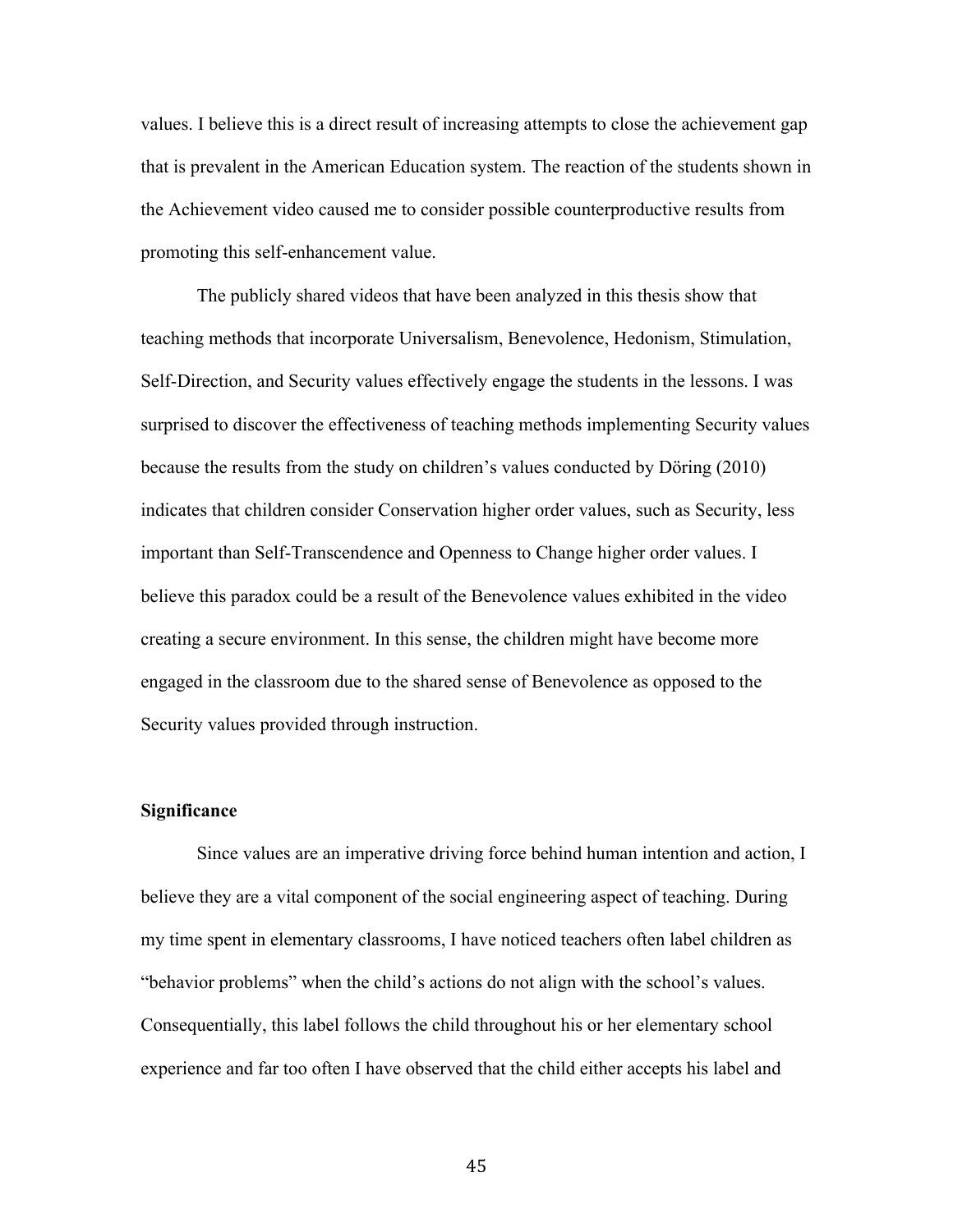values. I believe this is a direct result of increasing attempts to close the achievement gap that is prevalent in the American Education system. The reaction of the students shown in the Achievement video caused me to consider possible counterproductive results from promoting this self-enhancement value.

The publicly shared videos that have been analyzed in this thesis show that teaching methods that incorporate Universalism, Benevolence, Hedonism, Stimulation, Self-Direction, and Security values effectively engage the students in the lessons. I was surprised to discover the effectiveness of teaching methods implementing Security values because the results from the study on children's values conducted by Döring (2010) indicates that children consider Conservation higher order values, such as Security, less important than Self-Transcendence and Openness to Change higher order values. I believe this paradox could be a result of the Benevolence values exhibited in the video creating a secure environment. In this sense, the children might have become more engaged in the classroom due to the shared sense of Benevolence as opposed to the Security values provided through instruction.

**Significance**

Since values are an imperative driving force behind human intention and action, I believe they are a vital component of the social engineering aspect of teaching. During my time spent in elementary classrooms, I have noticed teachers often label children as "behavior problems" when the child's actions do not align with the school's values. Consequentially, this label follows the child throughout his or her elementary school experience and far too often I have observed that the child either accepts his label and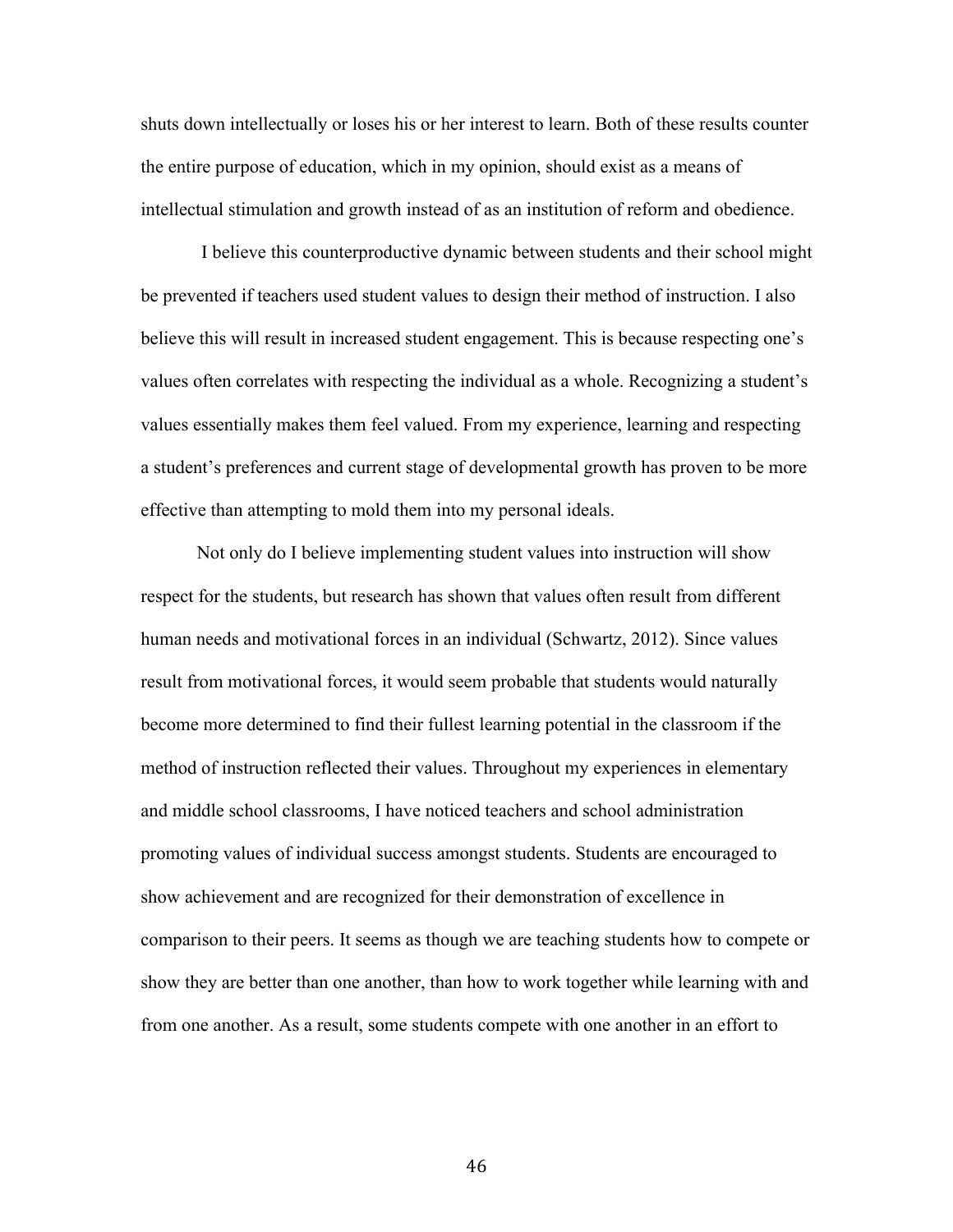shuts down intellectually or loses his or her interest to learn. Both of these results counter the entire purpose of education, which in my opinion, should exist as a means of intellectual stimulation and growth instead of as an institution of reform and obedience.

I believe this counterproductive dynamic between students and their school might be prevented if teachers used student values to design their method of instruction. I also believe this will result in increased student engagement. This is because respecting one's values often correlates with respecting the individual as a whole. Recognizing a student's values essentially makes them feel valued. From my experience, learning and respecting a student's preferences and current stage of developmental growth has proven to be more effective than attempting to mold them into my personal ideals.

Not only do I believe implementing student values into instruction will show respect for the students, but research has shown that values often result from different human needs and motivational forces in an individual (Schwartz, 2012). Since values result from motivational forces, it would seem probable that students would naturally become more determined to find their fullest learning potential in the classroom if the method of instruction reflected their values. Throughout my experiences in elementary and middle school classrooms, I have noticed teachers and school administration promoting values of individual success amongst students. Students are encouraged to show achievement and are recognized for their demonstration of excellence in comparison to their peers. It seems as though we are teaching students how to compete or show they are better than one another, than how to work together while learning with and from one another. As a result, some students compete with one another in an effort to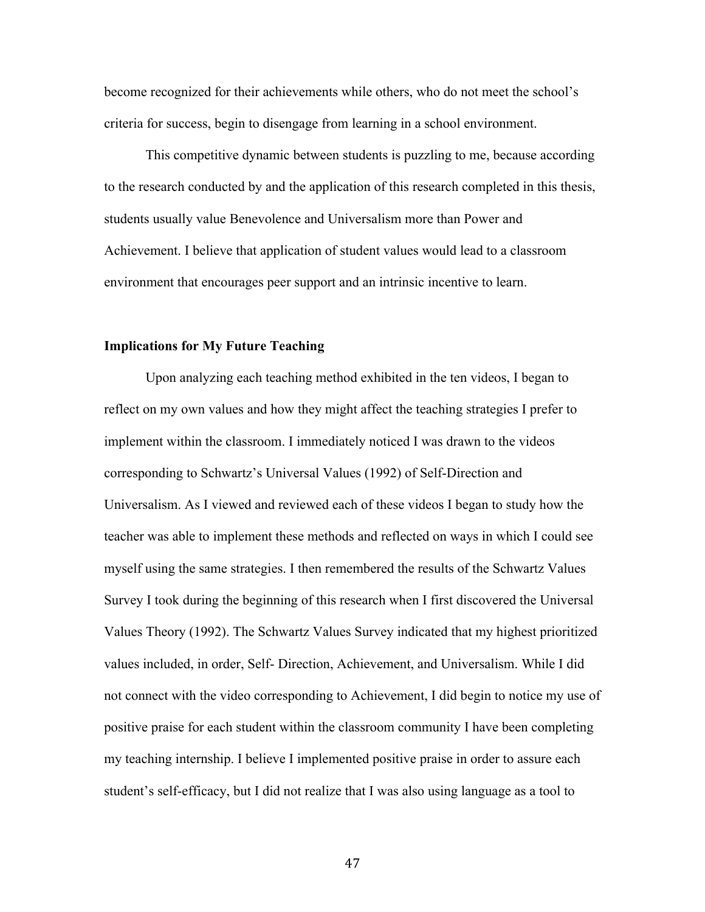become recognized for their achievements while others, who do not meet the school's criteria for success, begin to disengage from learning in a school environment.

This competitive dynamic between students is puzzling to me, because according to the research conducted by and the application of this research completed in this thesis, students usually value Benevolence and Universalism more than Power and Achievement. I believe that application of student values would lead to a classroom environment that encourages peer support and an intrinsic incentive to learn.

### Implications for My Future Teaching

Upon analyzing each teaching method exhibited in the ten videos, I began to reflect on my own values and how they might affect the teaching strategies I prefer to implement within the classroom. I immediately noticed I was drawn to the videos corresponding to Schwartz's Universal Values (1992) of Self-Direction and Universalism. As I viewed and reviewed each of these videos I began to study how the teacher was able to implement these methods and reflected on ways in which I could see myself using the same strategies. I then remembered the results of the Schwartz Values Survey I took during the beginning of this research when I first discovered the Universal Values Theory (1992). The Schwartz Values Survey indicated that my highest prioritized values included, in order, Self- Direction, Achievement, and Universalism. While I did not connect with the video corresponding to Achievement, I did begin to notice my use of positive praise for each student within the classroom community I have been completing my teaching internship. I believe I implemented positive praise in order to assure each student's self-efficacy, but I did not realize that I was also using language as a tool to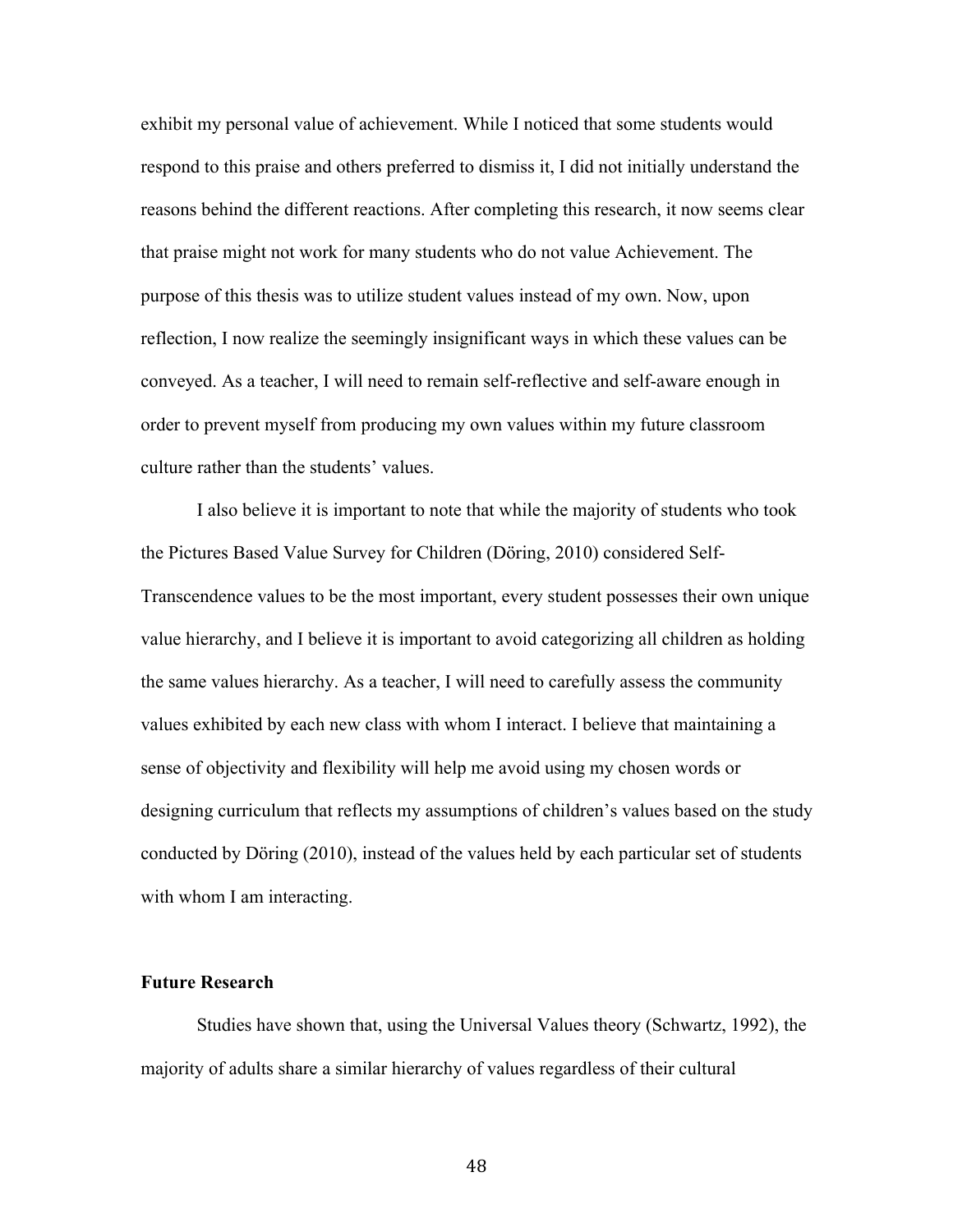exhibit my personal value of achievement. While I noticed that some students would respond to this praise and others preferred to dismiss it, I did not initially understand the reasons behind the different reactions. After completing this research, it now seems clear that praise might not work for many students who do not value Achievement. The purpose of this thesis was to utilize student values instead of my own. Now, upon reflection, I now realize the seemingly insignificant ways in which these values can be conveyed. As a teacher, I will need to remain self-reflective and self-aware enough in order to prevent myself from producing my own values within my future classroom culture rather than the students' values.

I also believe it is important to note that while the majority of students who took the Pictures Based Value Survey for Children (Döring, 2010) considered Self-Transcendence values to be the most important, every student possesses their own unique value hierarchy, and I believe it is important to avoid categorizing all children as holding the same values hierarchy. As a teacher, I will need to carefully assess the community values exhibited by each new class with whom I interact. I believe that maintaining a sense of objectivity and flexibility will help me avoid using my chosen words or designing curriculum that reflects my assumptions of children's values based on the study conducted by Döring (2010), instead of the values held by each particular set of students with whom I am interacting.

**Future Research**

Studies have shown that, using the Universal Values theory (Schwartz, 1992), the majority of adults share a similar hierarchy of values regardless of their cultural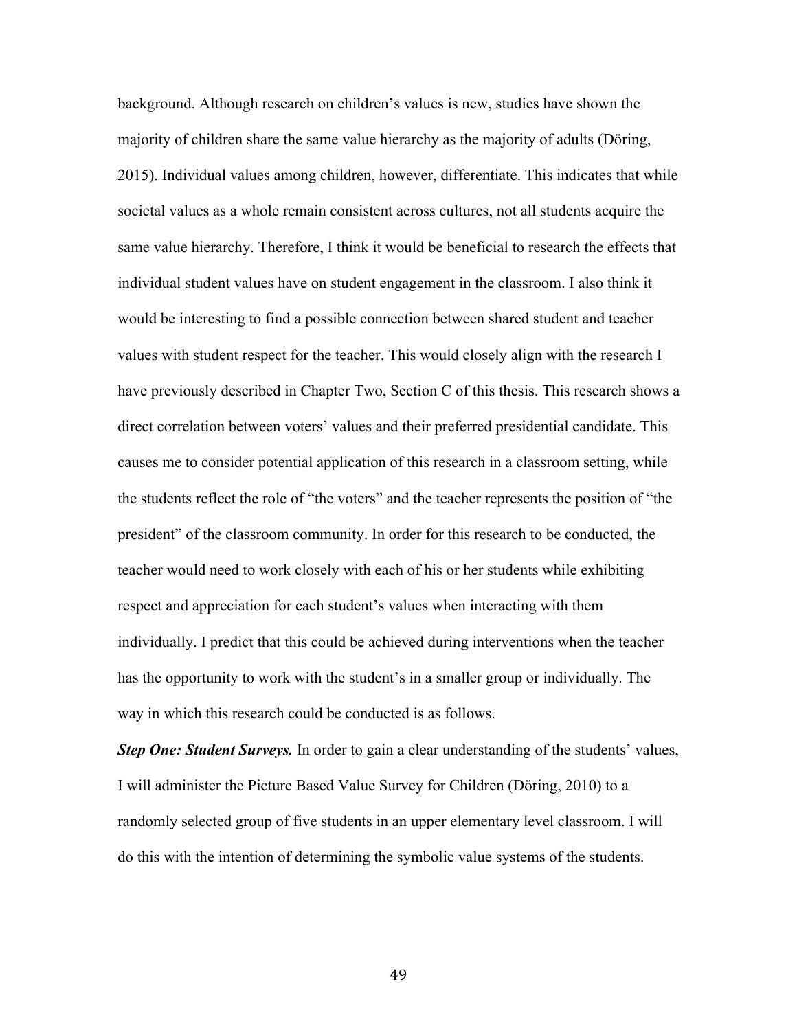background. Although research on children's values is new, studies have shown the majority of children share the same value hierarchy as the majority of adults (Döring, 2015). Individual values among children, however, differentiate. This indicates that while societal values as a whole remain consistent across cultures, not all students acquire the same value hierarchy. Therefore, I think it would be beneficial to research the effects that individual student values have on student engagement in the classroom. I also think it would be interesting to find a possible connection between shared student and teacher values with student respect for the teacher. This would closely align with the research I have previously described in Chapter Two, Section C of this thesis. This research shows a direct correlation between voters' values and their preferred presidential candidate. This causes me to consider potential application of this research in a classroom setting, while the students reflect the role of "the voters" and the teacher represents the position of "the president" of the classroom community. In order for this research to be conducted, the teacher would need to work closely with each of his or her students while exhibiting respect and appreciation for each student's values when interacting with them individually. I predict that this could be achieved during interventions when the teacher has the opportunity to work with the student's in a smaller group or individually. The way in which this research could be conducted is as follows.

***Step One: Student Surveys.*** In order to gain a clear understanding of the students' values, I will administer the Picture Based Value Survey for Children (Döring, 2010) to a randomly selected group of five students in an upper elementary level classroom. I will do this with the intention of determining the symbolic value systems of the students.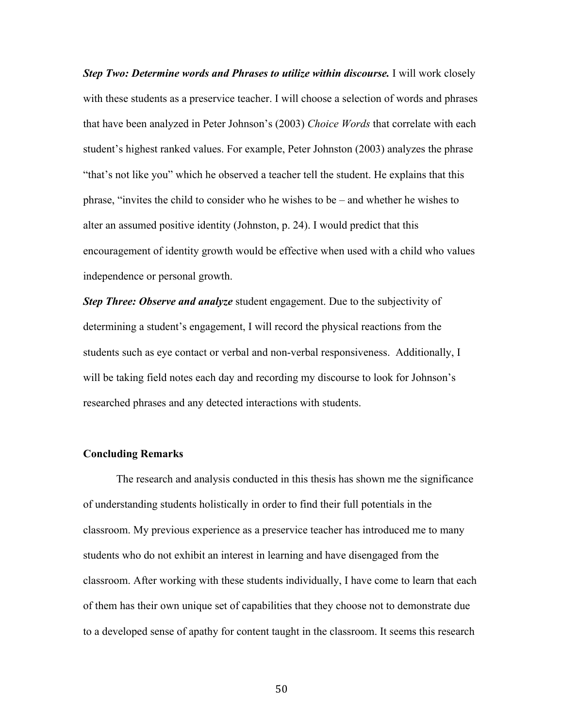***Step Two: Determine words and Phrases to utilize within discourse.*** I will work closely with these students as a preservice teacher. I will choose a selection of words and phrases that have been analyzed in Peter Johnson's (2003) *Choice Words* that correlate with each student's highest ranked values. For example, Peter Johnston (2003) analyzes the phrase "that's not like you" which he observed a teacher tell the student. He explains that this phrase, "invites the child to consider who he wishes to be – and whether he wishes to alter an assumed positive identity (Johnston, p. 24). I would predict that this encouragement of identity growth would be effective when used with a child who values independence or personal growth.

***Step Three: Observe and analyze*** student engagement. Due to the subjectivity of determining a student's engagement, I will record the physical reactions from the students such as eye contact or verbal and non-verbal responsiveness. Additionally, I will be taking field notes each day and recording my discourse to look for Johnson's researched phrases and any detected interactions with students.

**Concluding Remarks**

The research and analysis conducted in this thesis has shown me the significance of understanding students holistically in order to find their full potentials in the classroom. My previous experience as a preservice teacher has introduced me to many students who do not exhibit an interest in learning and have disengaged from the classroom. After working with these students individually, I have come to learn that each of them has their own unique set of capabilities that they choose not to demonstrate due to a developed sense of apathy for content taught in the classroom. It seems this research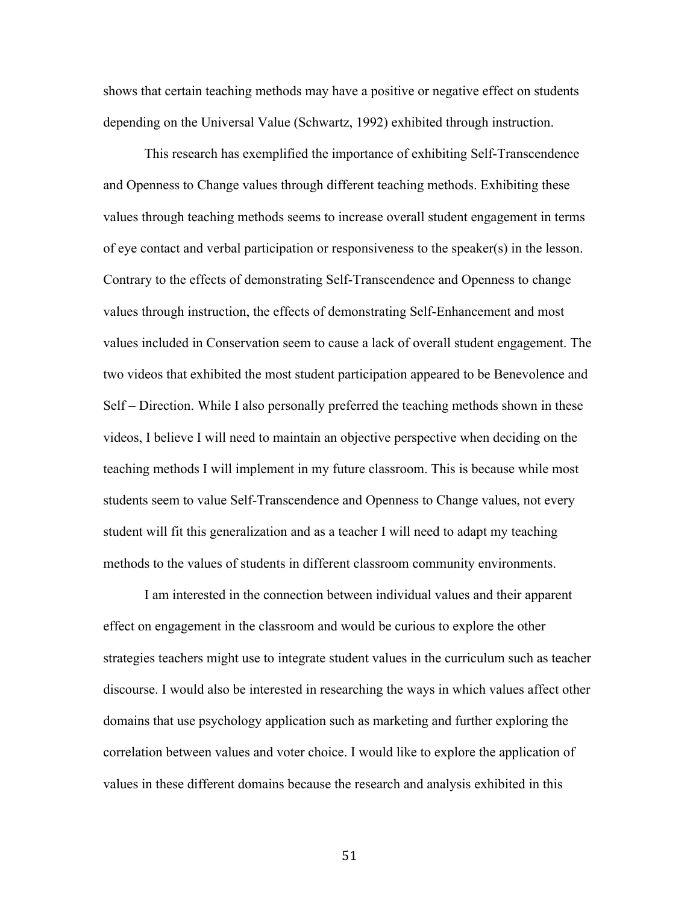shows that certain teaching methods may have a positive or negative effect on students depending on the Universal Value (Schwartz, 1992) exhibited through instruction.

This research has exemplified the importance of exhibiting Self-Transcendence and Openness to Change values through different teaching methods. Exhibiting these values through teaching methods seems to increase overall student engagement in terms of eye contact and verbal participation or responsiveness to the speaker(s) in the lesson. Contrary to the effects of demonstrating Self-Transcendence and Openness to change values through instruction, the effects of demonstrating Self-Enhancement and most values included in Conservation seem to cause a lack of overall student engagement. The two videos that exhibited the most student participation appeared to be Benevolence and Self – Direction. While I also personally preferred the teaching methods shown in these videos, I believe I will need to maintain an objective perspective when deciding on the teaching methods I will implement in my future classroom. This is because while most students seem to value Self-Transcendence and Openness to Change values, not every student will fit this generalization and as a teacher I will need to adapt my teaching methods to the values of students in different classroom community environments.

I am interested in the connection between individual values and their apparent effect on engagement in the classroom and would be curious to explore the other strategies teachers might use to integrate student values in the curriculum such as teacher discourse. I would also be interested in researching the ways in which values affect other domains that use psychology application such as marketing and further exploring the correlation between values and voter choice. I would like to explore the application of values in these different domains because the research and analysis exhibited in this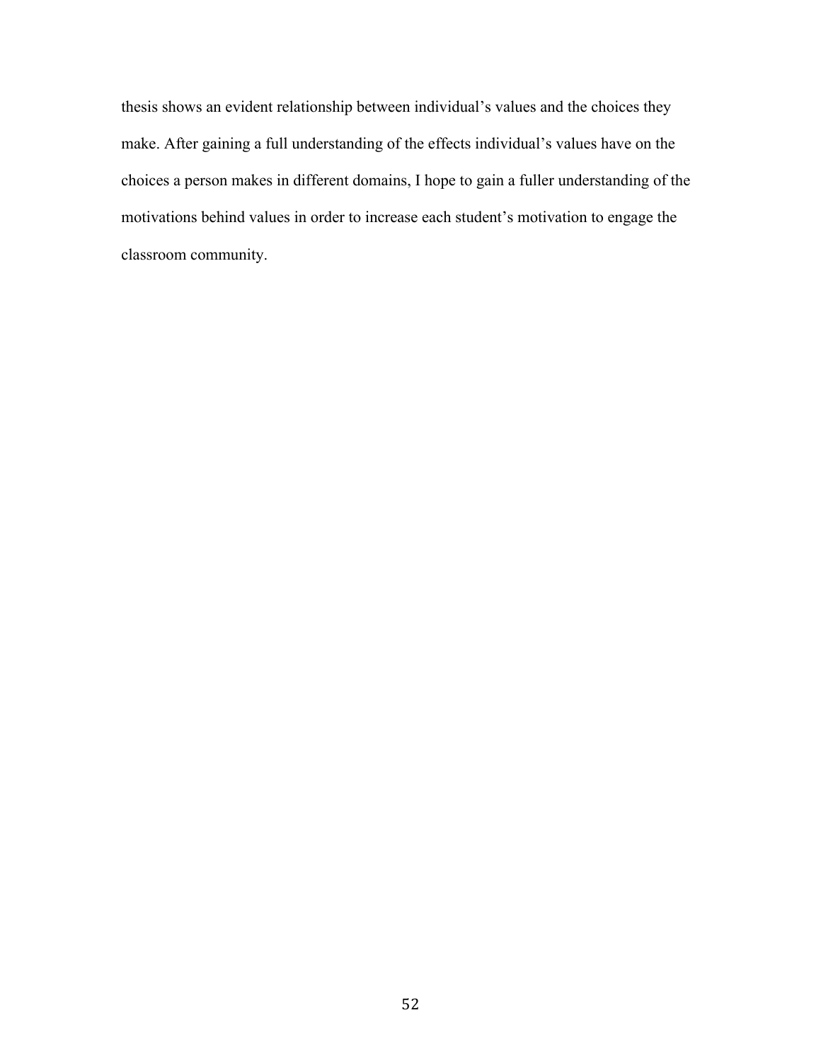thesis shows an evident relationship between individual's values and the choices they make. After gaining a full understanding of the effects individual's values have on the choices a person makes in different domains, I hope to gain a fuller understanding of the motivations behind values in order to increase each student's motivation to engage the classroom community.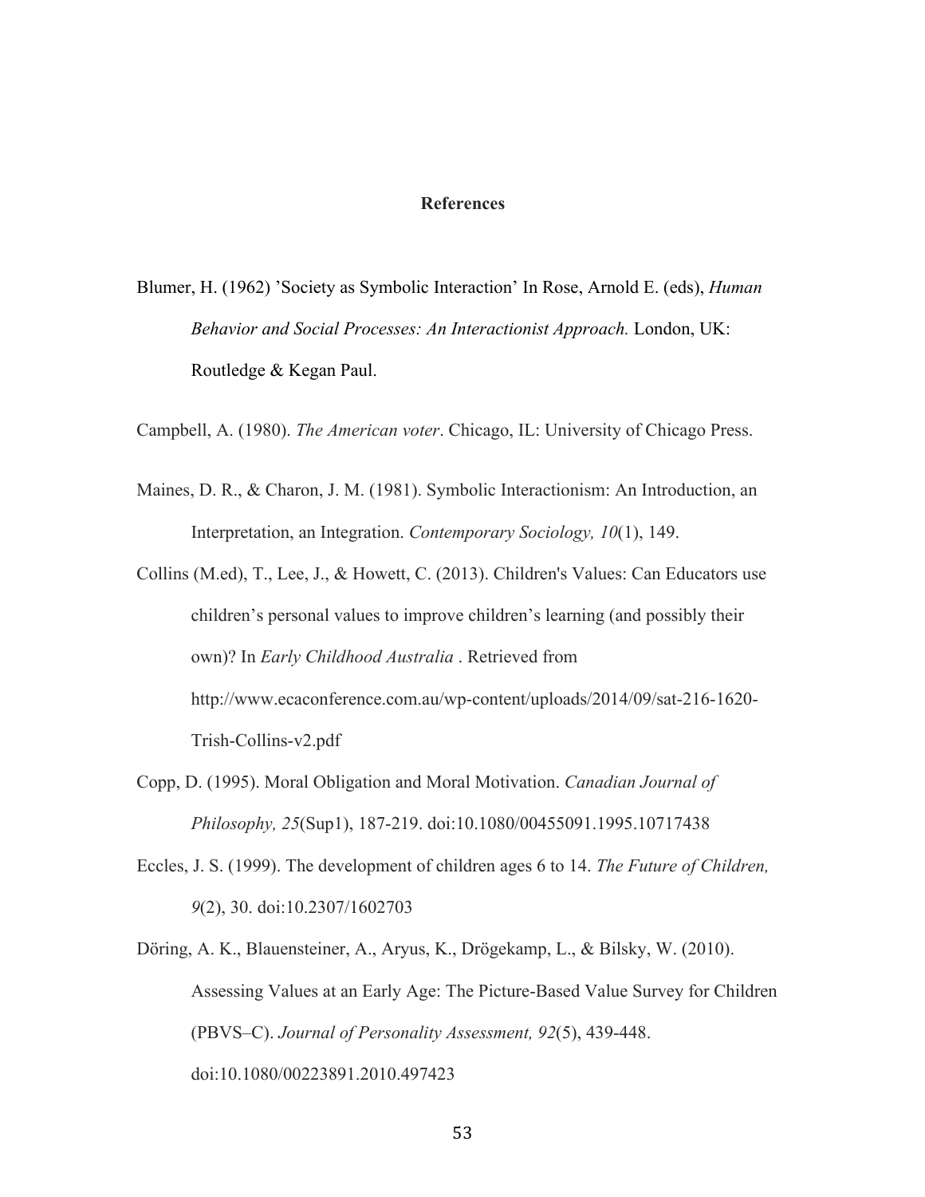# References

Blumer, H. (1962) 'Society as Symbolic Interaction' In Rose, Arnold E. (eds), *Human Behavior and Social Processes: An Interactionist Approach.* London, UK: Routledge & Kegan Paul.

Campbell, A. (1980). *The American voter*. Chicago, IL: University of Chicago Press.

Maines, D. R., & Charon, J. M. (1981). Symbolic Interactionism: An Introduction, an Interpretation, an Integration. *Contemporary Sociology, 10*(1), 149.

Collins (M.ed), T., Lee, J., & Howett, C. (2013). Children's Values: Can Educators use children's personal values to improve children's learning (and possibly their own)? In *Early Childhood Australia* . Retrieved from http://www.ecaconference.com.au/wp-content/uploads/2014/09/sat-216-1620-Trish-Collins-v2.pdf

Copp, D. (1995). Moral Obligation and Moral Motivation. *Canadian Journal of Philosophy, 25*(Sup1), 187-219. doi:10.1080/00455091.1995.10717438

Eccles, J. S. (1999). The development of children ages 6 to 14. *The Future of Children, 9*(2), 30. doi:10.2307/1602703

Döring, A. K., Blauensteiner, A., Aryus, K., Drögekamp, L., & Bilsky, W. (2010). Assessing Values at an Early Age: The Picture-Based Value Survey for Children (PBVS–C). *Journal of Personality Assessment, 92*(5), 439-448. doi:10.1080/00223891.2010.497423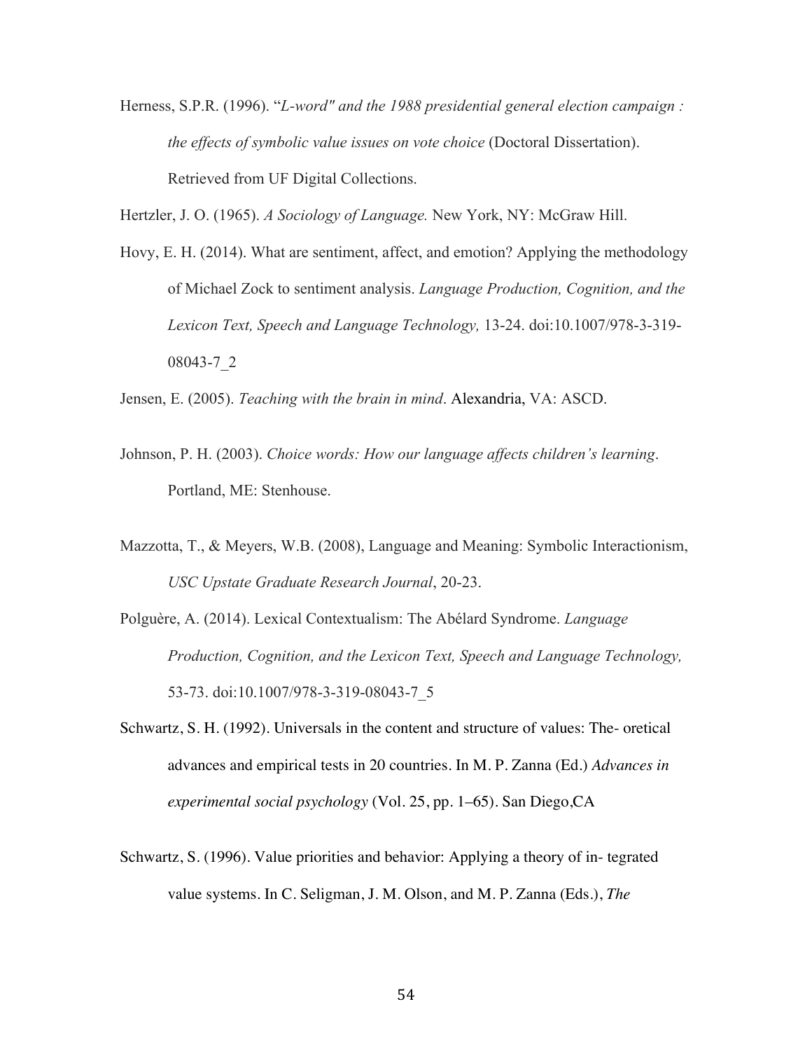Herness, S.P.R. (1996). "*L-word" and the 1988 presidential general election campaign : the effects of symbolic value issues on vote choice* (Doctoral Dissertation). Retrieved from UF Digital Collections.

Hertzler, J. O. (1965). *A Sociology of Language.* New York, NY: McGraw Hill.

Hovy, E. H. (2014). What are sentiment, affect, and emotion? Applying the methodology of Michael Zock to sentiment analysis. *Language Production, Cognition, and the Lexicon Text, Speech and Language Technology,* 13-24. doi:10.1007/978-3-319-08043-7_2

Jensen, E. (2005). *Teaching with the brain in mind*. Alexandria, VA: ASCD.

Johnson, P. H. (2003). *Choice words: How our language affects children's learning*. Portland, ME: Stenhouse.

Mazzotta, T., & Meyers, W.B. (2008), Language and Meaning: Symbolic Interactionism, *USC Upstate Graduate Research Journal*, 20-23.

Polguère, A. (2014). Lexical Contextualism: The Abélard Syndrome. *Language Production, Cognition, and the Lexicon Text, Speech and Language Technology,* 53-73. doi:10.1007/978-3-319-08043-7_5

Schwartz, S. H. (1992). Universals in the content and structure of values: The- oretical advances and empirical tests in 20 countries. In M. P. Zanna (Ed.) *Advances in experimental social psychology* (Vol. 25, pp. 1–65). San Diego,CA

Schwartz, S. (1996). Value priorities and behavior: Applying a theory of in- tegrated value systems. In C. Seligman, J. M. Olson, and M. P. Zanna (Eds.), *The*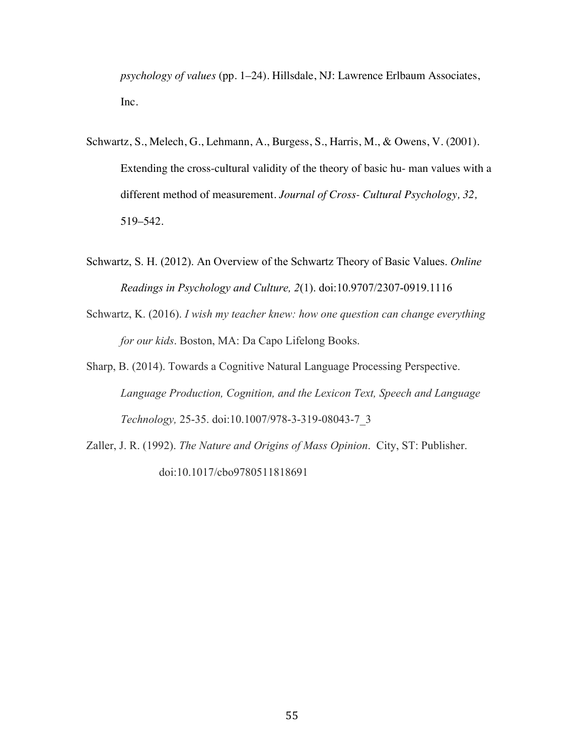*psychology of values* (pp. 1–24). Hillsdale, NJ: Lawrence Erlbaum Associates, Inc.

Schwartz, S., Melech, G., Lehmann, A., Burgess, S., Harris, M., & Owens, V. (2001). Extending the cross-cultural validity of the theory of basic hu- man values with a different method of measurement. *Journal of Cross- Cultural Psychology, 32,* 519–542.

Schwartz, S. H. (2012). An Overview of the Schwartz Theory of Basic Values. *Online Readings in Psychology and Culture, 2*(1). doi:10.9707/2307-0919.1116

Schwartz, K. (2016). *I wish my teacher knew: how one question can change everything for our kids*. Boston, MA: Da Capo Lifelong Books.

Sharp, B. (2014). Towards a Cognitive Natural Language Processing Perspective. *Language Production, Cognition, and the Lexicon Text, Speech and Language Technology,* 25-35. doi:10.1007/978-3-319-08043-7_3

Zaller, J. R. (1992). *The Nature and Origins of Mass Opinion*. City, ST: Publisher. doi:10.1017/cbo9780511818691